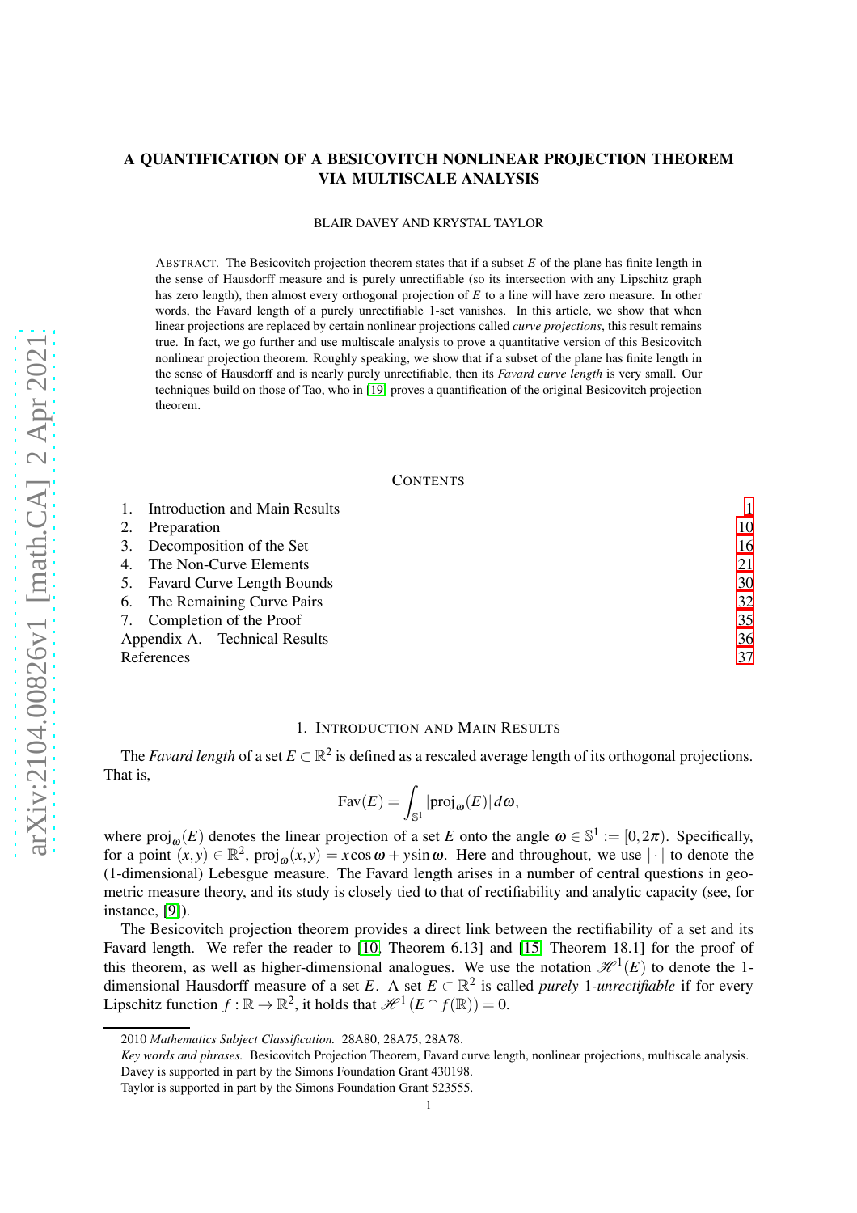# A QUANTIFICATION OF A BESICOVITCH NONLINEAR PROJECTION THEOREM VIA MULTISCALE ANALYSIS

BLAIR DAVEY AND KRYSTAL TAYLOR

ABSTRACT. The Besicovitch projection theorem states that if a subset $E$ of the plane has finite length in the sense of Hausdorff measure and is purely unrectifiable (so its intersection with any Lipschitz graph has zero length), then almost every orthogonal projection of $E$ to a line will have zero measure. In other words, the Favard length of a purely unrectifiable 1-set vanishes. In this article, we show that when linear projections are replaced by certain nonlinear projections called *curve projections*, this result remains true. In fact, we go further and use multiscale analysis to prove a quantitative version of this Besicovitch nonlinear projection theorem. Roughly speaking, we show that if a subset of the plane has finite length in the sense of Hausdorff and is nearly purely unrectifiable, then its *Favard curve length* is very small. Our techniques build on those of Tao, who in [19] proves a quantification of the original Besicovitch projection theorem.

CONTENTS

1. Introduction and Main Results — 1
2. Preparation — 10
3. Decomposition of the Set — 16
4. The Non-Curve Elements — 21
5. Favard Curve Length Bounds — 30
6. The Remaining Curve Pairs — 32
7. Completion of the Proof — 35

Appendix A. Technical Results — 36

References — 37

## 1. INTRODUCTION AND MAIN RESULTS

The *Favard length* of a set $E \subset \mathbb{R}^2$ is defined as a rescaled average length of its orthogonal projections. That is,

$$\operatorname{Fav}(E) = \int_{\mathbb{S}^1} |\operatorname{proj}_\omega(E)| \, d\omega,$$

where $\operatorname{proj}_\omega(E)$ denotes the linear projection of a set $E$ onto the angle $\omega \in \mathbb{S}^1 := [0, 2\pi)$. Specifically, for a point $(x,y) \in \mathbb{R}^2$, $\operatorname{proj}_\omega(x,y) = x\cos\omega + y\sin\omega$. Here and throughout, we use $|\cdot|$ to denote the (1-dimensional) Lebesgue measure. The Favard length arises in a number of central questions in geometric measure theory, and its study is closely tied to that of rectifiability and analytic capacity (see, for instance, [9]).

The Besicovitch projection theorem provides a direct link between the rectifiability of a set and its Favard length. We refer the reader to [10, Theorem 6.13] and [15, Theorem 18.1] for the proof of this theorem, as well as higher-dimensional analogues. We use the notation $\mathscr{H}^1(E)$ to denote the 1-dimensional Hausdorff measure of a set $E$. A set $E \subset \mathbb{R}^2$ is called *purely* 1-*unrectifiable* if for every Lipschitz function $f : \mathbb{R} \to \mathbb{R}^2$, it holds that $\mathscr{H}^1(E \cap f(\mathbb{R})) = 0$.

---

2010 *Mathematics Subject Classification.* 28A80, 28A75, 28A78.

*Key words and phrases.* Besicovitch Projection Theorem, Favard curve length, nonlinear projections, multiscale analysis.

Davey is supported in part by the Simons Foundation Grant 430198.

Taylor is supported in part by the Simons Foundation Grant 523555.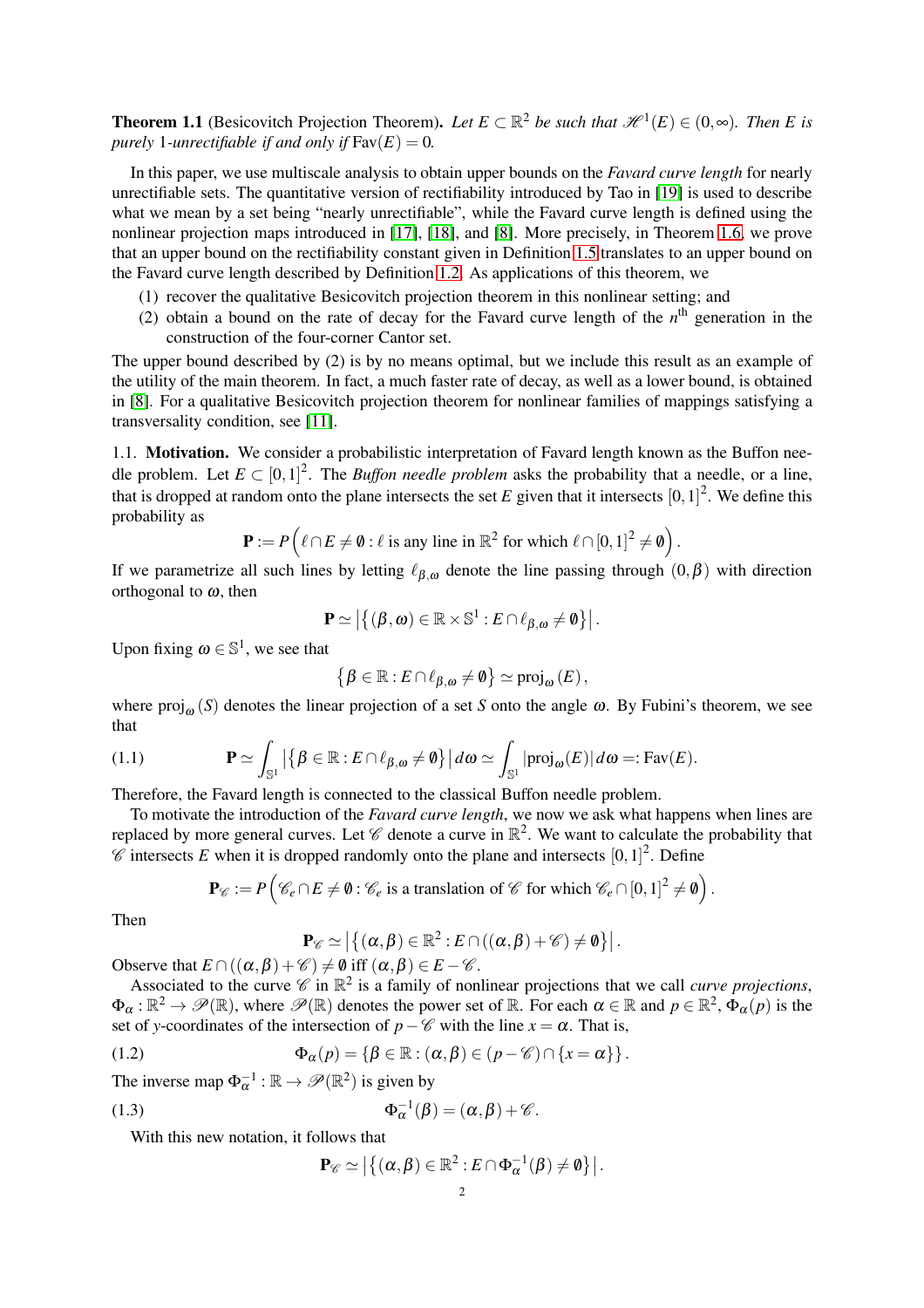**Theorem 1.1** (Besicovitch Projection Theorem)**.** *Let $E \subset \mathbb{R}^2$ be such that $\mathscr{H}^1(E) \in (0,\infty)$. Then $E$ is purely 1-unrectifiable if and only if* $\text{Fav}(E) = 0$.

In this paper, we use multiscale analysis to obtain upper bounds on the *Favard curve length* for nearly unrectifiable sets. The quantitative version of rectifiability introduced by Tao in [19] is used to describe what we mean by a set being "nearly unrectifiable", while the Favard curve length is defined using the nonlinear projection maps introduced in [17], [18], and [8]. More precisely, in Theorem 1.6, we prove that an upper bound on the rectifiability constant given in Definition 1.5 translates to an upper bound on the Favard curve length described by Definition 1.2. As applications of this theorem, we

(1) recover the qualitative Besicovitch projection theorem in this nonlinear setting; and
(2) obtain a bound on the rate of decay for the Favard curve length of the $n^{\text{th}}$ generation in the construction of the four-corner Cantor set.

The upper bound described by (2) is by no means optimal, but we include this result as an example of the utility of the main theorem. In fact, a much faster rate of decay, as well as a lower bound, is obtained in [8]. For a qualitative Besicovitch projection theorem for nonlinear families of mappings satisfying a transversality condition, see [11].

1.1. **Motivation.** We consider a probabilistic interpretation of Favard length known as the Buffon needle problem. Let $E \subset [0,1]^2$. The *Buffon needle problem* asks the probability that a needle, or a line, that is dropped at random onto the plane intersects the set $E$ given that it intersects $[0,1]^2$. We define this probability as

$$\mathbf{P} := P\left(\ell \cap E \neq \emptyset : \ell \text{ is any line in } \mathbb{R}^2 \text{ for which } \ell \cap [0,1]^2 \neq \emptyset\right).$$

If we parametrize all such lines by letting $\ell_{\beta,\omega}$ denote the line passing through $(0,\beta)$ with direction orthogonal to $\omega$, then

$$\mathbf{P} \simeq \left|\left\{(\beta,\omega) \in \mathbb{R} \times \mathbb{S}^1 : E \cap \ell_{\beta,\omega} \neq \emptyset\right\}\right|.$$

Upon fixing $\omega \in \mathbb{S}^1$, we see that

$$\left\{\beta \in \mathbb{R} : E \cap \ell_{\beta,\omega} \neq \emptyset\right\} \simeq \text{proj}_\omega(E),$$

where $\text{proj}_\omega(S)$ denotes the linear projection of a set $S$ onto the angle $\omega$. By Fubini's theorem, we see that

$$\mathbf{P} \simeq \int_{\mathbb{S}^1} \left|\left\{\beta \in \mathbb{R} : E \cap \ell_{\beta,\omega} \neq \emptyset\right\}\right| d\omega \simeq \int_{\mathbb{S}^1} |\text{proj}_\omega(E)|\, d\omega =: \text{Fav}(E). \tag{1.1}$$

Therefore, the Favard length is connected to the classical Buffon needle problem.

To motivate the introduction of the *Favard curve length*, we now we ask what happens when lines are replaced by more general curves. Let $\mathscr{C}$ denote a curve in $\mathbb{R}^2$. We want to calculate the probability that $\mathscr{C}$ intersects $E$ when it is dropped randomly onto the plane and intersects $[0,1]^2$. Define

$$\mathbf{P}_{\mathscr{C}} := P\left(\mathscr{C}_e \cap E \neq \emptyset : \mathscr{C}_e \text{ is a translation of } \mathscr{C} \text{ for which } \mathscr{C}_e \cap [0,1]^2 \neq \emptyset\right).$$

Then

$$\mathbf{P}_{\mathscr{C}} \simeq \left|\left\{(\alpha,\beta) \in \mathbb{R}^2 : E \cap ((\alpha,\beta) + \mathscr{C}) \neq \emptyset\right\}\right|.$$

Observe that $E \cap ((\alpha,\beta) + \mathscr{C}) \neq \emptyset$ iff $(\alpha,\beta) \in E - \mathscr{C}$.

Associated to the curve $\mathscr{C}$ in $\mathbb{R}^2$ is a family of nonlinear projections that we call *curve projections*, $\Phi_\alpha : \mathbb{R}^2 \to \mathscr{P}(\mathbb{R})$, where $\mathscr{P}(\mathbb{R})$ denotes the power set of $\mathbb{R}$. For each $\alpha \in \mathbb{R}$ and $p \in \mathbb{R}^2$, $\Phi_\alpha(p)$ is the set of $y$-coordinates of the intersection of $p - \mathscr{C}$ with the line $x = \alpha$. That is,

$$\Phi_\alpha(p) = \left\{\beta \in \mathbb{R} : (\alpha,\beta) \in (p - \mathscr{C}) \cap \{x = \alpha\}\right\}. \tag{1.2}$$

The inverse map $\Phi_\alpha^{-1} : \mathbb{R} \to \mathscr{P}(\mathbb{R}^2)$ is given by

$$\Phi_\alpha^{-1}(\beta) = (\alpha,\beta) + \mathscr{C}. \tag{1.3}$$

With this new notation, it follows that

$$\mathbf{P}_{\mathscr{C}} \simeq \left|\left\{(\alpha,\beta) \in \mathbb{R}^2 : E \cap \Phi_\alpha^{-1}(\beta) \neq \emptyset\right\}\right|.$$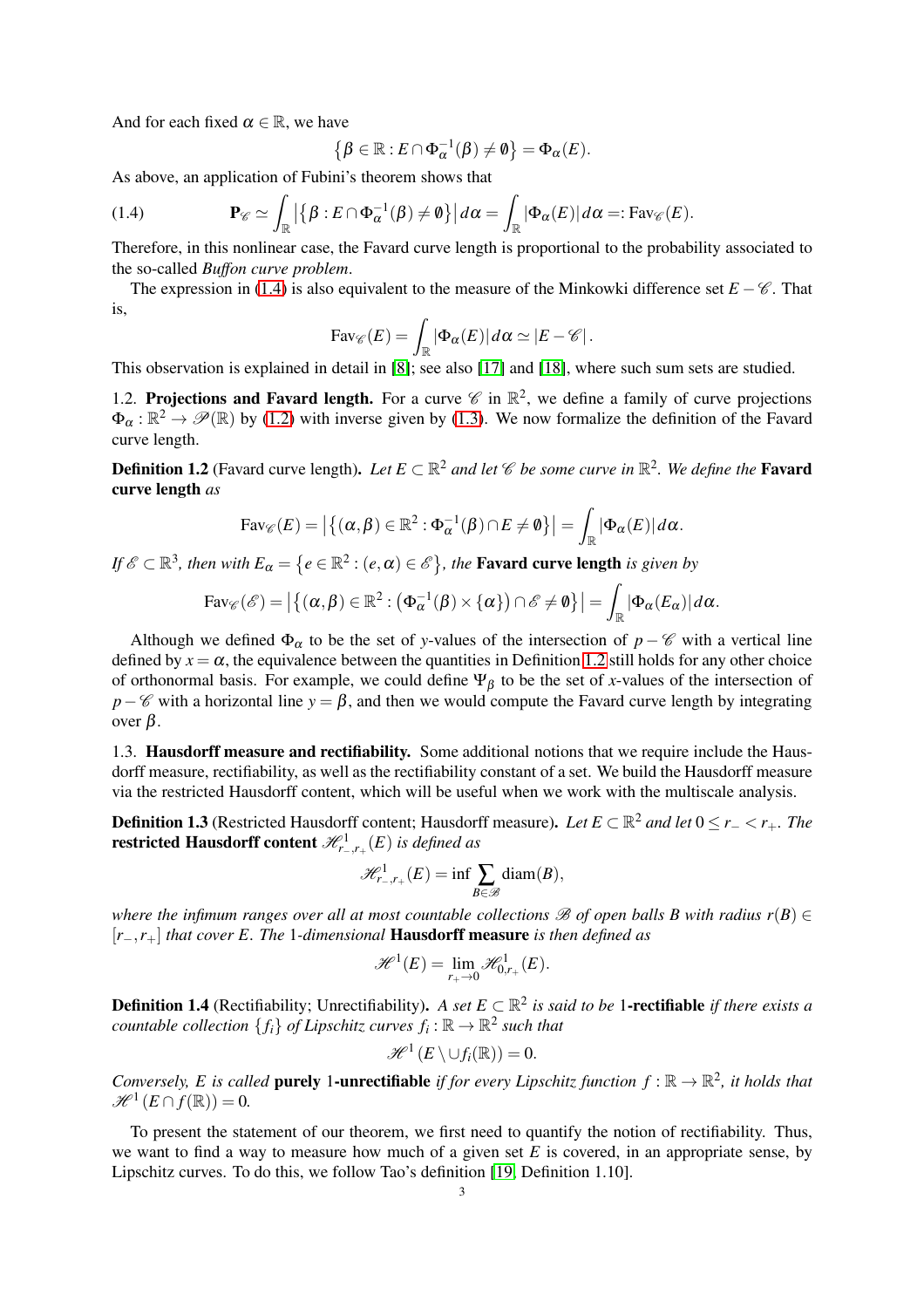And for each fixed $\alpha \in \mathbb{R}$, we have

$$\left\{\beta \in \mathbb{R} : E \cap \Phi_\alpha^{-1}(\beta) \neq \emptyset\right\} = \Phi_\alpha(E).$$

As above, an application of Fubini's theorem shows that

$$\mathbf{P}_{\mathscr{C}} \simeq \int_{\mathbb{R}} \left|\left\{\beta : E \cap \Phi_\alpha^{-1}(\beta) \neq \emptyset\right\}\right| d\alpha = \int_{\mathbb{R}} |\Phi_\alpha(E)|\, d\alpha =: \mathrm{Fav}_{\mathscr{C}}(E). \tag{1.4}$$

Therefore, in this nonlinear case, the Favard curve length is proportional to the probability associated to the so-called *Buffon curve problem*.

The expression in (1.4) is also equivalent to the measure of the Minkowski difference set $E - \mathscr{C}$. That is,

$$\mathrm{Fav}_{\mathscr{C}}(E) = \int_{\mathbb{R}} |\Phi_\alpha(E)|\, d\alpha \simeq |E - \mathscr{C}|\,.$$

This observation is explained in detail in [8]; see also [17] and [18], where such sum sets are studied.

1.2. **Projections and Favard length.** For a curve $\mathscr{C}$ in $\mathbb{R}^2$, we define a family of curve projections $\Phi_\alpha : \mathbb{R}^2 \to \mathscr{P}(\mathbb{R})$ by (1.2) with inverse given by (1.3). We now formalize the definition of the Favard curve length.

**Definition 1.2** (Favard curve length). *Let $E \subset \mathbb{R}^2$ and let $\mathscr{C}$ be some curve in $\mathbb{R}^2$. We define the* **Favard curve length** *as*

$$\mathrm{Fav}_{\mathscr{C}}(E) = \left|\left\{(\alpha, \beta) \in \mathbb{R}^2 : \Phi_\alpha^{-1}(\beta) \cap E \neq \emptyset\right\}\right| = \int_{\mathbb{R}} |\Phi_\alpha(E)|\, d\alpha.$$

*If $\mathscr{E} \subset \mathbb{R}^3$, then with $E_\alpha = \left\{e \in \mathbb{R}^2 : (e, \alpha) \in \mathscr{E}\right\}$, the* **Favard curve length** *is given by*

$$\mathrm{Fav}_{\mathscr{C}}(\mathscr{E}) = \left|\left\{(\alpha, \beta) \in \mathbb{R}^2 : \left(\Phi_\alpha^{-1}(\beta) \times \{\alpha\}\right) \cap \mathscr{E} \neq \emptyset\right\}\right| = \int_{\mathbb{R}} |\Phi_\alpha(E_\alpha)|\, d\alpha.$$

Although we defined $\Phi_\alpha$ to be the set of $y$-values of the intersection of $p - \mathscr{C}$ with a vertical line defined by $x = \alpha$, the equivalence between the quantities in Definition 1.2 still holds for any other choice of orthonormal basis. For example, we could define $\Psi_\beta$ to be the set of $x$-values of the intersection of $p - \mathscr{C}$ with a horizontal line $y = \beta$, and then we would compute the Favard curve length by integrating over $\beta$.

1.3. **Hausdorff measure and rectifiability.** Some additional notions that we require include the Hausdorff measure, rectifiability, as well as the rectifiability constant of a set. We build the Hausdorff measure via the restricted Hausdorff content, which will be useful when we work with the multiscale analysis.

**Definition 1.3** (Restricted Hausdorff content; Hausdorff measure). *Let $E \subset \mathbb{R}^2$ and let $0 \le r_- < r_+$. The* **restricted Hausdorff content** *$\mathscr{H}^1_{r_-,r_+}(E)$ is defined as*

$$\mathscr{H}^1_{r_-,r_+}(E) = \inf \sum_{B \in \mathscr{B}} \mathrm{diam}(B),$$

*where the infimum ranges over all at most countable collections $\mathscr{B}$ of open balls $B$ with radius $r(B) \in [r_-, r_+]$ that cover $E$. The 1-dimensional* **Hausdorff measure** *is then defined as*

$$\mathscr{H}^1(E) = \lim_{r_+ \to 0} \mathscr{H}^1_{0,r_+}(E).$$

**Definition 1.4** (Rectifiability; Unrectifiability). *A set $E \subset \mathbb{R}^2$ is said to be* **1-rectifiable** *if there exists a countable collection $\{f_i\}$ of Lipschitz curves $f_i : \mathbb{R} \to \mathbb{R}^2$ such that*

$$\mathscr{H}^1\left(E \setminus \cup f_i(\mathbb{R})\right) = 0.$$

*Conversely, $E$ is called* **purely 1-unrectifiable** *if for every Lipschitz function $f : \mathbb{R} \to \mathbb{R}^2$, it holds that $\mathscr{H}^1\left(E \cap f(\mathbb{R})\right) = 0$.*

To present the statement of our theorem, we first need to quantify the notion of rectifiability. Thus, we want to find a way to measure how much of a given set $E$ is covered, in an appropriate sense, by Lipschitz curves. To do this, we follow Tao's definition [19, Definition 1.10].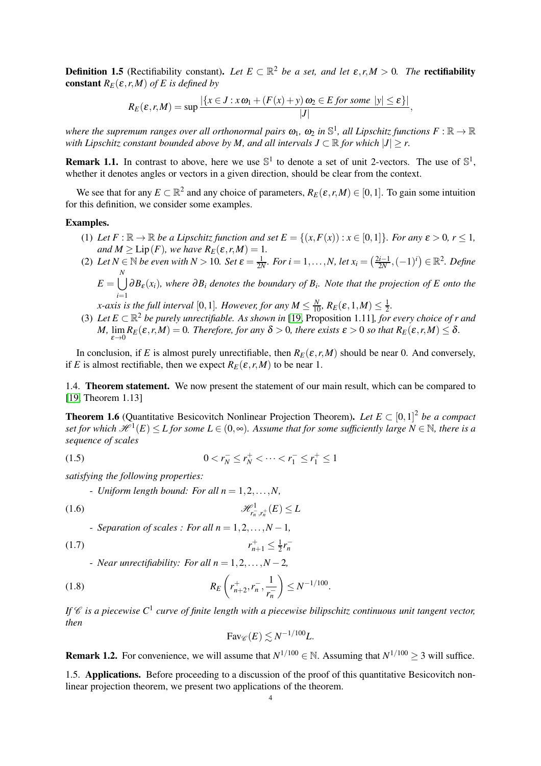**Definition 1.5** (Rectifiability constant)**.** *Let $E \subset \mathbb{R}^2$ be a set, and let $\varepsilon, r, M > 0$. The* **rectifiability constant** *$R_E(\varepsilon, r, M)$ of $E$ is defined by*

$$R_E(\varepsilon, r, M) = \sup \frac{|\{x \in J : x\,\omega_1 + (F(x) + y)\,\omega_2 \in E \text{ for some } |y| \leq \varepsilon\}|}{|J|},$$

*where the supremum ranges over all orthonormal pairs $\omega_1$, $\omega_2$ in $\mathbb{S}^1$, all Lipschitz functions $F : \mathbb{R} \to \mathbb{R}$ with Lipschitz constant bounded above by $M$, and all intervals $J \subset \mathbb{R}$ for which $|J| \geq r$.*

**Remark 1.1.** In contrast to above, here we use $\mathbb{S}^1$ to denote a set of unit 2-vectors. The use of $\mathbb{S}^1$, whether it denotes angles or vectors in a given direction, should be clear from the context.

We see that for any $E \subset \mathbb{R}^2$ and any choice of parameters, $R_E(\varepsilon, r, M) \in [0, 1]$. To gain some intuition for this definition, we consider some examples.

**Examples.**

(1) *Let $F : \mathbb{R} \to \mathbb{R}$ be a Lipschitz function and set $E = \{(x, F(x)) : x \in [0, 1]\}$. For any $\varepsilon > 0$, $r \leq 1$, and $M \geq \mathrm{Lip}(F)$, we have $R_E(\varepsilon, r, M) = 1$.*

(2) *Let $N \in \mathbb{N}$ be even with $N > 10$. Set $\varepsilon = \frac{1}{2N}$. For $i = 1, \ldots, N$, let $x_i = \left(\frac{2i-1}{2N}, (-1)^i\right) \in \mathbb{R}^2$. Define $E = \bigcup_{i=1}^{N} \partial B_\varepsilon(x_i)$, where $\partial B_i$ denotes the boundary of $B_i$. Note that the projection of $E$ onto the $x$-axis is the full interval $[0, 1]$. However, for any $M \leq \frac{N}{10}$, $R_E(\varepsilon, 1, M) \leq \frac{1}{2}$.*

(3) *Let $E \subset \mathbb{R}^2$ be purely unrectifiable. As shown in [19, Proposition 1.11], for every choice of $r$ and $M$, $\lim_{\varepsilon \to 0} R_E(\varepsilon, r, M) = 0$. Therefore, for any $\delta > 0$, there exists $\varepsilon > 0$ so that $R_E(\varepsilon, r, M) \leq \delta$.*

In conclusion, if $E$ is almost purely unrectifiable, then $R_E(\varepsilon, r, M)$ should be near 0. And conversely, if $E$ is almost rectifiable, then we expect $R_E(\varepsilon, r, M)$ to be near 1.

### 1.4. Theorem statement.

We now present the statement of our main result, which can be compared to [19, Theorem 1.13]

**Theorem 1.6** (Quantitative Besicovitch Nonlinear Projection Theorem)**.** *Let $E \subset [0, 1]^2$ be a compact set for which $\mathscr{H}^1(E) \leq L$ for some $L \in (0, \infty)$. Assume that for some sufficiently large $N \in \mathbb{N}$, there is a sequence of scales*

$$0 < r_N^- \leq r_N^+ < \cdots < r_1^- \leq r_1^+ \leq 1 \tag{1.5}$$

*satisfying the following properties:*

- *Uniform length bound: For all $n = 1, 2, \ldots, N$,*

$$\mathscr{H}^1_{r_n^-, r_n^+}(E) \leq L \tag{1.6}$$

- *Separation of scales : For all $n = 1, 2, \ldots, N-1$,*

$$r_{n+1}^+ \leq \tfrac{1}{2} r_n^- \tag{1.7}$$

- *Near unrectifiability: For all $n = 1, 2, \ldots, N-2$,*

$$R_E\left(r_{n+2}^+, r_n^-, \frac{1}{r_n^-}\right) \leq N^{-1/100}. \tag{1.8}$$

*If $\mathscr{C}$ is a piecewise $C^1$ curve of finite length with a piecewise bilipschitz continuous unit tangent vector, then*

$$\mathrm{Fav}_{\mathscr{C}}(E) \lesssim N^{-1/100} L.$$

**Remark 1.2.** For convenience, we will assume that $N^{1/100} \in \mathbb{N}$. Assuming that $N^{1/100} \geq 3$ will suffice.

### 1.5. Applications.

Before proceeding to a discussion of the proof of this quantitative Besicovitch nonlinear projection theorem, we present two applications of the theorem.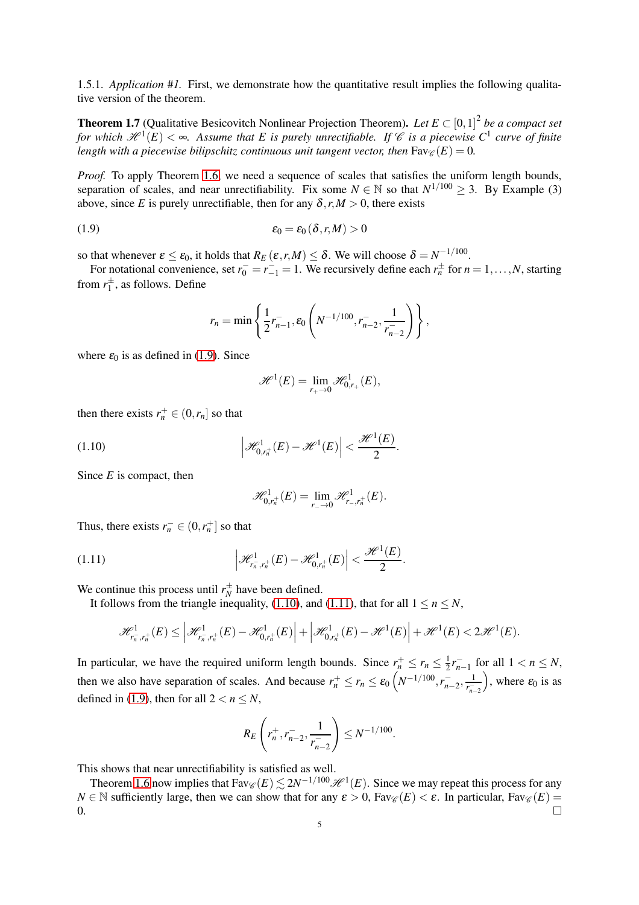1.5.1. *Application #1.* First, we demonstrate how the quantitative result implies the following qualitative version of the theorem.

**Theorem 1.7** (Qualitative Besicovitch Nonlinear Projection Theorem). *Let $E \subset [0,1]^2$ be a compact set for which $\mathscr{H}^1(E) < \infty$. Assume that $E$ is purely unrectifiable. If $\mathscr{C}$ is a piecewise $C^1$ curve of finite length with a piecewise bilipschitz continuous unit tangent vector, then $\text{Fav}_{\mathscr{C}}(E) = 0$.*

*Proof.* To apply Theorem 1.6, we need a sequence of scales that satisfies the uniform length bounds, separation of scales, and near unrectifiability. Fix some $N \in \mathbb{N}$ so that $N^{1/100} \geq 3$. By Example (3) above, since $E$ is purely unrectifiable, then for any $\delta, r, M > 0$, there exists

$$\varepsilon_0 = \varepsilon_0(\delta, r, M) > 0 \tag{1.9}$$

so that whenever $\varepsilon \leq \varepsilon_0$, it holds that $R_E(\varepsilon, r, M) \leq \delta$. We will choose $\delta = N^{-1/100}$.

For notational convenience, set $r_0^- = r_{-1}^- = 1$. We recursively define each $r_n^{\pm}$ for $n = 1, \ldots, N$, starting from $r_1^{\pm}$, as follows. Define

$$r_n = \min\left\{\frac{1}{2}r_{n-1}^-, \varepsilon_0\left(N^{-1/100}, r_{n-2}^-, \frac{1}{r_{n-2}^-}\right)\right\},$$

where $\varepsilon_0$ is as defined in (1.9). Since

$$\mathscr{H}^1(E) = \lim_{r_+ \to 0} \mathscr{H}^1_{0,r_+}(E),$$

then there exists $r_n^+ \in (0, r_n]$ so that

$$\left|\mathscr{H}^1_{0,r_n^+}(E) - \mathscr{H}^1(E)\right| < \frac{\mathscr{H}^1(E)}{2}. \tag{1.10}$$

Since $E$ is compact, then

$$\mathscr{H}^1_{0,r_n^+}(E) = \lim_{r_- \to 0} \mathscr{H}^1_{r_-,r_n^+}(E).$$

Thus, there exists $r_n^- \in (0, r_n^+]$ so that

$$\left|\mathscr{H}^1_{r_n^-,r_n^+}(E) - \mathscr{H}^1_{0,r_n^+}(E)\right| < \frac{\mathscr{H}^1(E)}{2}. \tag{1.11}$$

We continue this process until $r_N^{\pm}$ have been defined.

It follows from the triangle inequality, (1.10), and (1.11), that for all $1 \leq n \leq N$,

$$\mathscr{H}^1_{r_n^-,r_n^+}(E) \leq \left|\mathscr{H}^1_{r_n^-,r_n^+}(E) - \mathscr{H}^1_{0,r_n^+}(E)\right| + \left|\mathscr{H}^1_{0,r_n^+}(E) - \mathscr{H}^1(E)\right| + \mathscr{H}^1(E) < 2\mathscr{H}^1(E).$$

In particular, we have the required uniform length bounds. Since $r_n^+ \leq r_n \leq \frac{1}{2}r_{n-1}^-$ for all $1 < n \leq N$, then we also have separation of scales. And because $r_n^+ \leq r_n \leq \varepsilon_0\left(N^{-1/100}, r_{n-2}^-, \frac{1}{r_{n-2}^-}\right)$, where $\varepsilon_0$ is as defined in (1.9), then for all $2 < n \leq N$,

$$R_E\left(r_n^+, r_{n-2}^-, \frac{1}{r_{n-2}^-}\right) \leq N^{-1/100}.$$

This shows that near unrectifiability is satisfied as well.

Theorem 1.6 now implies that $\text{Fav}_{\mathscr{C}}(E) \lesssim 2N^{-1/100}\mathscr{H}^1(E)$. Since we may repeat this process for any $N \in \mathbb{N}$ sufficiently large, then we can show that for any $\varepsilon > 0$, $\text{Fav}_{\mathscr{C}}(E) < \varepsilon$. In particular, $\text{Fav}_{\mathscr{C}}(E) = 0$. $\square$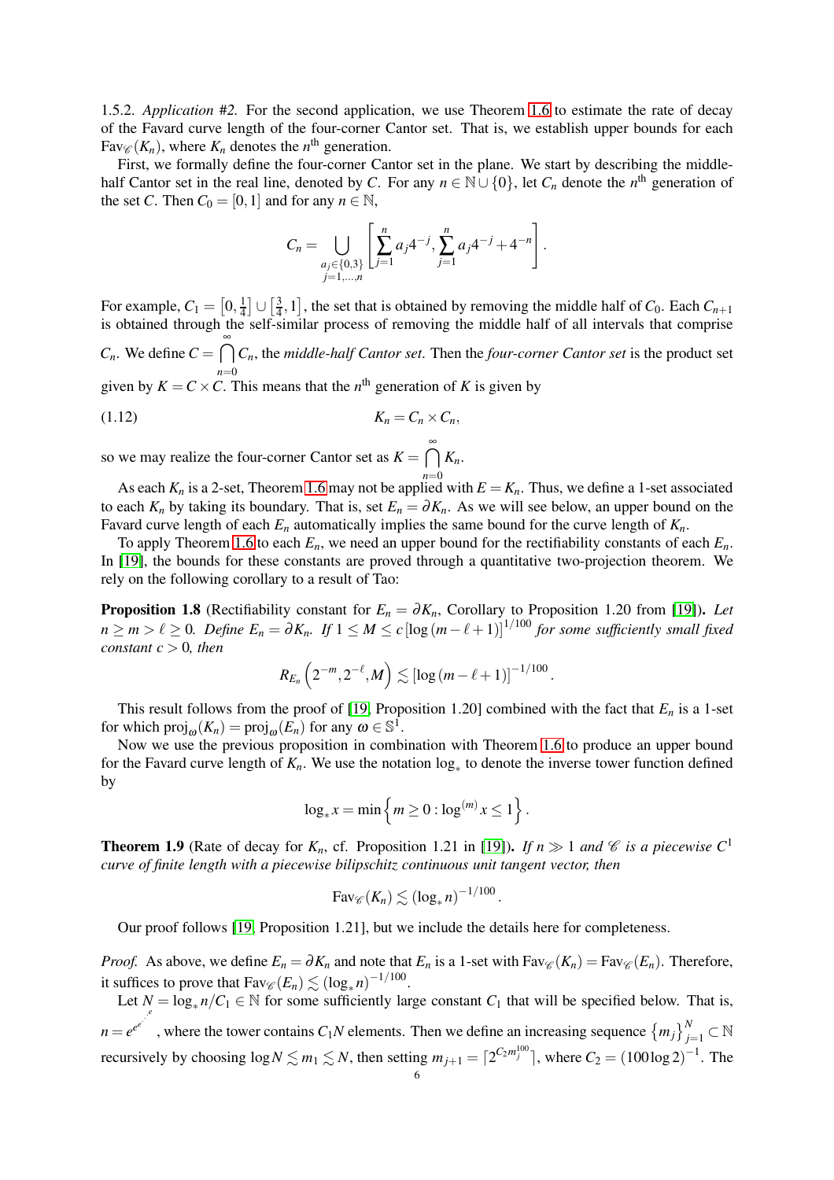1.5.2. *Application #2.* For the second application, we use Theorem 1.6 to estimate the rate of decay of the Favard curve length of the four-corner Cantor set. That is, we establish upper bounds for each $\mathrm{Fav}_{\mathscr{C}}(K_n)$, where $K_n$ denotes the $n^{\text{th}}$ generation.

First, we formally define the four-corner Cantor set in the plane. We start by describing the middle-half Cantor set in the real line, denoted by $C$. For any $n \in \mathbb{N} \cup \{0\}$, let $C_n$ denote the $n^{\text{th}}$ generation of the set $C$. Then $C_0 = [0,1]$ and for any $n \in \mathbb{N}$,

$$C_n = \bigcup_{\substack{a_j \in \{0,3\} \\ j=1,\ldots,n}} \left[ \sum_{j=1}^n a_j 4^{-j}, \sum_{j=1}^n a_j 4^{-j} + 4^{-n} \right].$$

For example, $C_1 = \left[0, \frac{1}{4}\right] \cup \left[\frac{3}{4}, 1\right]$, the set that is obtained by removing the middle half of $C_0$. Each $C_{n+1}$ is obtained through the self-similar process of removing the middle half of all intervals that comprise $C_n$. We define $C = \bigcap_{n=0}^{\infty} C_n$, the *middle-half Cantor set*. Then the *four-corner Cantor set* is the product set given by $K = C \times C$. This means that the $n^{\text{th}}$ generation of $K$ is given by

$$K_n = C_n \times C_n, \tag{1.12}$$

so we may realize the four-corner Cantor set as $K = \bigcap_{n=0}^{\infty} K_n$.

As each $K_n$ is a 2-set, Theorem 1.6 may not be applied with $E = K_n$. Thus, we define a 1-set associated to each $K_n$ by taking its boundary. That is, set $E_n = \partial K_n$. As we will see below, an upper bound on the Favard curve length of each $E_n$ automatically implies the same bound for the curve length of $K_n$.

To apply Theorem 1.6 to each $E_n$, we need an upper bound for the rectifiability constants of each $E_n$. In [19], the bounds for these constants are proved through a quantitative two-projection theorem. We rely on the following corollary to a result of Tao:

**Proposition 1.8** (Rectifiability constant for $E_n = \partial K_n$, Corollary to Proposition 1.20 from [19])**.** *Let $n \geq m > \ell \geq 0$. Define $E_n = \partial K_n$. If $1 \leq M \leq c\left[\log(m-\ell+1)\right]^{1/100}$ for some sufficiently small fixed constant $c > 0$, then*

$$R_{E_n}\left(2^{-m}, 2^{-\ell}, M\right) \lesssim \left[\log(m-\ell+1)\right]^{-1/100}.$$

This result follows from the proof of [19, Proposition 1.20] combined with the fact that $E_n$ is a 1-set for which $\mathrm{proj}_\omega(K_n) = \mathrm{proj}_\omega(E_n)$ for any $\omega \in \mathbb{S}^1$.

Now we use the previous proposition in combination with Theorem 1.6 to produce an upper bound for the Favard curve length of $K_n$. We use the notation $\log_*$ to denote the inverse tower function defined by

$$\log_* x = \min\left\{ m \geq 0 : \log^{(m)} x \leq 1 \right\}.$$

**Theorem 1.9** (Rate of decay for $K_n$, cf. Proposition 1.21 in [19])**.** *If $n \gg 1$ and $\mathscr{C}$ is a piecewise $C^1$ curve of finite length with a piecewise bilipschitz continuous unit tangent vector, then*

$$\mathrm{Fav}_{\mathscr{C}}(K_n) \lesssim (\log_* n)^{-1/100}.$$

Our proof follows [19, Proposition 1.21], but we include the details here for completeness.

*Proof.* As above, we define $E_n = \partial K_n$ and note that $E_n$ is a 1-set with $\mathrm{Fav}_{\mathscr{C}}(K_n) = \mathrm{Fav}_{\mathscr{C}}(E_n)$. Therefore, it suffices to prove that $\mathrm{Fav}_{\mathscr{C}}(E_n) \lesssim (\log_* n)^{-1/100}$.

Let $N = \log_* n / C_1 \in \mathbb{N}$ for some sufficiently large constant $C_1$ that will be specified below. That is, $n = e^{e^{e^{\cdot^{\cdot^{\cdot^{e}}}}}}$, where the tower contains $C_1 N$ elements. Then we define an increasing sequence $\{m_j\}_{j=1}^N \subset \mathbb{N}$ recursively by choosing $\log N \lesssim m_1 \lesssim N$, then setting $m_{j+1} = \lceil 2^{C_2 m_j^{100}} \rceil$, where $C_2 = (100 \log 2)^{-1}$. The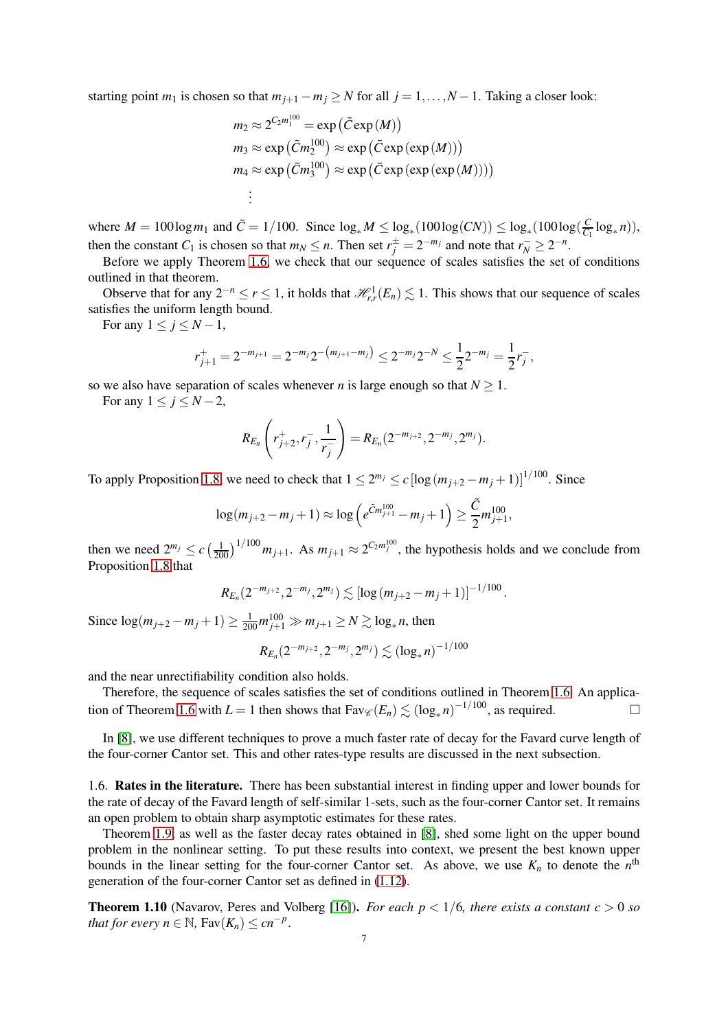starting point $m_1$ is chosen so that $m_{j+1} - m_j \geq N$ for all $j = 1, \ldots, N-1$. Taking a closer look:

$$
\begin{aligned}
m_2 &\approx 2^{C_2 m_1^{100}} = \exp\left(\tilde{C}\exp(M)\right) \\
m_3 &\approx \exp\left(\tilde{C} m_2^{100}\right) \approx \exp\left(\tilde{C}\exp(\exp(M))\right) \\
m_4 &\approx \exp\left(\tilde{C} m_3^{100}\right) \approx \exp\left(\tilde{C}\exp(\exp(\exp(M)))\right) \\
&\vdots
\end{aligned}
$$

where $M = 100\log m_1$ and $\tilde{C} = 1/100$. Since $\log_* M \leq \log_*(100\log(CN)) \leq \log_*(100\log(\frac{C}{C_1}\log_* n))$, then the constant $C_1$ is chosen so that $m_N \leq n$. Then set $r_j^{\pm} = 2^{-m_j}$ and note that $r_N^- \geq 2^{-n}$.

Before we apply Theorem 1.6, we check that our sequence of scales satisfies the set of conditions outlined in that theorem.

Observe that for any $2^{-n} \leq r \leq 1$, it holds that $\mathscr{H}^1_{r,r}(E_n) \lesssim 1$. This shows that our sequence of scales satisfies the uniform length bound.

For any $1 \leq j \leq N-1$,

$$
r_{j+1}^+ = 2^{-m_{j+1}} = 2^{-m_j} 2^{-(m_{j+1}-m_j)} \leq 2^{-m_j} 2^{-N} \leq \frac{1}{2} 2^{-m_j} = \frac{1}{2} r_j^-,
$$

so we also have separation of scales whenever $n$ is large enough so that $N \geq 1$.

For any $1 \leq j \leq N-2$,

$$
R_{E_n}\left(r_{j+2}^+, r_j^-, \frac{1}{r_j^-}\right) = R_{E_n}(2^{-m_{j+2}}, 2^{-m_j}, 2^{m_j}).
$$

To apply Proposition 1.8, we need to check that $1 \leq 2^{m_j} \leq c\left[\log(m_{j+2} - m_j + 1)\right]^{1/100}$. Since

$$
\log(m_{j+2} - m_j + 1) \approx \log\left(e^{\tilde{C} m_{j+1}^{100}} - m_j + 1\right) \geq \frac{\tilde{C}}{2} m_{j+1}^{100},
$$

then we need $2^{m_j} \leq c\left(\frac{1}{200}\right)^{1/100} m_{j+1}$. As $m_{j+1} \approx 2^{C_2 m_j^{100}}$, the hypothesis holds and we conclude from Proposition 1.8 that

$$
R_{E_n}(2^{-m_{j+2}}, 2^{-m_j}, 2^{m_j}) \lesssim \left[\log(m_{j+2} - m_j + 1)\right]^{-1/100}.
$$

Since $\log(m_{j+2} - m_j + 1) \geq \frac{1}{200} m_{j+1}^{100} \gg m_{j+1} \geq N \gtrsim \log_* n$, then

$$
R_{E_n}(2^{-m_{j+2}}, 2^{-m_j}, 2^{m_j}) \lesssim (\log_* n)^{-1/100}
$$

and the near unrectifiability condition also holds.

Therefore, the sequence of scales satisfies the set of conditions outlined in Theorem 1.6. An application of Theorem 1.6 with $L = 1$ then shows that $\mathrm{Fav}_{\mathscr{C}}(E_n) \lesssim (\log_* n)^{-1/100}$, as required. $\square$

In [8], we use different techniques to prove a much faster rate of decay for the Favard curve length of the four-corner Cantor set. This and other rates-type results are discussed in the next subsection.

### 1.6. Rates in the literature.

There has been substantial interest in finding upper and lower bounds for the rate of decay of the Favard length of self-similar 1-sets, such as the four-corner Cantor set. It remains an open problem to obtain sharp asymptotic estimates for these rates.

Theorem 1.9, as well as the faster decay rates obtained in [8], shed some light on the upper bound problem in the nonlinear setting. To put these results into context, we present the best known upper bounds in the linear setting for the four-corner Cantor set. As above, we use $K_n$ to denote the $n^{\text{th}}$ generation of the four-corner Cantor set as defined in (1.12).

**Theorem 1.10** (Navarov, Peres and Volberg [16]). *For each $p < 1/6$, there exists a constant $c > 0$ so that for every $n \in \mathbb{N}$, $\mathrm{Fav}(K_n) \leq cn^{-p}$.*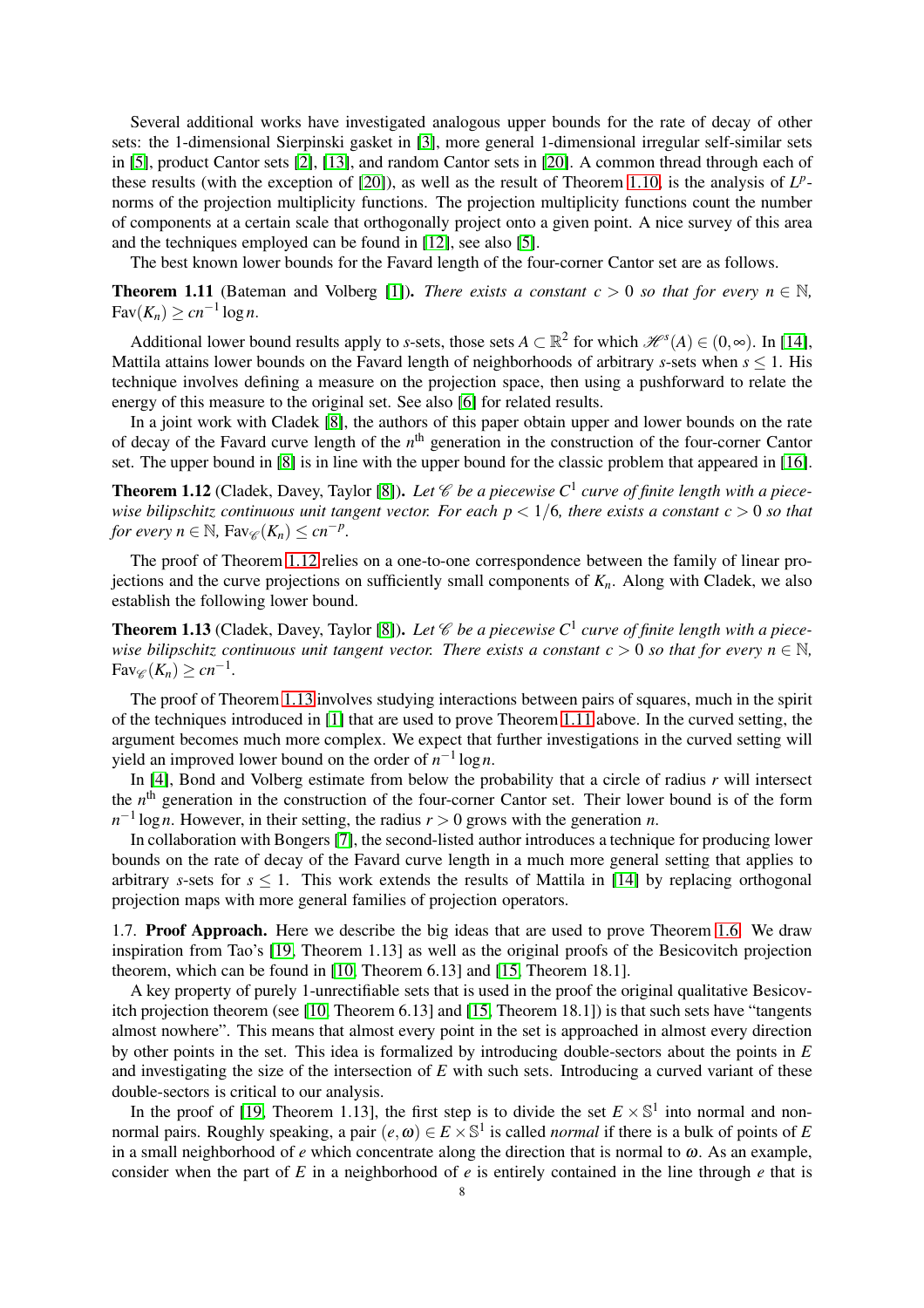Several additional works have investigated analogous upper bounds for the rate of decay of other sets: the 1-dimensional Sierpinski gasket in [3], more general 1-dimensional irregular self-similar sets in [5], product Cantor sets [2], [13], and random Cantor sets in [20]. A common thread through each of these results (with the exception of [20]), as well as the result of Theorem 1.10, is the analysis of $L^p$-norms of the projection multiplicity functions. The projection multiplicity functions count the number of components at a certain scale that orthogonally project onto a given point. A nice survey of this area and the techniques employed can be found in [12], see also [5].

The best known lower bounds for the Favard length of the four-corner Cantor set are as follows.

**Theorem 1.11** (Bateman and Volberg [1]). *There exists a constant $c > 0$ so that for every $n \in \mathbb{N}$, $\mathrm{Fav}(K_n) \geq cn^{-1}\log n$.*

Additional lower bound results apply to $s$-sets, those sets $A \subset \mathbb{R}^2$ for which $\mathscr{H}^s(A) \in (0,\infty)$. In [14], Mattila attains lower bounds on the Favard length of neighborhoods of arbitrary $s$-sets when $s \leq 1$. His technique involves defining a measure on the projection space, then using a pushforward to relate the energy of this measure to the original set. See also [6] for related results.

In a joint work with Cladek [8], the authors of this paper obtain upper and lower bounds on the rate of decay of the Favard curve length of the $n^{\text{th}}$ generation in the construction of the four-corner Cantor set. The upper bound in [8] is in line with the upper bound for the classic problem that appeared in [16].

**Theorem 1.12** (Cladek, Davey, Taylor [8]). *Let $\mathscr{C}$ be a piecewise $C^1$ curve of finite length with a piecewise bilipschitz continuous unit tangent vector. For each $p < 1/6$, there exists a constant $c > 0$ so that for every $n \in \mathbb{N}$, $\mathrm{Fav}_{\mathscr{C}}(K_n) \leq cn^{-p}$.*

The proof of Theorem 1.12 relies on a one-to-one correspondence between the family of linear projections and the curve projections on sufficiently small components of $K_n$. Along with Cladek, we also establish the following lower bound.

**Theorem 1.13** (Cladek, Davey, Taylor [8]). *Let $\mathscr{C}$ be a piecewise $C^1$ curve of finite length with a piecewise bilipschitz continuous unit tangent vector. There exists a constant $c > 0$ so that for every $n \in \mathbb{N}$, $\mathrm{Fav}_{\mathscr{C}}(K_n) \geq cn^{-1}$.*

The proof of Theorem 1.13 involves studying interactions between pairs of squares, much in the spirit of the techniques introduced in [1] that are used to prove Theorem 1.11 above. In the curved setting, the argument becomes much more complex. We expect that further investigations in the curved setting will yield an improved lower bound on the order of $n^{-1}\log n$.

In [4], Bond and Volberg estimate from below the probability that a circle of radius $r$ will intersect the $n^{\text{th}}$ generation in the construction of the four-corner Cantor set. Their lower bound is of the form $n^{-1}\log n$. However, in their setting, the radius $r > 0$ grows with the generation $n$.

In collaboration with Bongers [7], the second-listed author introduces a technique for producing lower bounds on the rate of decay of the Favard curve length in a much more general setting that applies to arbitrary $s$-sets for $s \leq 1$. This work extends the results of Mattila in [14] by replacing orthogonal projection maps with more general families of projection operators.

1.7. **Proof Approach.** Here we describe the big ideas that are used to prove Theorem 1.6. We draw inspiration from Tao's [19, Theorem 1.13] as well as the original proofs of the Besicovitch projection theorem, which can be found in [10, Theorem 6.13] and [15, Theorem 18.1].

A key property of purely 1-unrectifiable sets that is used in the proof the original qualitative Besicovitch projection theorem (see [10, Theorem 6.13] and [15, Theorem 18.1]) is that such sets have "tangents almost nowhere". This means that almost every point in the set is approached in almost every direction by other points in the set. This idea is formalized by introducing double-sectors about the points in $E$ and investigating the size of the intersection of $E$ with such sets. Introducing a curved variant of these double-sectors is critical to our analysis.

In the proof of [19, Theorem 1.13], the first step is to divide the set $E \times \mathbb{S}^1$ into normal and non-normal pairs. Roughly speaking, a pair $(e,\omega) \in E \times \mathbb{S}^1$ is called *normal* if there is a bulk of points of $E$ in a small neighborhood of $e$ which concentrate along the direction that is normal to $\omega$. As an example, consider when the part of $E$ in a neighborhood of $e$ is entirely contained in the line through $e$ that is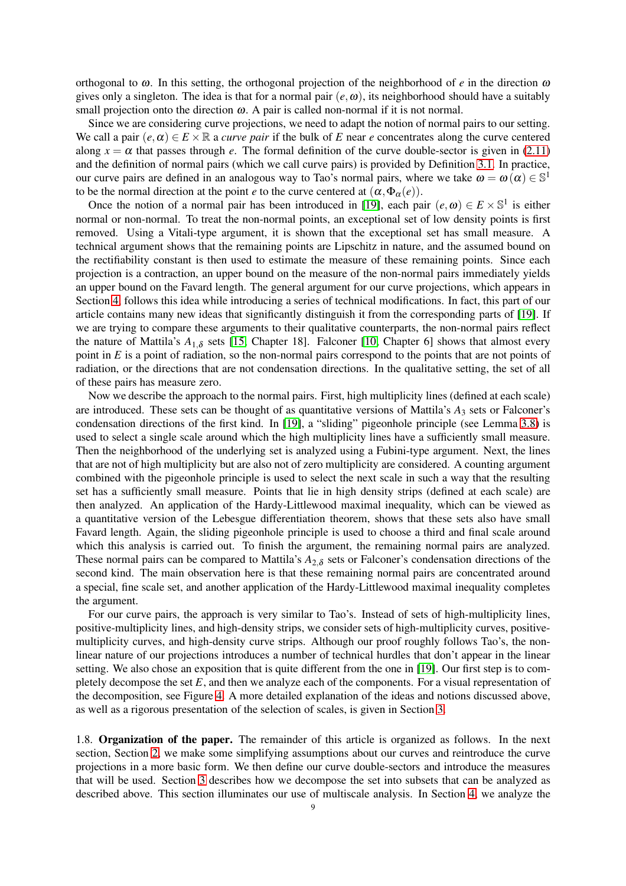orthogonal to $\omega$. In this setting, the orthogonal projection of the neighborhood of $e$ in the direction $\omega$ gives only a singleton. The idea is that for a normal pair $(e, \omega)$, its neighborhood should have a suitably small projection onto the direction $\omega$. A pair is called non-normal if it is not normal.

Since we are considering curve projections, we need to adapt the notion of normal pairs to our setting. We call a pair $(e, \alpha) \in E \times \mathbb{R}$ a *curve pair* if the bulk of $E$ near $e$ concentrates along the curve centered along $x = \alpha$ that passes through $e$. The formal definition of the curve double-sector is given in (2.11) and the definition of normal pairs (which we call curve pairs) is provided by Definition 3.1. In practice, our curve pairs are defined in an analogous way to Tao's normal pairs, where we take $\omega = \omega(\alpha) \in \mathbb{S}^1$ to be the normal direction at the point $e$ to the curve centered at $(\alpha, \Phi_\alpha(e))$.

Once the notion of a normal pair has been introduced in [19], each pair $(e, \omega) \in E \times \mathbb{S}^1$ is either normal or non-normal. To treat the non-normal points, an exceptional set of low density points is first removed. Using a Vitali-type argument, it is shown that the exceptional set has small measure. A technical argument shows that the remaining points are Lipschitz in nature, and the assumed bound on the rectifiability constant is then used to estimate the measure of these remaining points. Since each projection is a contraction, an upper bound on the measure of the non-normal pairs immediately yields an upper bound on the Favard length. The general argument for our curve projections, which appears in Section 4, follows this idea while introducing a series of technical modifications. In fact, this part of our article contains many new ideas that significantly distinguish it from the corresponding parts of [19]. If we are trying to compare these arguments to their qualitative counterparts, the non-normal pairs reflect the nature of Mattila's $A_{1,\delta}$ sets [15, Chapter 18]. Falconer [10, Chapter 6] shows that almost every point in $E$ is a point of radiation, so the non-normal pairs correspond to the points that are not points of radiation, or the directions that are not condensation directions. In the qualitative setting, the set of all of these pairs has measure zero.

Now we describe the approach to the normal pairs. First, high multiplicity lines (defined at each scale) are introduced. These sets can be thought of as quantitative versions of Mattila's $A_3$ sets or Falconer's condensation directions of the first kind. In [19], a "sliding" pigeonhole principle (see Lemma 3.8) is used to select a single scale around which the high multiplicity lines have a sufficiently small measure. Then the neighborhood of the underlying set is analyzed using a Fubini-type argument. Next, the lines that are not of high multiplicity but are also not of zero multiplicity are considered. A counting argument combined with the pigeonhole principle is used to select the next scale in such a way that the resulting set has a sufficiently small measure. Points that lie in high density strips (defined at each scale) are then analyzed. An application of the Hardy-Littlewood maximal inequality, which can be viewed as a quantitative version of the Lebesgue differentiation theorem, shows that these sets also have small Favard length. Again, the sliding pigeonhole principle is used to choose a third and final scale around which this analysis is carried out. To finish the argument, the remaining normal pairs are analyzed. These normal pairs can be compared to Mattila's $A_{2,\delta}$ sets or Falconer's condensation directions of the second kind. The main observation here is that these remaining normal pairs are concentrated around a special, fine scale set, and another application of the Hardy-Littlewood maximal inequality completes the argument.

For our curve pairs, the approach is very similar to Tao's. Instead of sets of high-multiplicity lines, positive-multiplicity lines, and high-density strips, we consider sets of high-multiplicity curves, positive-multiplicity curves, and high-density curve strips. Although our proof roughly follows Tao's, the non-linear nature of our projections introduces a number of technical hurdles that don't appear in the linear setting. We also chose an exposition that is quite different from the one in [19]. Our first step is to completely decompose the set $E$, and then we analyze each of the components. For a visual representation of the decomposition, see Figure 4. A more detailed explanation of the ideas and notions discussed above, as well as a rigorous presentation of the selection of scales, is given in Section 3.

1.8. **Organization of the paper.** The remainder of this article is organized as follows. In the next section, Section 2, we make some simplifying assumptions about our curves and reintroduce the curve projections in a more basic form. We then define our curve double-sectors and introduce the measures that will be used. Section 3 describes how we decompose the set into subsets that can be analyzed as described above. This section illuminates our use of multiscale analysis. In Section 4, we analyze the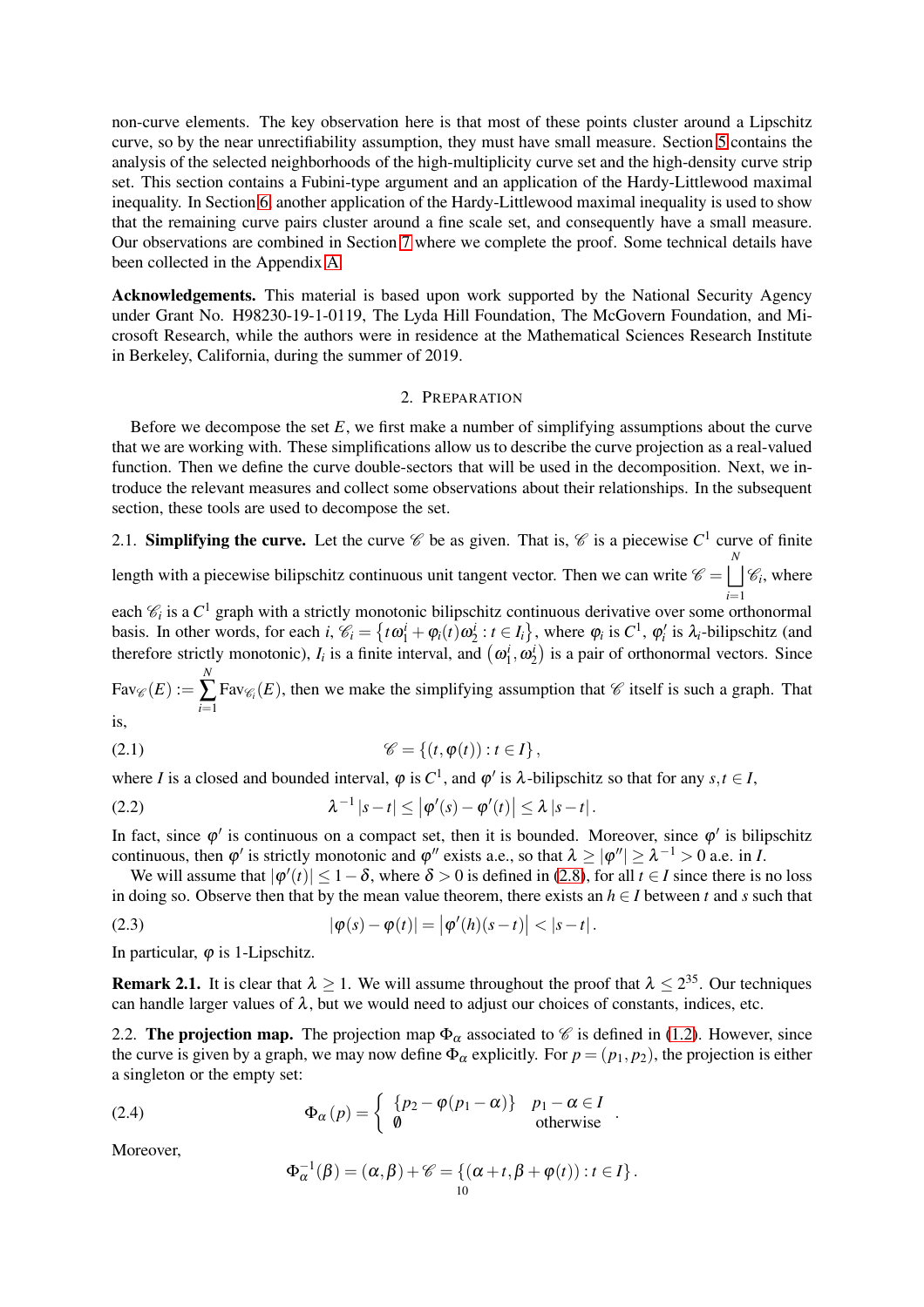non-curve elements. The key observation here is that most of these points cluster around a Lipschitz curve, so by the near unrectifiability assumption, they must have small measure. Section 5 contains the analysis of the selected neighborhoods of the high-multiplicity curve set and the high-density curve strip set. This section contains a Fubini-type argument and an application of the Hardy-Littlewood maximal inequality. In Section 6, another application of the Hardy-Littlewood maximal inequality is used to show that the remaining curve pairs cluster around a fine scale set, and consequently have a small measure. Our observations are combined in Section 7 where we complete the proof. Some technical details have been collected in the Appendix A.

**Acknowledgements.** This material is based upon work supported by the National Security Agency under Grant No. H98230-19-1-0119, The Lyda Hill Foundation, The McGovern Foundation, and Microsoft Research, while the authors were in residence at the Mathematical Sciences Research Institute in Berkeley, California, during the summer of 2019.

## 2. Preparation

Before we decompose the set $E$, we first make a number of simplifying assumptions about the curve that we are working with. These simplifications allow us to describe the curve projection as a real-valued function. Then we define the curve double-sectors that will be used in the decomposition. Next, we introduce the relevant measures and collect some observations about their relationships. In the subsequent section, these tools are used to decompose the set.

2.1. **Simplifying the curve.** Let the curve $\mathscr{C}$ be as given. That is, $\mathscr{C}$ is a piecewise $C^1$ curve of finite length with a piecewise bilipschitz continuous unit tangent vector. Then we can write $\mathscr{C} = \bigsqcup_{i=1}^{N} \mathscr{C}_i$, where each $\mathscr{C}_i$ is a $C^1$ graph with a strictly monotonic bilipschitz continuous derivative over some orthonormal basis. In other words, for each $i$, $\mathscr{C}_i = \left\{ t\omega_1^i + \varphi_i(t)\omega_2^i : t \in I_i \right\}$, where $\varphi_i$ is $C^1$, $\varphi_i'$ is $\lambda_i$-bilipschitz (and therefore strictly monotonic), $I_i$ is a finite interval, and $\left(\omega_1^i, \omega_2^i\right)$ is a pair of orthonormal vectors. Since $\mathrm{Fav}_{\mathscr{C}}(E) := \sum_{i=1}^{N} \mathrm{Fav}_{\mathscr{C}_i}(E)$, then we make the simplifying assumption that $\mathscr{C}$ itself is such a graph. That is,

$$\mathscr{C} = \left\{ (t, \varphi(t)) : t \in I \right\}, \tag{2.1}$$

where $I$ is a closed and bounded interval, $\varphi$ is $C^1$, and $\varphi'$ is $\lambda$-bilipschitz so that for any $s,t \in I$,

$$\lambda^{-1}|s-t| \le \left|\varphi'(s) - \varphi'(t)\right| \le \lambda |s-t|. \tag{2.2}$$

In fact, since $\varphi'$ is continuous on a compact set, then it is bounded. Moreover, since $\varphi'$ is bilipschitz continuous, then $\varphi'$ is strictly monotonic and $\varphi''$ exists a.e., so that $\lambda \ge |\varphi''| \ge \lambda^{-1} > 0$ a.e. in $I$.

We will assume that $|\varphi'(t)| \le 1 - \delta$, where $\delta > 0$ is defined in (2.8), for all $t \in I$ since there is no loss in doing so. Observe then that by the mean value theorem, there exists an $h \in I$ between $t$ and $s$ such that

$$|\varphi(s) - \varphi(t)| = \left|\varphi'(h)(s-t)\right| < |s-t|. \tag{2.3}$$

In particular, $\varphi$ is 1-Lipschitz.

**Remark 2.1.** It is clear that $\lambda \ge 1$. We will assume throughout the proof that $\lambda \le 2^{35}$. Our techniques can handle larger values of $\lambda$, but we would need to adjust our choices of constants, indices, etc.

2.2. **The projection map.** The projection map $\Phi_\alpha$ associated to $\mathscr{C}$ is defined in (1.2). However, since the curve is given by a graph, we may now define $\Phi_\alpha$ explicitly. For $p = (p_1, p_2)$, the projection is either a singleton or the empty set:

$$\Phi_\alpha(p) = \begin{cases} \{p_2 - \varphi(p_1 - \alpha)\} & p_1 - \alpha \in I \\ \emptyset & \text{otherwise} \end{cases}. \tag{2.4}$$

Moreover,

$$\Phi_\alpha^{-1}(\beta) = (\alpha, \beta) + \mathscr{C} = \left\{ (\alpha + t, \beta + \varphi(t)) : t \in I \right\}.$$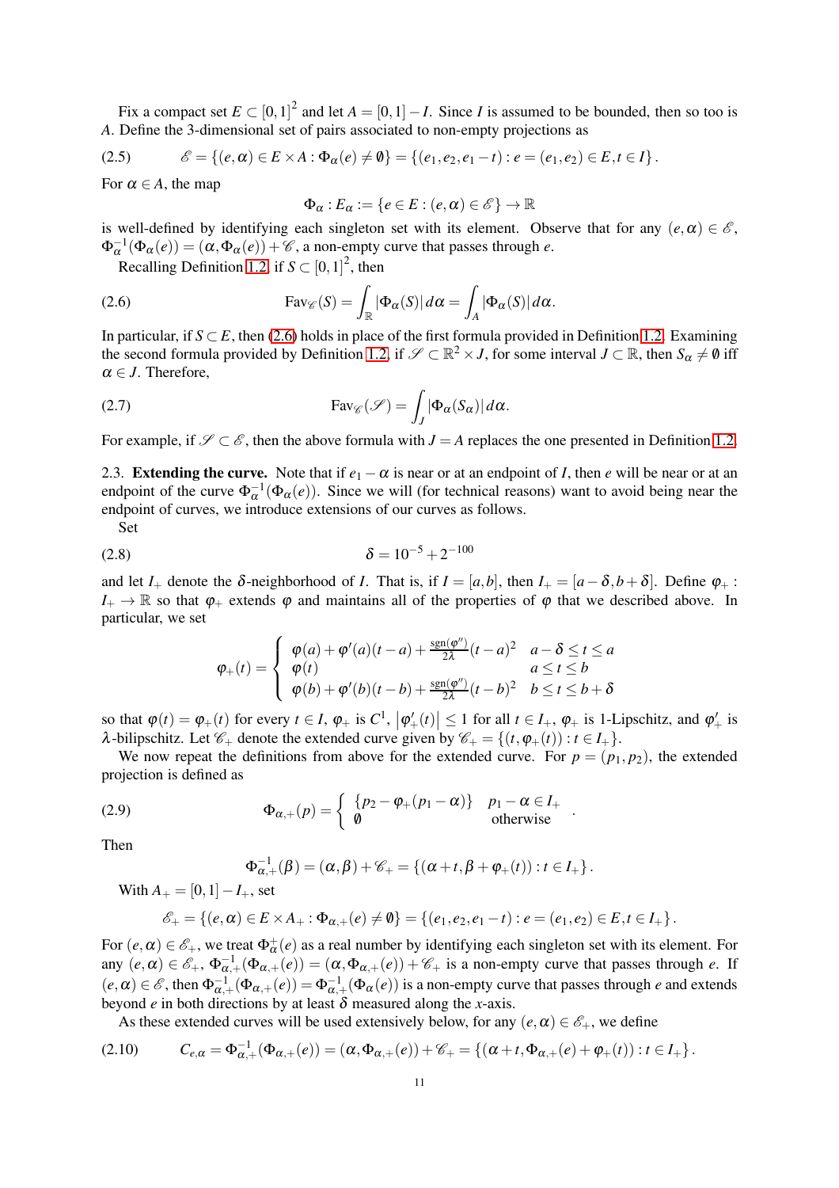Fix a compact set $E \subset [0,1]^2$ and let $A = [0,1] - I$. Since $I$ is assumed to be bounded, then so too is $A$. Define the 3-dimensional set of pairs associated to non-empty projections as

$$\mathscr{E} = \{(e,\alpha) \in E \times A : \Phi_\alpha(e) \neq \emptyset\} = \{(e_1, e_2, e_1 - t) : e = (e_1, e_2) \in E, t \in I\}. \tag{2.5}$$

For $\alpha \in A$, the map

$$\Phi_\alpha : E_\alpha := \{e \in E : (e,\alpha) \in \mathscr{E}\} \to \mathbb{R}$$

is well-defined by identifying each singleton set with its element. Observe that for any $(e,\alpha) \in \mathscr{E}$, $\Phi_\alpha^{-1}(\Phi_\alpha(e)) = (\alpha, \Phi_\alpha(e)) + \mathscr{C}$, a non-empty curve that passes through $e$.

Recalling Definition 1.2, if $S \subset [0,1]^2$, then

$$\text{Fav}_{\mathscr{C}}(S) = \int_{\mathbb{R}} |\Phi_\alpha(S)| \, d\alpha = \int_A |\Phi_\alpha(S)| \, d\alpha. \tag{2.6}$$

In particular, if $S \subset E$, then (2.6) holds in place of the first formula provided in Definition 1.2. Examining the second formula provided by Definition 1.2, if $\mathscr{S} \subset \mathbb{R}^2 \times J$, for some interval $J \subset \mathbb{R}$, then $S_\alpha \neq \emptyset$ iff $\alpha \in J$. Therefore,

$$\text{Fav}_{\mathscr{C}}(\mathscr{S}) = \int_J |\Phi_\alpha(S_\alpha)| \, d\alpha. \tag{2.7}$$

For example, if $\mathscr{S} \subset \mathscr{E}$, then the above formula with $J = A$ replaces the one presented in Definition 1.2.

## 2.3. Extending the curve.

Note that if $e_1 - \alpha$ is near or at an endpoint of $I$, then $e$ will be near or at an endpoint of the curve $\Phi_\alpha^{-1}(\Phi_\alpha(e))$. Since we will (for technical reasons) want to avoid being near the endpoint of curves, we introduce extensions of our curves as follows.

Set

$$\delta = 10^{-5} + 2^{-100} \tag{2.8}$$

and let $I_+$ denote the $\delta$-neighborhood of $I$. That is, if $I = [a,b]$, then $I_+ = [a - \delta, b + \delta]$. Define $\varphi_+ : I_+ \to \mathbb{R}$ so that $\varphi_+$ extends $\varphi$ and maintains all of the properties of $\varphi$ that we described above. In particular, we set

$$\varphi_+(t) = \begin{cases} \varphi(a) + \varphi'(a)(t-a) + \frac{\text{sgn}(\varphi'')}{2\lambda}(t-a)^2 & a - \delta \le t \le a \\ \varphi(t) & a \le t \le b \\ \varphi(b) + \varphi'(b)(t-b) + \frac{\text{sgn}(\varphi'')}{2\lambda}(t-b)^2 & b \le t \le b + \delta \end{cases}$$

so that $\varphi(t) = \varphi_+(t)$ for every $t \in I$, $\varphi_+$ is $C^1$, $\left|\varphi_+'(t)\right| \le 1$ for all $t \in I_+$, $\varphi_+$ is 1-Lipschitz, and $\varphi_+'$ is $\lambda$-bilipschitz. Let $\mathscr{C}_+$ denote the extended curve given by $\mathscr{C}_+ = \{(t, \varphi_+(t)) : t \in I_+\}$.

We now repeat the definitions from above for the extended curve. For $p = (p_1, p_2)$, the extended projection is defined as

$$\Phi_{\alpha,+}(p) = \begin{cases} \{p_2 - \varphi_+(p_1 - \alpha)\} & p_1 - \alpha \in I_+ \\ \emptyset & \text{otherwise} \end{cases}. \tag{2.9}$$

Then

$$\Phi_{\alpha,+}^{-1}(\beta) = (\alpha, \beta) + \mathscr{C}_+ = \{(\alpha + t, \beta + \varphi_+(t)) : t \in I_+\}.$$

With $A_+ = [0,1] - I_+$, set

$$\mathscr{E}_+ = \{(e,\alpha) \in E \times A_+ : \Phi_{\alpha,+}(e) \neq \emptyset\} = \{(e_1, e_2, e_1 - t) : e = (e_1, e_2) \in E, t \in I_+\}.$$

For $(e,\alpha) \in \mathscr{E}_+$, we treat $\Phi_\alpha^+(e)$ as a real number by identifying each singleton set with its element. For any $(e,\alpha) \in \mathscr{E}_+$, $\Phi_{\alpha,+}^{-1}(\Phi_{\alpha,+}(e)) = (\alpha, \Phi_{\alpha,+}(e)) + \mathscr{C}_+$ is a non-empty curve that passes through $e$. If $(e,\alpha) \in \mathscr{E}$, then $\Phi_{\alpha,+}^{-1}(\Phi_{\alpha,+}(e)) = \Phi_{\alpha,+}^{-1}(\Phi_\alpha(e))$ is a non-empty curve that passes through $e$ and extends beyond $e$ in both directions by at least $\delta$ measured along the $x$-axis.

As these extended curves will be used extensively below, for any $(e,\alpha) \in \mathscr{E}_+$, we define

$$C_{e,\alpha} = \Phi_{\alpha,+}^{-1}(\Phi_{\alpha,+}(e)) = (\alpha, \Phi_{\alpha,+}(e)) + \mathscr{C}_+ = \{(\alpha + t, \Phi_{\alpha,+}(e) + \varphi_+(t)) : t \in I_+\}. \tag{2.10}$$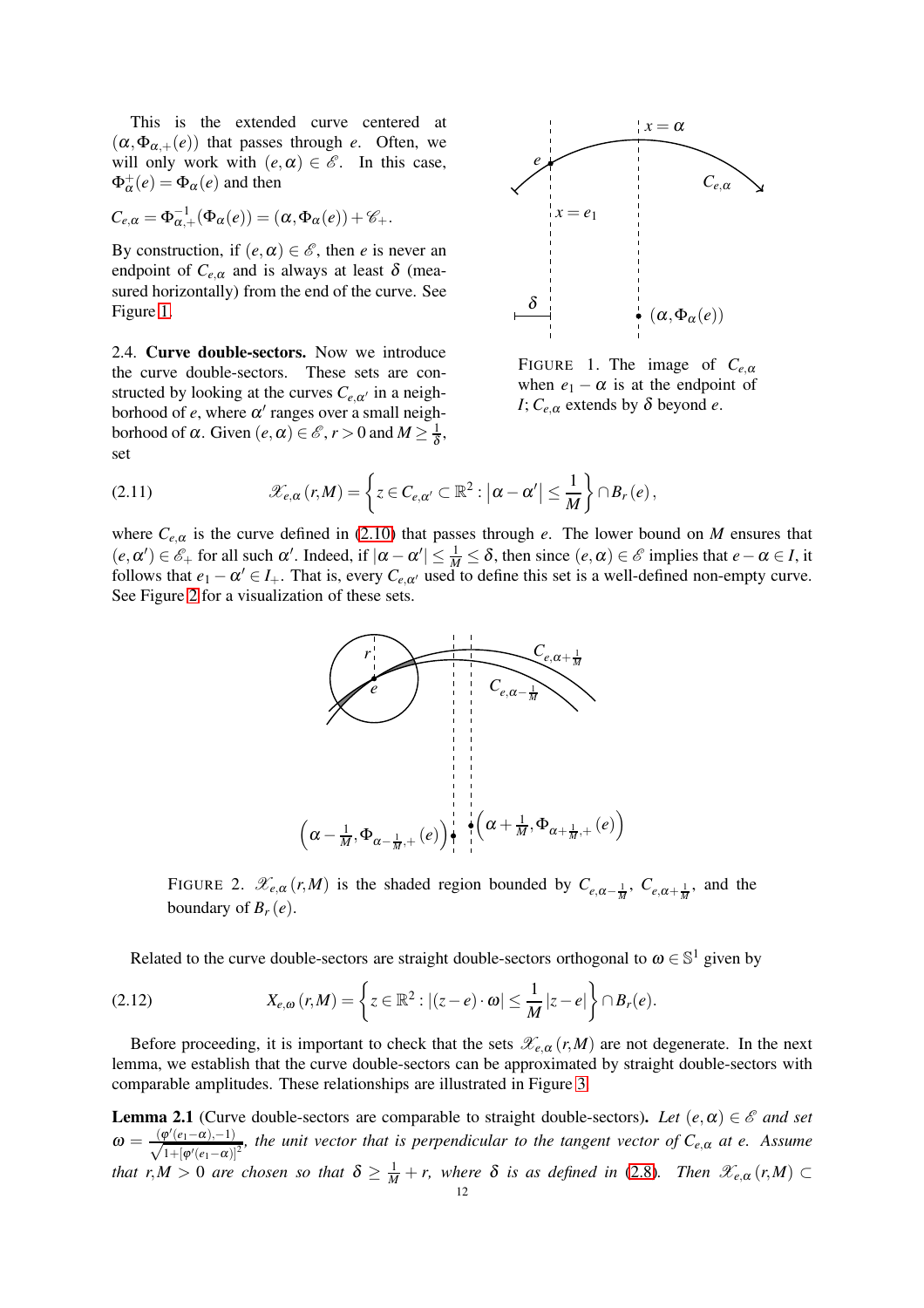This is the extended curve centered at $(\alpha, \Phi_{\alpha,+}(e))$ that passes through $e$. Often, we will only work with $(e,\alpha) \in \mathscr{E}$. In this case, $\Phi_\alpha^+(e) = \Phi_\alpha(e)$ and then

$$C_{e,\alpha} = \Phi_{\alpha,+}^{-1}(\Phi_\alpha(e)) = (\alpha, \Phi_\alpha(e)) + \mathscr{C}_+.$$

By construction, if $(e,\alpha) \in \mathscr{E}$, then $e$ is never an endpoint of $C_{e,\alpha}$ and is always at least $\delta$ (measured horizontally) from the end of the curve. See Figure 1.

FIGURE 1. The image of $C_{e,\alpha}$ when $e_1 - \alpha$ is at the endpoint of $I$; $C_{e,\alpha}$ extends by $\delta$ beyond $e$.

2.4. **Curve double-sectors.** Now we introduce the curve double-sectors. These sets are constructed by looking at the curves $C_{e,\alpha'}$ in a neighborhood of $e$, where $\alpha'$ ranges over a small neighborhood of $\alpha$. Given $(e,\alpha) \in \mathscr{E}$, $r > 0$ and $M \geq \frac{1}{\delta}$, set

$$\mathscr{X}_{e,\alpha}(r,M) = \left\{ z \in C_{e,\alpha'} \subset \mathbb{R}^2 : \left|\alpha - \alpha'\right| \leq \frac{1}{M} \right\} \cap B_r(e), \tag{2.11}$$

where $C_{e,\alpha}$ is the curve defined in (2.10) that passes through $e$. The lower bound on $M$ ensures that $(e,\alpha') \in \mathscr{E}_+$ for all such $\alpha'$. Indeed, if $|\alpha - \alpha'| \leq \frac{1}{M} \leq \delta$, then since $(e,\alpha) \in \mathscr{E}$ implies that $e - \alpha \in I$, it follows that $e_1 - \alpha' \in I_+$. That is, every $C_{e,\alpha'}$ used to define this set is a well-defined non-empty curve. See Figure 2 for a visualization of these sets.

FIGURE 2. $\mathscr{X}_{e,\alpha}(r,M)$ is the shaded region bounded by $C_{e,\alpha-\frac{1}{M}}$, $C_{e,\alpha+\frac{1}{M}}$, and the boundary of $B_r(e)$.

Related to the curve double-sectors are straight double-sectors orthogonal to $\omega \in \mathbb{S}^1$ given by

$$X_{e,\omega}(r,M) = \left\{ z \in \mathbb{R}^2 : |(z-e)\cdot\omega| \leq \frac{1}{M}|z-e| \right\} \cap B_r(e). \tag{2.12}$$

Before proceeding, it is important to check that the sets $\mathscr{X}_{e,\alpha}(r,M)$ are not degenerate. In the next lemma, we establish that the curve double-sectors can be approximated by straight double-sectors with comparable amplitudes. These relationships are illustrated in Figure 3.

**Lemma 2.1** (Curve double-sectors are comparable to straight double-sectors)**.** *Let $(e,\alpha) \in \mathscr{E}$ and set $\omega = \frac{(\varphi'(e_1-\alpha),-1)}{\sqrt{1+[\varphi'(e_1-\alpha)]^2}}$, the unit vector that is perpendicular to the tangent vector of $C_{e,\alpha}$ at $e$. Assume that $r, M > 0$ are chosen so that $\delta \geq \frac{1}{M} + r$, where $\delta$ is as defined in (2.8). Then $\mathscr{X}_{e,\alpha}(r,M) \subset$*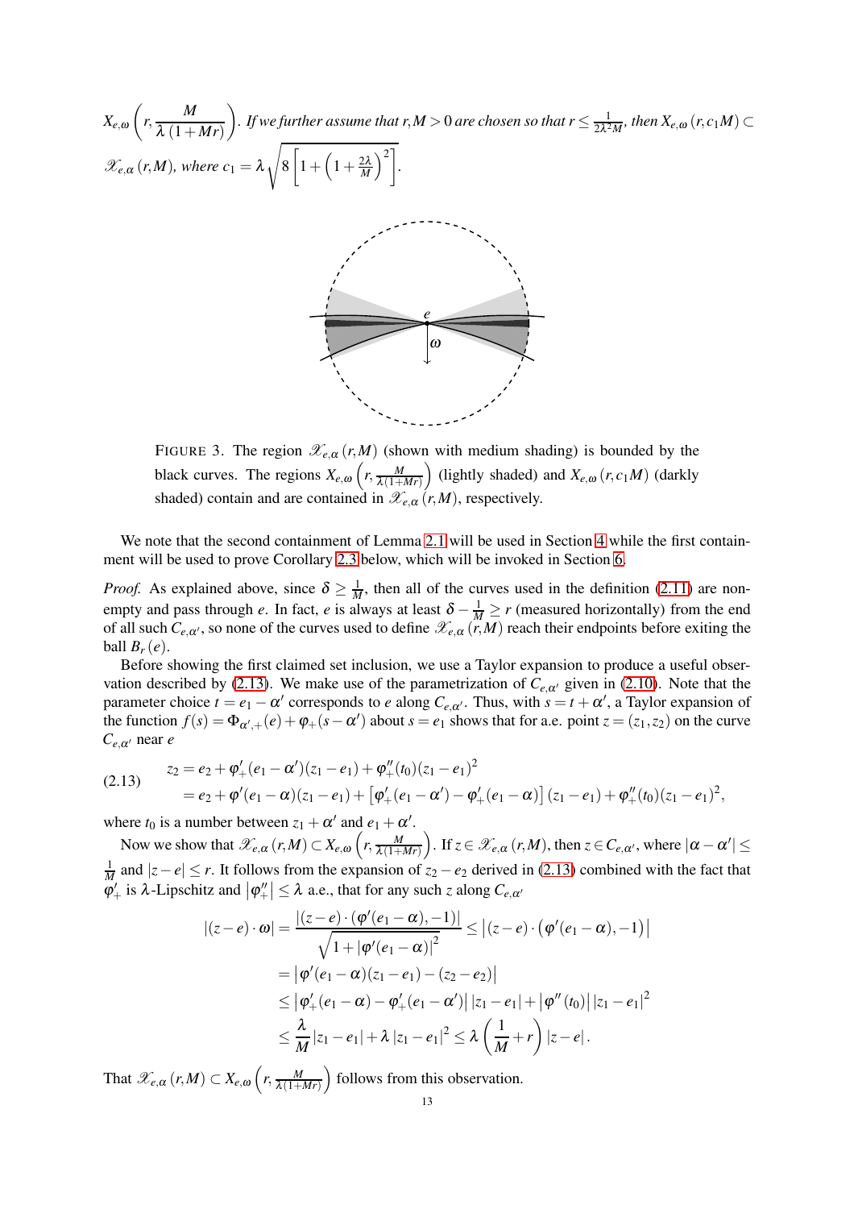$X_{e,\omega}\left(r, \frac{M}{\lambda(1+Mr)}\right)$. *If we further assume that $r, M > 0$ are chosen so that $r \le \frac{1}{2\lambda^2 M}$, then $X_{e,\omega}(r, c_1 M) \subset \mathscr{X}_{e,\alpha}(r,M)$, where $c_1 = \lambda\sqrt{8\left[1+\left(1+\frac{2\lambda}{M}\right)^2\right]}$.*

FIGURE 3. The region $\mathscr{X}_{e,\alpha}(r,M)$ (shown with medium shading) is bounded by the black curves. The regions $X_{e,\omega}\left(r, \frac{M}{\lambda(1+Mr)}\right)$ (lightly shaded) and $X_{e,\omega}(r, c_1 M)$ (darkly shaded) contain and are contained in $\mathscr{X}_{e,\alpha}(r,M)$, respectively.

We note that the second containment of Lemma 2.1 will be used in Section 4 while the first containment will be used to prove Corollary 2.3 below, which will be invoked in Section 6.

*Proof.* As explained above, since $\delta \ge \frac{1}{M}$, then all of the curves used in the definition (2.11) are nonempty and pass through $e$. In fact, $e$ is always at least $\delta - \frac{1}{M} \ge r$ (measured horizontally) from the end of all such $C_{e,\alpha'}$, so none of the curves used to define $\mathscr{X}_{e,\alpha}(r,M)$ reach their endpoints before exiting the ball $B_r(e)$.

Before showing the first claimed set inclusion, we use a Taylor expansion to produce a useful observation described by (2.13). We make use of the parametrization of $C_{e,\alpha'}$ given in (2.10). Note that the parameter choice $t = e_1 - \alpha'$ corresponds to $e$ along $C_{e,\alpha'}$. Thus, with $s = t + \alpha'$, a Taylor expansion of the function $f(s) = \Phi_{\alpha',+}(e) + \varphi_+(s-\alpha')$ about $s = e_1$ shows that for a.e. point $z = (z_1, z_2)$ on the curve $C_{e,\alpha'}$ near $e$

$$
\begin{aligned}
z_2 &= e_2 + \varphi_+'(e_1-\alpha')(z_1-e_1) + \varphi_+''(t_0)(z_1-e_1)^2 \\
&= e_2 + \varphi'(e_1-\alpha)(z_1-e_1) + \left[\varphi_+'(e_1-\alpha') - \varphi_+'(e_1-\alpha)\right](z_1-e_1) + \varphi_+''(t_0)(z_1-e_1)^2,
\end{aligned} \tag{2.13}
$$

where $t_0$ is a number between $z_1+\alpha'$ and $e_1+\alpha'$.

Now we show that $\mathscr{X}_{e,\alpha}(r,M) \subset X_{e,\omega}\left(r, \frac{M}{\lambda(1+Mr)}\right)$. If $z \in \mathscr{X}_{e,\alpha}(r,M)$, then $z \in C_{e,\alpha'}$, where $|\alpha - \alpha'| \le \frac{1}{M}$ and $|z-e| \le r$. It follows from the expansion of $z_2 - e_2$ derived in (2.13) combined with the fact that $\varphi_+'$ is $\lambda$-Lipschitz and $|\varphi_+''| \le \lambda$ a.e., that for any such $z$ along $C_{e,\alpha'}$

$$
\begin{aligned}
|(z-e)\cdot\omega| &= \frac{|(z-e)\cdot(\varphi'(e_1-\alpha),-1)|}{\sqrt{1+|\varphi'(e_1-\alpha)|^2}} \le \left|(z-e)\cdot\left(\varphi'(e_1-\alpha),-1\right)\right| \\
&= \left|\varphi'(e_1-\alpha)(z_1-e_1) - (z_2-e_2)\right| \\
&\le \left|\varphi_+'(e_1-\alpha) - \varphi_+'(e_1-\alpha')\right||z_1-e_1| + \left|\varphi''(t_0)\right||z_1-e_1|^2 \\
&\le \frac{\lambda}{M}|z_1-e_1| + \lambda|z_1-e_1|^2 \le \lambda\left(\frac{1}{M}+r\right)|z-e|.
\end{aligned}
$$

That $\mathscr{X}_{e,\alpha}(r,M) \subset X_{e,\omega}\left(r, \frac{M}{\lambda(1+Mr)}\right)$ follows from this observation.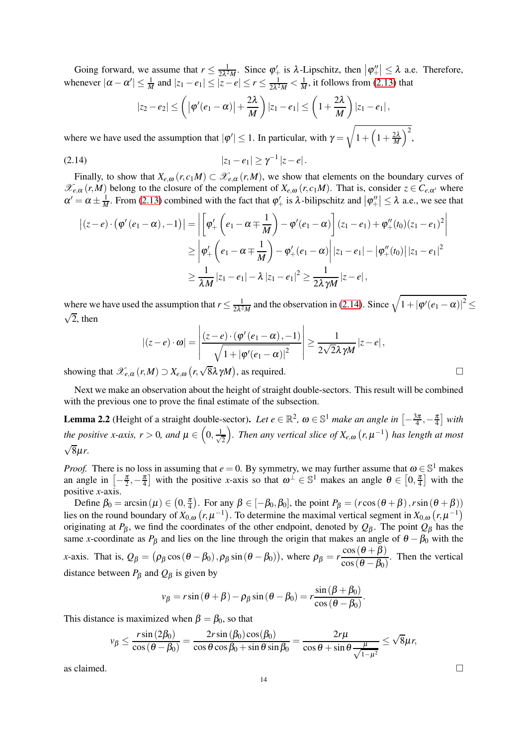Going forward, we assume that $r \leq \frac{1}{2\lambda^2 M}$. Since $\varphi_+'$ is $\lambda$-Lipschitz, then $\left|\varphi_+''\right| \leq \lambda$ a.e. Therefore, whenever $|\alpha - \alpha'| \leq \frac{1}{M}$ and $|z_1 - e_1| \leq |z - e| \leq r \leq \frac{1}{2\lambda^2 M} < \frac{1}{M}$, it follows from (2.13) that

$$|z_2 - e_2| \leq \left( \left|\varphi'(e_1 - \alpha)\right| + \frac{2\lambda}{M} \right) |z_1 - e_1| \leq \left( 1 + \frac{2\lambda}{M} \right) |z_1 - e_1|,$$

where we have used the assumption that $|\varphi'| \leq 1$. In particular, with $\gamma = \sqrt{1 + \left(1 + \frac{2\lambda}{M}\right)^2}$,

$$|z_1 - e_1| \geq \gamma^{-1} |z - e|. \tag{2.14}$$

Finally, to show that $X_{e,\omega}(r, c_1 M) \subset \mathscr{X}_{e,\alpha}(r,M)$, we show that elements on the boundary curves of $\mathscr{X}_{e,\alpha}(r,M)$ belong to the closure of the complement of $X_{e,\omega}(r, c_1 M)$. That is, consider $z \in C_{e,\alpha'}$ where $\alpha' = \alpha \pm \frac{1}{M}$. From (2.13) combined with the fact that $\varphi_+'$ is $\lambda$-bilipschitz and $\left|\varphi_+''\right| \leq \lambda$ a.e., we see that

$$\begin{aligned}
\left|(z-e)\cdot\left(\varphi'(e_1-\alpha), -1\right)\right| &= \left| \left[ \varphi_+'\left(e_1 - \alpha \mp \frac{1}{M}\right) - \varphi'(e_1 - \alpha) \right](z_1 - e_1) + \varphi_+''(t_0)(z_1 - e_1)^2 \right| \\
&\geq \left| \varphi_+'\left(e_1 - \alpha \mp \frac{1}{M}\right) - \varphi_+'(e_1 - \alpha) \right| |z_1 - e_1| - \left|\varphi_+''(t_0)\right| |z_1 - e_1|^2 \\
&\geq \frac{1}{\lambda M} |z_1 - e_1| - \lambda |z_1 - e_1|^2 \geq \frac{1}{2\lambda\gamma M} |z - e|,
\end{aligned}$$

where we have used the assumption that $r \leq \frac{1}{2\lambda^2 M}$ and the observation in (2.14). Since $\sqrt{1 + |\varphi'(e_1 - \alpha)|^2} \leq \sqrt{2}$, then

$$|(z-e)\cdot\omega| = \left| \frac{(z-e)\cdot\left(\varphi'(e_1-\alpha), -1\right)}{\sqrt{1 + |\varphi'(e_1 - \alpha)|^2}} \right| \geq \frac{1}{2\sqrt{2}\lambda\gamma M} |z - e|,$$

showing that $\mathscr{X}_{e,\alpha}(r,M) \supset X_{e,\omega}\left(r, \sqrt{8}\lambda\gamma M\right)$, as required. $\square$

Next we make an observation about the height of straight double-sectors. This result will be combined with the previous one to prove the final estimate of the subsection.

**Lemma 2.2** (Height of a straight double-sector)**.** *Let $e \in \mathbb{R}^2$, $\omega \in \mathbb{S}^1$ make an angle in $\left[-\frac{3\pi}{4}, -\frac{\pi}{4}\right]$ with the positive x-axis, $r > 0$, and $\mu \in \left(0, \frac{1}{\sqrt{2}}\right)$. Then any vertical slice of $X_{e,\omega}\left(r, \mu^{-1}\right)$ has length at most $\sqrt{8}\mu r$.*

*Proof.* There is no loss in assuming that $e = 0$. By symmetry, we may further assume that $\omega \in \mathbb{S}^1$ makes an angle in $\left[-\frac{\pi}{2}, -\frac{\pi}{4}\right]$ with the positive $x$-axis so that $\omega^\perp \in \mathbb{S}^1$ makes an angle $\theta \in \left[0, \frac{\pi}{4}\right]$ with the positive $x$-axis.

Define $\beta_0 = \arcsin(\mu) \in \left(0, \frac{\pi}{4}\right)$. For any $\beta \in [-\beta_0, \beta_0]$, the point $P_\beta = (r\cos(\theta + \beta), r\sin(\theta + \beta))$ lies on the round boundary of $X_{0,\omega}\left(r, \mu^{-1}\right)$. To determine the maximal vertical segment in $X_{0,\omega}\left(r, \mu^{-1}\right)$ originating at $P_\beta$, we find the coordinates of the other endpoint, denoted by $Q_\beta$. The point $Q_\beta$ has the same $x$-coordinate as $P_\beta$ and lies on the line through the origin that makes an angle of $\theta - \beta_0$ with the $x$-axis. That is, $Q_\beta = \left(\rho_\beta \cos(\theta - \beta_0), \rho_\beta \sin(\theta - \beta_0)\right)$, where $\rho_\beta = r\dfrac{\cos(\theta + \beta)}{\cos(\theta - \beta_0)}$. Then the vertical distance between $P_\beta$ and $Q_\beta$ is given by

$$v_\beta = r\sin(\theta + \beta) - \rho_\beta \sin(\theta - \beta_0) = r\frac{\sin(\beta + \beta_0)}{\cos(\theta - \beta_0)}.$$

This distance is maximized when $\beta = \beta_0$, so that

$$v_\beta \leq \frac{r\sin(2\beta_0)}{\cos(\theta - \beta_0)} = \frac{2r\sin(\beta_0)\cos(\beta_0)}{\cos\theta\cos\beta_0 + \sin\theta\sin\beta_0} = \frac{2r\mu}{\cos\theta + \sin\theta\frac{\mu}{\sqrt{1-\mu^2}}} \leq \sqrt{8}\mu r,$$

as claimed. $\square$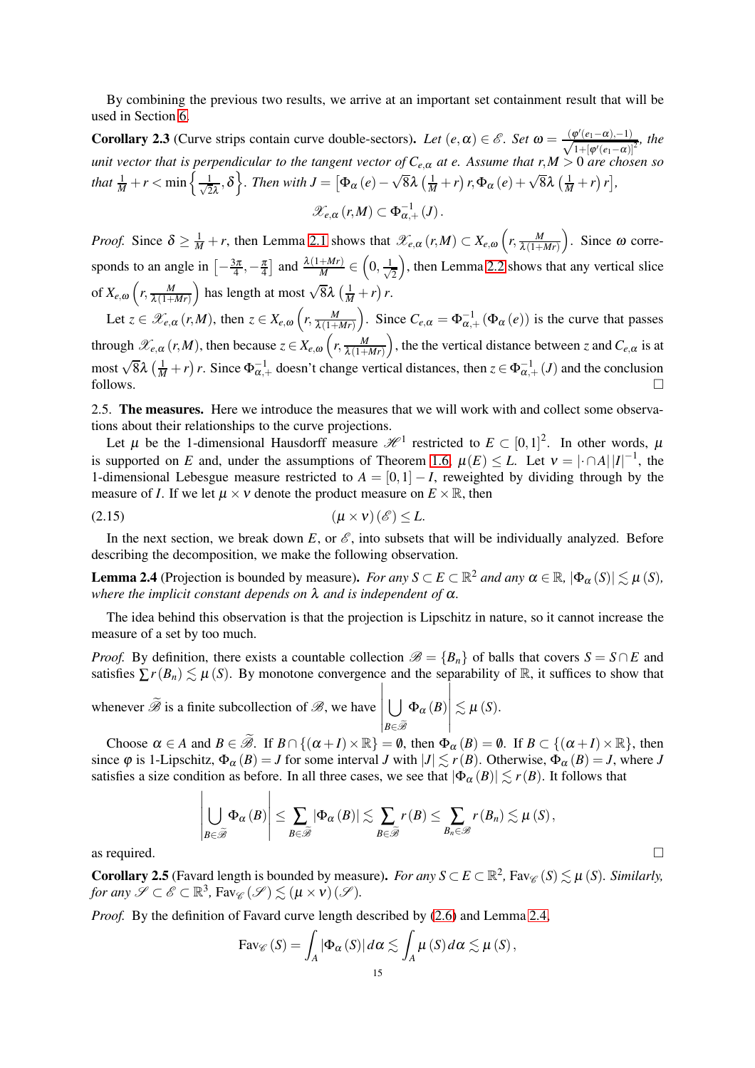By combining the previous two results, we arrive at an important set containment result that will be used in Section 6.

**Corollary 2.3** (Curve strips contain curve double-sectors)**.** *Let $(e,\alpha) \in \mathscr{E}$. Set $\omega = \frac{(\varphi'(e_1-\alpha),-1)}{\sqrt{1+[\varphi'(e_1-\alpha)]^2}}$, the unit vector that is perpendicular to the tangent vector of $C_{e,\alpha}$ at $e$. Assume that $r, M > 0$ are chosen so that $\frac{1}{M} + r < \min\left\{\frac{1}{\sqrt{2}\lambda}, \delta\right\}$. Then with $J = \left[\Phi_\alpha(e) - \sqrt{8}\lambda\left(\frac{1}{M}+r\right)r, \Phi_\alpha(e) + \sqrt{8}\lambda\left(\frac{1}{M}+r\right)r\right]$,*

$$\mathscr{X}_{e,\alpha}(r,M) \subset \Phi_{\alpha,+}^{-1}(J).$$

*Proof.* Since $\delta \geq \frac{1}{M} + r$, then Lemma 2.1 shows that $\mathscr{X}_{e,\alpha}(r,M) \subset X_{e,\omega}\left(r, \frac{M}{\lambda(1+Mr)}\right)$. Since $\omega$ corresponds to an angle in $\left[-\frac{3\pi}{4}, -\frac{\pi}{4}\right]$ and $\frac{\lambda(1+Mr)}{M} \in \left(0, \frac{1}{\sqrt{2}}\right)$, then Lemma 2.2 shows that any vertical slice of $X_{e,\omega}\left(r, \frac{M}{\lambda(1+Mr)}\right)$ has length at most $\sqrt{8}\lambda\left(\frac{1}{M}+r\right)r$.

Let $z \in \mathscr{X}_{e,\alpha}(r,M)$, then $z \in X_{e,\omega}\left(r, \frac{M}{\lambda(1+Mr)}\right)$. Since $C_{e,\alpha} = \Phi_{\alpha,+}^{-1}(\Phi_\alpha(e))$ is the curve that passes through $\mathscr{X}_{e,\alpha}(r,M)$, then because $z \in X_{e,\omega}\left(r, \frac{M}{\lambda(1+Mr)}\right)$, the vertical distance between $z$ and $C_{e,\alpha}$ is at most $\sqrt{8}\lambda\left(\frac{1}{M}+r\right)r$. Since $\Phi_{\alpha,+}^{-1}$ doesn't change vertical distances, then $z \in \Phi_{\alpha,+}^{-1}(J)$ and the conclusion follows. $\square$

2.5. **The measures.** Here we introduce the measures that we will work with and collect some observations about their relationships to the curve projections.

Let $\mu$ be the 1-dimensional Hausdorff measure $\mathscr{H}^1$ restricted to $E \subset [0,1]^2$. In other words, $\mu$ is supported on $E$ and, under the assumptions of Theorem 1.6, $\mu(E) \leq L$. Let $\nu = |\cdot \cap A|\,|I|^{-1}$, the 1-dimensional Lebesgue measure restricted to $A = [0,1] - I$, reweighted by dividing through by the measure of $I$. If we let $\mu \times \nu$ denote the product measure on $E \times \mathbb{R}$, then

$$(\mu \times \nu)(\mathscr{E}) \leq L. \tag{2.15}$$

In the next section, we break down $E$, or $\mathscr{E}$, into subsets that will be individually analyzed. Before describing the decomposition, we make the following observation.

**Lemma 2.4** (Projection is bounded by measure)**.** *For any $S \subset E \subset \mathbb{R}^2$ and any $\alpha \in \mathbb{R}$, $|\Phi_\alpha(S)| \lesssim \mu(S)$, where the implicit constant depends on $\lambda$ and is independent of $\alpha$.*

The idea behind this observation is that the projection is Lipschitz in nature, so it cannot increase the measure of a set by too much.

*Proof.* By definition, there exists a countable collection $\mathscr{B} = \{B_n\}$ of balls that covers $S = S \cap E$ and satisfies $\sum r(B_n) \lesssim \mu(S)$. By monotone convergence and the separability of $\mathbb{R}$, it suffices to show that whenever $\widetilde{\mathscr{B}}$ is a finite subcollection of $\mathscr{B}$, we have $\left|\bigcup_{B \in \widetilde{\mathscr{B}}} \Phi_\alpha(B)\right| \lesssim \mu(S)$.

Choose $\alpha \in A$ and $B \in \widetilde{\mathscr{B}}$. If $B \cap \{(\alpha + I) \times \mathbb{R}\} = \emptyset$, then $\Phi_\alpha(B) = \emptyset$. If $B \subset \{(\alpha + I) \times \mathbb{R}\}$, then since $\varphi$ is 1-Lipschitz, $\Phi_\alpha(B) = J$ for some interval $J$ with $|J| \lesssim r(B)$. Otherwise, $\Phi_\alpha(B) = J$, where $J$ satisfies a size condition as before. In all three cases, we see that $|\Phi_\alpha(B)| \lesssim r(B)$. It follows that

$$\left|\bigcup_{B \in \widetilde{\mathscr{B}}} \Phi_\alpha(B)\right| \leq \sum_{B \in \widetilde{\mathscr{B}}} |\Phi_\alpha(B)| \lesssim \sum_{B \in \widetilde{\mathscr{B}}} r(B) \leq \sum_{B_n \in \mathscr{B}} r(B_n) \lesssim \mu(S),$$

as required. $\square$

**Corollary 2.5** (Favard length is bounded by measure)**.** *For any $S \subset E \subset \mathbb{R}^2$, $\text{Fav}_{\mathscr{C}}(S) \lesssim \mu(S)$. Similarly, for any $\mathscr{S} \subset \mathscr{E} \subset \mathbb{R}^3$, $\text{Fav}_{\mathscr{C}}(\mathscr{S}) \lesssim (\mu \times \nu)(\mathscr{S})$.*

*Proof.* By the definition of Favard curve length described by (2.6) and Lemma 2.4,

$$\text{Fav}_{\mathscr{C}}(S) = \int_A |\Phi_\alpha(S)|\, d\alpha \lesssim \int_A \mu(S)\, d\alpha \lesssim \mu(S),$$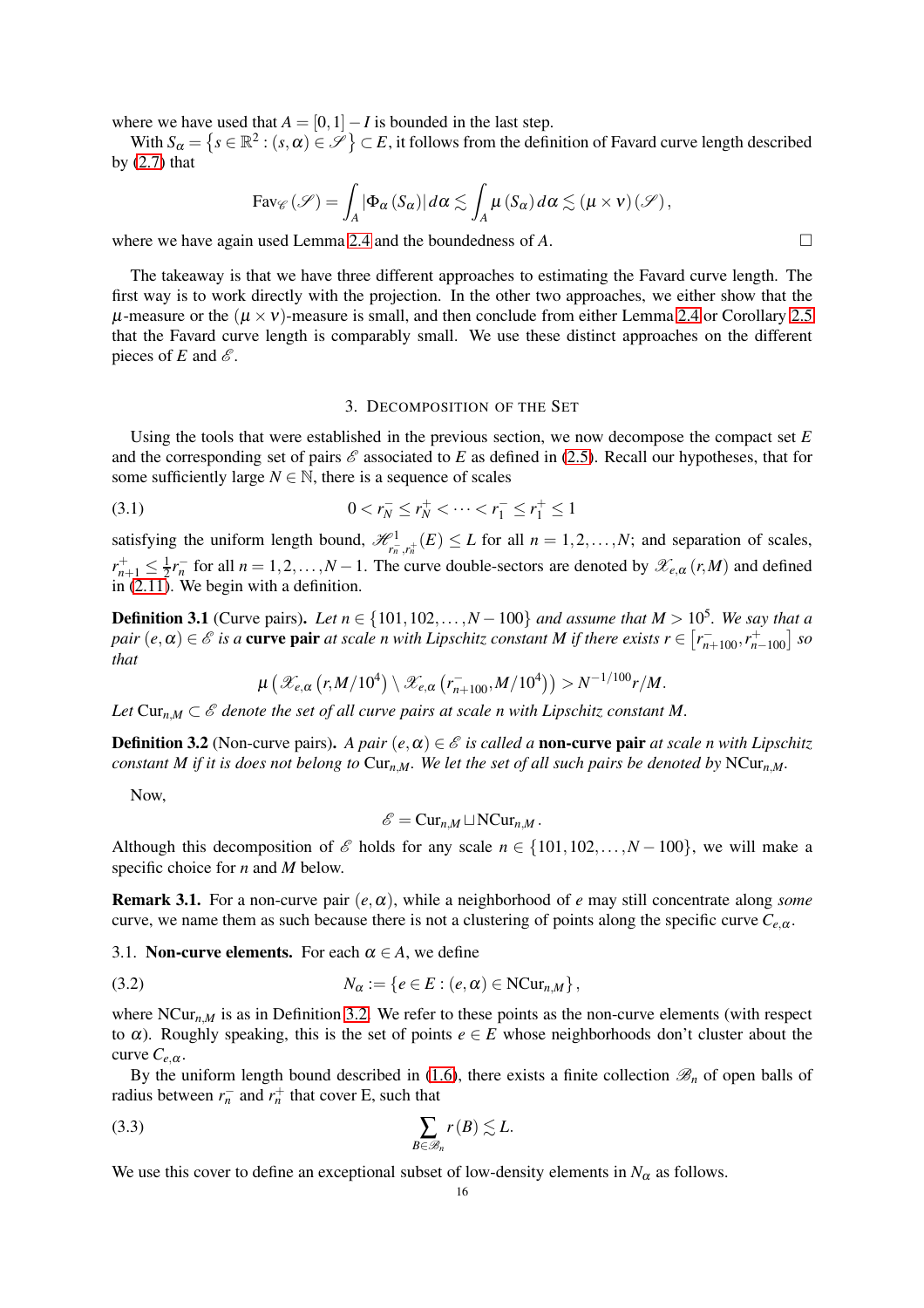where we have used that $A = [0,1] - I$ is bounded in the last step.

With $S_\alpha = \left\{ s \in \mathbb{R}^2 : (s,\alpha) \in \mathscr{S} \right\} \subset E$, it follows from the definition of Favard curve length described by (2.7) that

$$\mathrm{Fav}_{\mathscr{C}}(\mathscr{S}) = \int_A |\Phi_\alpha(S_\alpha)|\, d\alpha \lesssim \int_A \mu(S_\alpha)\, d\alpha \lesssim (\mu \times \nu)(\mathscr{S}),$$

where we have again used Lemma 2.4 and the boundedness of $A$. □

The takeaway is that we have three different approaches to estimating the Favard curve length. The first way is to work directly with the projection. In the other two approaches, we either show that the $\mu$-measure or the $(\mu \times \nu)$-measure is small, and then conclude from either Lemma 2.4 or Corollary 2.5 that the Favard curve length is comparably small. We use these distinct approaches on the different pieces of $E$ and $\mathscr{E}$.

## 3. Decomposition of the Set

Using the tools that were established in the previous section, we now decompose the compact set $E$ and the corresponding set of pairs $\mathscr{E}$ associated to $E$ as defined in (2.5). Recall our hypotheses, that for some sufficiently large $N \in \mathbb{N}$, there is a sequence of scales

$$0 < r_N^- \le r_N^+ < \cdots < r_1^- \le r_1^+ \le 1 \tag{3.1}$$

satisfying the uniform length bound, $\mathscr{H}^1_{r_n^-, r_n^+}(E) \le L$ for all $n = 1,2,\ldots,N$; and separation of scales, $r_{n+1}^+ \le \frac{1}{2} r_n^-$ for all $n = 1,2,\ldots,N-1$. The curve double-sectors are denoted by $\mathscr{X}_{e,\alpha}(r,M)$ and defined in (2.11). We begin with a definition.

**Definition 3.1** (Curve pairs). *Let $n \in \{101, 102, \ldots, N-100\}$ and assume that $M > 10^5$. We say that a pair $(e,\alpha) \in \mathscr{E}$ is a* **curve pair** *at scale $n$ with Lipschitz constant $M$ if there exists $r \in \left[r_{n+100}^-, r_{n-100}^+\right]$ so that*

$$\mu\left(\mathscr{X}_{e,\alpha}\left(r, M/10^4\right) \setminus \mathscr{X}_{e,\alpha}\left(r_{n+100}^-, M/10^4\right)\right) > N^{-1/100} r/M.$$

*Let $\mathrm{Cur}_{n,M} \subset \mathscr{E}$ denote the set of all curve pairs at scale $n$ with Lipschitz constant $M$.*

**Definition 3.2** (Non-curve pairs). *A pair $(e,\alpha) \in \mathscr{E}$ is called a* **non-curve pair** *at scale $n$ with Lipschitz constant $M$ if it is does not belong to $\mathrm{Cur}_{n,M}$. We let the set of all such pairs be denoted by $\mathrm{NCur}_{n,M}$.*

Now,

$$\mathscr{E} = \mathrm{Cur}_{n,M} \sqcup \mathrm{NCur}_{n,M}.$$

Although this decomposition of $\mathscr{E}$ holds for any scale $n \in \{101, 102, \ldots, N-100\}$, we will make a specific choice for $n$ and $M$ below.

**Remark 3.1.** For a non-curve pair $(e,\alpha)$, while a neighborhood of $e$ may still concentrate along *some* curve, we name them as such because there is not a clustering of points along the specific curve $C_{e,\alpha}$.

### 3.1. Non-curve elements.

For each $\alpha \in A$, we define

$$N_\alpha := \{e \in E : (e,\alpha) \in \mathrm{NCur}_{n,M}\}, \tag{3.2}$$

where $\mathrm{NCur}_{n,M}$ is as in Definition 3.2. We refer to these points as the non-curve elements (with respect to $\alpha$). Roughly speaking, this is the set of points $e \in E$ whose neighborhoods don't cluster about the curve $C_{e,\alpha}$.

By the uniform length bound described in (1.6), there exists a finite collection $\mathscr{B}_n$ of open balls of radius between $r_n^-$ and $r_n^+$ that cover E, such that

$$\sum_{B \in \mathscr{B}_n} r(B) \lesssim L. \tag{3.3}$$

We use this cover to define an exceptional subset of low-density elements in $N_\alpha$ as follows.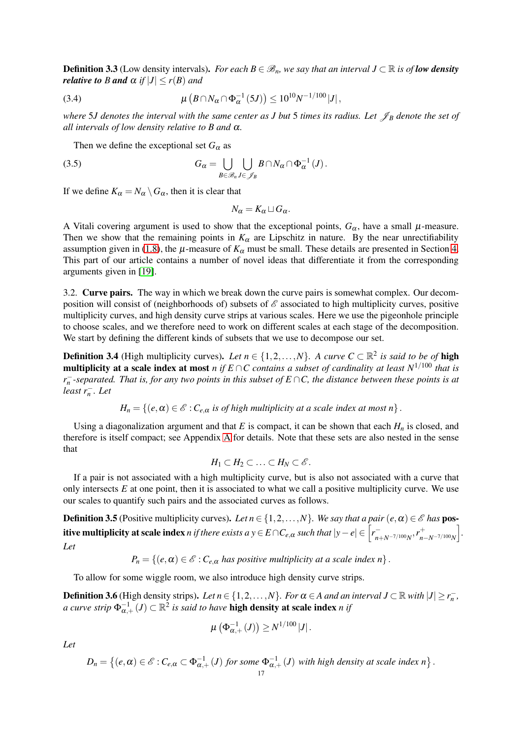**Definition 3.3** (Low density intervals)**.** *For each $B \in \mathscr{B}_n$, we say that an interval $J \subset \mathbb{R}$ is of* ***low density relative to*** *$B$* ***and*** *$\alpha$ if $|J| \le r(B)$ and*

$$\mu\left(B \cap N_\alpha \cap \Phi_\alpha^{-1}(5J)\right) \le 10^{10} N^{-1/100} |J|, \tag{3.4}$$

*where $5J$ denotes the interval with the same center as $J$ but 5 times its radius. Let $\mathscr{J}_B$ denote the set of all intervals of low density relative to $B$ and $\alpha$.*

Then we define the exceptional set $G_\alpha$ as

$$G_\alpha = \bigcup_{B \in \mathscr{B}_n} \bigcup_{J \in \mathscr{J}_B} B \cap N_\alpha \cap \Phi_\alpha^{-1}(J). \tag{3.5}$$

If we define $K_\alpha = N_\alpha \setminus G_\alpha$, then it is clear that

$$N_\alpha = K_\alpha \sqcup G_\alpha.$$

A Vitali covering argument is used to show that the exceptional points, $G_\alpha$, have a small $\mu$-measure. Then we show that the remaining points in $K_\alpha$ are Lipschitz in nature. By the near unrectifiability assumption given in (1.8), the $\mu$-measure of $K_\alpha$ must be small. These details are presented in Section 4. This part of our article contains a number of novel ideas that differentiate it from the corresponding arguments given in [19].

3.2. **Curve pairs.** The way in which we break down the curve pairs is somewhat complex. Our decomposition will consist of (neighborhoods of) subsets of $\mathscr{E}$ associated to high multiplicity curves, positive multiplicity curves, and high density curve strips at various scales. Here we use the pigeonhole principle to choose scales, and we therefore need to work on different scales at each stage of the decomposition. We start by defining the different kinds of subsets that we use to decompose our set.

**Definition 3.4** (High multiplicity curves)**.** *Let $n \in \{1, 2, \ldots, N\}$. A curve $C \subset \mathbb{R}^2$ is said to be of* **high multiplicity at a scale index at most** *$n$ if $E \cap C$ contains a subset of cardinality at least $N^{1/100}$ that is $r_n^-$-separated. That is, for any two points in this subset of $E \cap C$, the distance between these points is at least $r_n^-$. Let*

$$H_n = \{(e, \alpha) \in \mathscr{E} : C_{e,\alpha} \text{ is of high multiplicity at a scale index at most } n\}.$$

Using a diagonalization argument and that $E$ is compact, it can be shown that each $H_n$ is closed, and therefore is itself compact; see Appendix A for details. Note that these sets are also nested in the sense that

$$H_1 \subset H_2 \subset \ldots \subset H_N \subset \mathscr{E}.$$

If a pair is not associated with a high multiplicity curve, but is also not associated with a curve that only intersects $E$ at one point, then it is associated to what we call a positive multiplicity curve. We use our scales to quantify such pairs and the associated curves as follows.

**Definition 3.5** (Positive multiplicity curves)**.** *Let $n \in \{1, 2, \ldots, N\}$. We say that a pair $(e, \alpha) \in \mathscr{E}$ has* **positive multiplicity at scale index** *$n$ if there exists a $y \in E \cap C_{e,\alpha}$ such that $|y - e| \in \left[r^-_{n+N^{-7/100}N}, r^+_{n-N^{-7/100}N}\right]$. Let*

$$P_n = \{(e, \alpha) \in \mathscr{E} : C_{e,\alpha} \text{ has positive multiplicity at a scale index } n\}.$$

To allow for some wiggle room, we also introduce high density curve strips.

**Definition 3.6** (High density strips)**.** *Let $n \in \{1, 2, \ldots, N\}$. For $\alpha \in A$ and an interval $J \subset \mathbb{R}$ with $|J| \ge r_n^-$, a curve strip $\Phi_{\alpha,+}^{-1}(J) \subset \mathbb{R}^2$ is said to have* **high density at scale index** *$n$ if*

$$\mu\left(\Phi_{\alpha,+}^{-1}(J)\right) \ge N^{1/100} |J|.$$

*Let*

$$D_n = \left\{(e, \alpha) \in \mathscr{E} : C_{e,\alpha} \subset \Phi_{\alpha,+}^{-1}(J) \text{ for some } \Phi_{\alpha,+}^{-1}(J) \text{ with high density at scale index } n\right\}.$$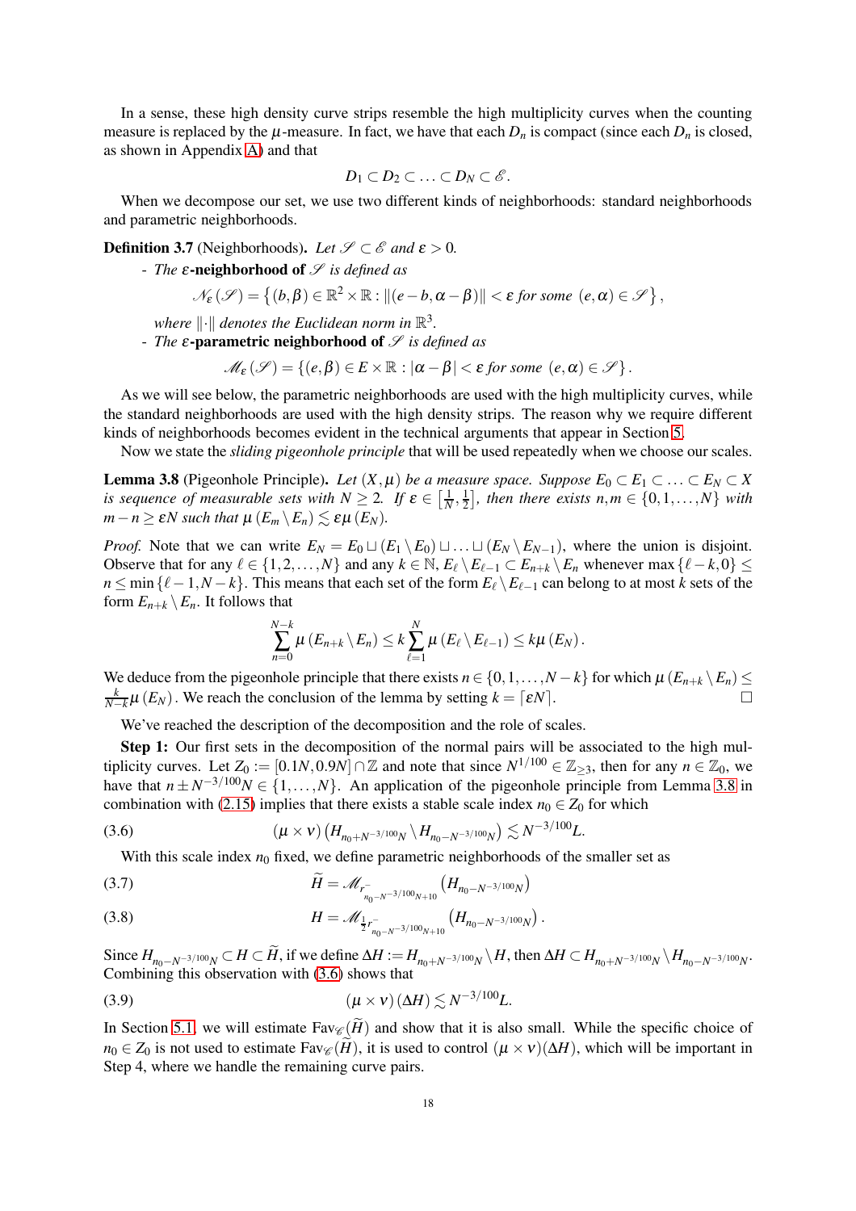In a sense, these high density curve strips resemble the high multiplicity curves when the counting measure is replaced by the $\mu$-measure. In fact, we have that each $D_n$ is compact (since each $D_n$ is closed, as shown in Appendix A) and that

$$D_1 \subset D_2 \subset \ldots \subset D_N \subset \mathscr{E}.$$

When we decompose our set, we use two different kinds of neighborhoods: standard neighborhoods and parametric neighborhoods.

**Definition 3.7** (Neighborhoods)**.** *Let $\mathscr{S} \subset \mathscr{E}$ and $\varepsilon > 0$.*

- *The* **$\varepsilon$-neighborhood of $\mathscr{S}$** *is defined as*

$$\mathscr{N}_\varepsilon(\mathscr{S}) = \left\{ (b,\beta) \in \mathbb{R}^2 \times \mathbb{R} : \|(e-b,\alpha-\beta)\| < \varepsilon \text{ for some } (e,\alpha) \in \mathscr{S} \right\},$$

*where $\|\cdot\|$ denotes the Euclidean norm in $\mathbb{R}^3$.*

- *The* **$\varepsilon$-parametric neighborhood of $\mathscr{S}$** *is defined as*

$$\mathscr{M}_\varepsilon(\mathscr{S}) = \left\{ (e,\beta) \in E \times \mathbb{R} : |\alpha - \beta| < \varepsilon \text{ for some } (e,\alpha) \in \mathscr{S} \right\}.$$

As we will see below, the parametric neighborhoods are used with the high multiplicity curves, while the standard neighborhoods are used with the high density strips. The reason why we require different kinds of neighborhoods becomes evident in the technical arguments that appear in Section 5.

Now we state the *sliding pigeonhole principle* that will be used repeatedly when we choose our scales.

**Lemma 3.8** (Pigeonhole Principle)**.** *Let $(X,\mu)$ be a measure space. Suppose $E_0 \subset E_1 \subset \ldots \subset E_N \subset X$ is sequence of measurable sets with $N \geq 2$. If $\varepsilon \in \left[\frac{1}{N}, \frac{1}{2}\right]$, then there exists $n,m \in \{0,1,\ldots,N\}$ with $m-n \geq \varepsilon N$ such that $\mu(E_m \setminus E_n) \lesssim \varepsilon \mu(E_N)$.*

*Proof.* Note that we can write $E_N = E_0 \sqcup (E_1 \setminus E_0) \sqcup \ldots \sqcup (E_N \setminus E_{N-1})$, where the union is disjoint. Observe that for any $\ell \in \{1,2,\ldots,N\}$ and any $k \in \mathbb{N}$, $E_\ell \setminus E_{\ell-1} \subset E_{n+k} \setminus E_n$ whenever $\max\{\ell-k,0\} \leq n \leq \min\{\ell-1,N-k\}$. This means that each set of the form $E_\ell \setminus E_{\ell-1}$ can belong to at most $k$ sets of the form $E_{n+k} \setminus E_n$. It follows that

$$\sum_{n=0}^{N-k} \mu(E_{n+k} \setminus E_n) \leq k \sum_{\ell=1}^{N} \mu(E_\ell \setminus E_{\ell-1}) \leq k\mu(E_N).$$

We deduce from the pigeonhole principle that there exists $n \in \{0,1,\ldots,N-k\}$ for which $\mu(E_{n+k} \setminus E_n) \leq \frac{k}{N-k}\mu(E_N)$. We reach the conclusion of the lemma by setting $k = \lceil \varepsilon N \rceil$. $\square$

We've reached the description of the decomposition and the role of scales.

**Step 1:** Our first sets in the decomposition of the normal pairs will be associated to the high multiplicity curves. Let $Z_0 := [0.1N, 0.9N] \cap \mathbb{Z}$ and note that since $N^{1/100} \in \mathbb{Z}_{\geq 3}$, then for any $n \in \mathbb{Z}_0$, we have that $n \pm N^{-3/100}N \in \{1,\ldots,N\}$. An application of the pigeonhole principle from Lemma 3.8 in combination with (2.15) implies that there exists a stable scale index $n_0 \in Z_0$ for which

$$(\mu \times \nu)\left(H_{n_0+N^{-3/100}N} \setminus H_{n_0-N^{-3/100}N}\right) \lesssim N^{-3/100}L. \tag{3.6}$$

With this scale index $n_0$ fixed, we define parametric neighborhoods of the smaller set as

$$\widetilde{H} = \mathscr{M}_{r^-_{n_0-N^{-3/100}N+10}}\left(H_{n_0-N^{-3/100}N}\right) \tag{3.7}$$

$$H = \mathscr{M}_{\frac{1}{2}r^-_{n_0-N^{-3/100}N+10}}\left(H_{n_0-N^{-3/100}N}\right). \tag{3.8}$$

Since $H_{n_0-N^{-3/100}N} \subset H \subset \widetilde{H}$, if we define $\Delta H := H_{n_0+N^{-3/100}N} \setminus H$, then $\Delta H \subset H_{n_0+N^{-3/100}N} \setminus H_{n_0-N^{-3/100}N}$. Combining this observation with (3.6) shows that

$$(\mu \times \nu)(\Delta H) \lesssim N^{-3/100}L. \tag{3.9}$$

In Section 5.1, we will estimate $\text{Fav}_{\mathscr{C}}(\widetilde{H})$ and show that it is also small. While the specific choice of $n_0 \in Z_0$ is not used to estimate $\text{Fav}_{\mathscr{C}}(\widetilde{H})$, it is used to control $(\mu \times \nu)(\Delta H)$, which will be important in Step 4, where we handle the remaining curve pairs.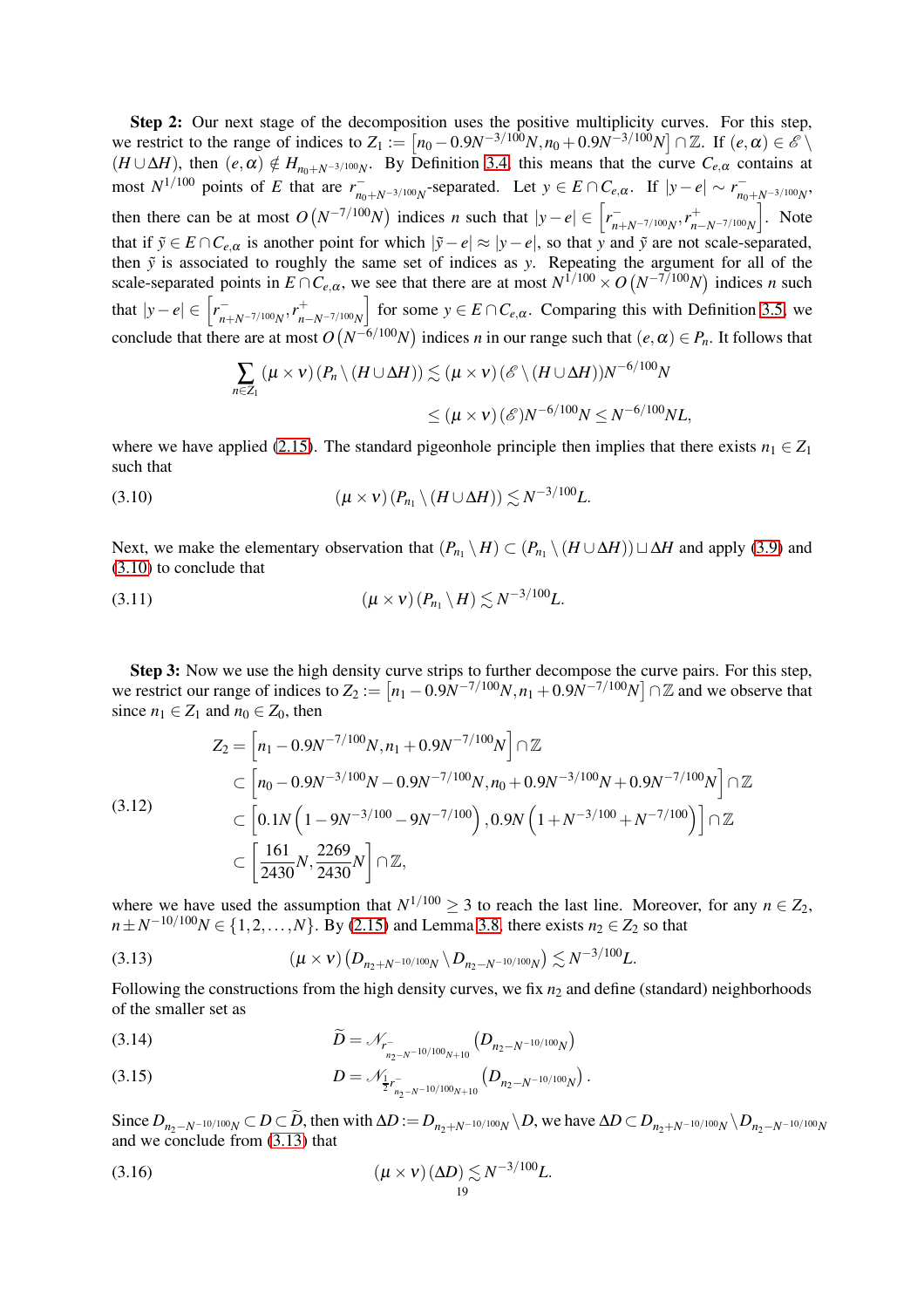**Step 2:** Our next stage of the decomposition uses the positive multiplicity curves. For this step, we restrict to the range of indices to $Z_1 := \left[n_0 - 0.9N^{-3/100}N, n_0 + 0.9N^{-3/100}N\right] \cap \mathbb{Z}$. If $(e,\alpha) \in \mathscr{E} \setminus (H \cup \Delta H)$, then $(e,\alpha) \notin H_{n_0+N^{-3/100}N}$. By Definition 3.4, this means that the curve $C_{e,\alpha}$ contains at most $N^{1/100}$ points of $E$ that are $r^-_{n_0+N^{-3/100}N}$-separated. Let $y \in E \cap C_{e,\alpha}$. If $|y-e| \sim r^-_{n_0+N^{-3/100}N}$, then there can be at most $O\left(N^{-7/100}N\right)$ indices $n$ such that $|y-e| \in \left[r^-_{n+N^{-7/100}N}, r^+_{n-N^{-7/100}N}\right]$. Note that if $\tilde{y} \in E \cap C_{e,\alpha}$ is another point for which $|\tilde{y}-e| \approx |y-e|$, so that $y$ and $\tilde{y}$ are not scale-separated, then $\tilde{y}$ is associated to roughly the same set of indices as $y$. Repeating the argument for all of the scale-separated points in $E \cap C_{e,\alpha}$, we see that there are at most $N^{1/100} \times O\left(N^{-7/100}N\right)$ indices $n$ such that $|y-e| \in \left[r^-_{n+N^{-7/100}N}, r^+_{n-N^{-7/100}N}\right]$ for some $y \in E \cap C_{e,\alpha}$. Comparing this with Definition 3.5, we conclude that there are at most $O\left(N^{-6/100}N\right)$ indices $n$ in our range such that $(e,\alpha) \in P_n$. It follows that

$$\sum_{n \in Z_1} (\mu \times \nu)(P_n \setminus (H \cup \Delta H)) \lesssim (\mu \times \nu)(\mathscr{E} \setminus (H \cup \Delta H)) N^{-6/100}N$$

$$\leq (\mu \times \nu)(\mathscr{E}) N^{-6/100}N \leq N^{-6/100}NL,$$

where we have applied (2.15). The standard pigeonhole principle then implies that there exists $n_1 \in Z_1$ such that

$$(\mu \times \nu)(P_{n_1} \setminus (H \cup \Delta H)) \lesssim N^{-3/100}L. \tag{3.10}$$

Next, we make the elementary observation that $(P_{n_1} \setminus H) \subset (P_{n_1} \setminus (H \cup \Delta H)) \sqcup \Delta H$ and apply (3.9) and (3.10) to conclude that

$$(\mu \times \nu)(P_{n_1} \setminus H) \lesssim N^{-3/100}L. \tag{3.11}$$

**Step 3:** Now we use the high density curve strips to further decompose the curve pairs. For this step, we restrict our range of indices to $Z_2 := \left[n_1 - 0.9N^{-7/100}N, n_1 + 0.9N^{-7/100}N\right] \cap \mathbb{Z}$ and we observe that since $n_1 \in Z_1$ and $n_0 \in Z_0$, then

$$\begin{aligned}
Z_2 &= \left[n_1 - 0.9N^{-7/100}N, n_1 + 0.9N^{-7/100}N\right] \cap \mathbb{Z} \\
&\subset \left[n_0 - 0.9N^{-3/100}N - 0.9N^{-7/100}N, n_0 + 0.9N^{-3/100}N + 0.9N^{-7/100}N\right] \cap \mathbb{Z} \\
&\subset \left[0.1N\left(1 - 9N^{-3/100} - 9N^{-7/100}\right), 0.9N\left(1 + N^{-3/100} + N^{-7/100}\right)\right] \cap \mathbb{Z} \\
&\subset \left[\frac{161}{2430}N, \frac{2269}{2430}N\right] \cap \mathbb{Z},
\end{aligned} \tag{3.12}$$

where we have used the assumption that $N^{1/100} \geq 3$ to reach the last line. Moreover, for any $n \in Z_2$, $n \pm N^{-10/100}N \in \{1, 2, \ldots, N\}$. By (2.15) and Lemma 3.8, there exists $n_2 \in Z_2$ so that

$$(\mu \times \nu)\left(D_{n_2+N^{-10/100}N} \setminus D_{n_2-N^{-10/100}N}\right) \lesssim N^{-3/100}L. \tag{3.13}$$

Following the constructions from the high density curves, we fix $n_2$ and define (standard) neighborhoods of the smaller set as

$$\widetilde{D} = \mathscr{N}_{r^-_{n_2-N^{-10/100}N+10}}\left(D_{n_2-N^{-10/100}N}\right) \tag{3.14}$$

$$D = \mathscr{N}_{\frac{1}{2}r^-_{n_2-N^{-10/100}N+10}}\left(D_{n_2-N^{-10/100}N}\right). \tag{3.15}$$

Since $D_{n_2-N^{-10/100}N} \subset D \subset \widetilde{D}$, then with $\Delta D := D_{n_2+N^{-10/100}N} \setminus D$, we have $\Delta D \subset D_{n_2+N^{-10/100}N} \setminus D_{n_2-N^{-10/100}N}$ and we conclude from (3.13) that

$$(\mu \times \nu)(\Delta D) \lesssim N^{-3/100}L. \tag{3.16}$$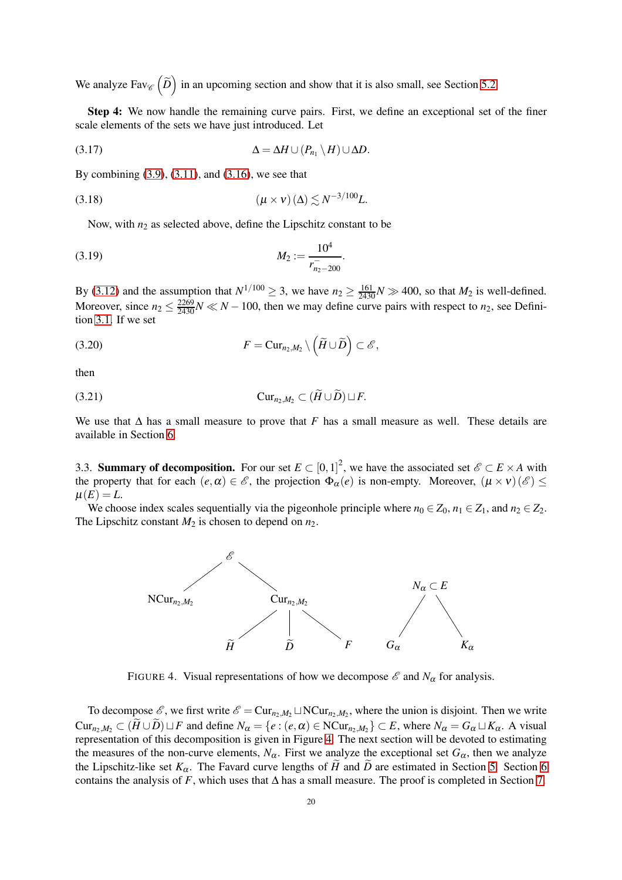We analyze $\mathrm{Fav}_{\mathscr{C}}\left(\widetilde{D}\right)$ in an upcoming section and show that it is also small, see Section 5.2.

**Step 4:** We now handle the remaining curve pairs. First, we define an exceptional set of the finer scale elements of the sets we have just introduced. Let

$$\Delta = \Delta H \cup (P_{n_1} \setminus H) \cup \Delta D. \tag{3.17}$$

By combining (3.9), (3.11), and (3.16), we see that

$$(\mu \times \nu)(\Delta) \lesssim N^{-3/100} L. \tag{3.18}$$

Now, with $n_2$ as selected above, define the Lipschitz constant to be

$$M_2 := \frac{10^4}{r^-_{n_2-200}}. \tag{3.19}$$

By (3.12) and the assumption that $N^{1/100} \geq 3$, we have $n_2 \geq \frac{161}{2430} N \gg 400$, so that $M_2$ is well-defined. Moreover, since $n_2 \leq \frac{2269}{2430} N \ll N - 100$, then we may define curve pairs with respect to $n_2$, see Definition 3.1. If we set

$$F = \mathrm{Cur}_{n_2,M_2} \setminus \left(\widetilde{H} \cup \widetilde{D}\right) \subset \mathscr{E}, \tag{3.20}$$

then

$$\mathrm{Cur}_{n_2,M_2} \subset (\widetilde{H} \cup \widetilde{D}) \sqcup F. \tag{3.21}$$

We use that $\Delta$ has a small measure to prove that $F$ has a small measure as well. These details are available in Section 6.

3.3. **Summary of decomposition.** For our set $E \subset [0,1]^2$, we have the associated set $\mathscr{E} \subset E \times A$ with the property that for each $(e, \alpha) \in \mathscr{E}$, the projection $\Phi_\alpha(e)$ is non-empty. Moreover, $(\mu \times \nu)(\mathscr{E}) \leq \mu(E) = L$.

We choose index scales sequentially via the pigeonhole principle where $n_0 \in Z_0$, $n_1 \in Z_1$, and $n_2 \in Z_2$. The Lipschitz constant $M_2$ is chosen to depend on $n_2$.

FIGURE 4. Visual representations of how we decompose $\mathscr{E}$ and $N_\alpha$ for analysis.

To decompose $\mathscr{E}$, we first write $\mathscr{E} = \mathrm{Cur}_{n_2,M_2} \sqcup \mathrm{NCur}_{n_2,M_2}$, where the union is disjoint. Then we write $\mathrm{Cur}_{n_2,M_2} \subset (\widetilde{H} \cup \widetilde{D}) \sqcup F$ and define $N_\alpha = \{e : (e, \alpha) \in \mathrm{NCur}_{n_2,M_2}\} \subset E$, where $N_\alpha = G_\alpha \sqcup K_\alpha$. A visual representation of this decomposition is given in Figure 4. The next section will be devoted to estimating the measures of the non-curve elements, $N_\alpha$. First we analyze the exceptional set $G_\alpha$, then we analyze the Lipschitz-like set $K_\alpha$. The Favard curve lengths of $\widetilde{H}$ and $\widetilde{D}$ are estimated in Section 5. Section 6 contains the analysis of $F$, which uses that $\Delta$ has a small measure. The proof is completed in Section 7.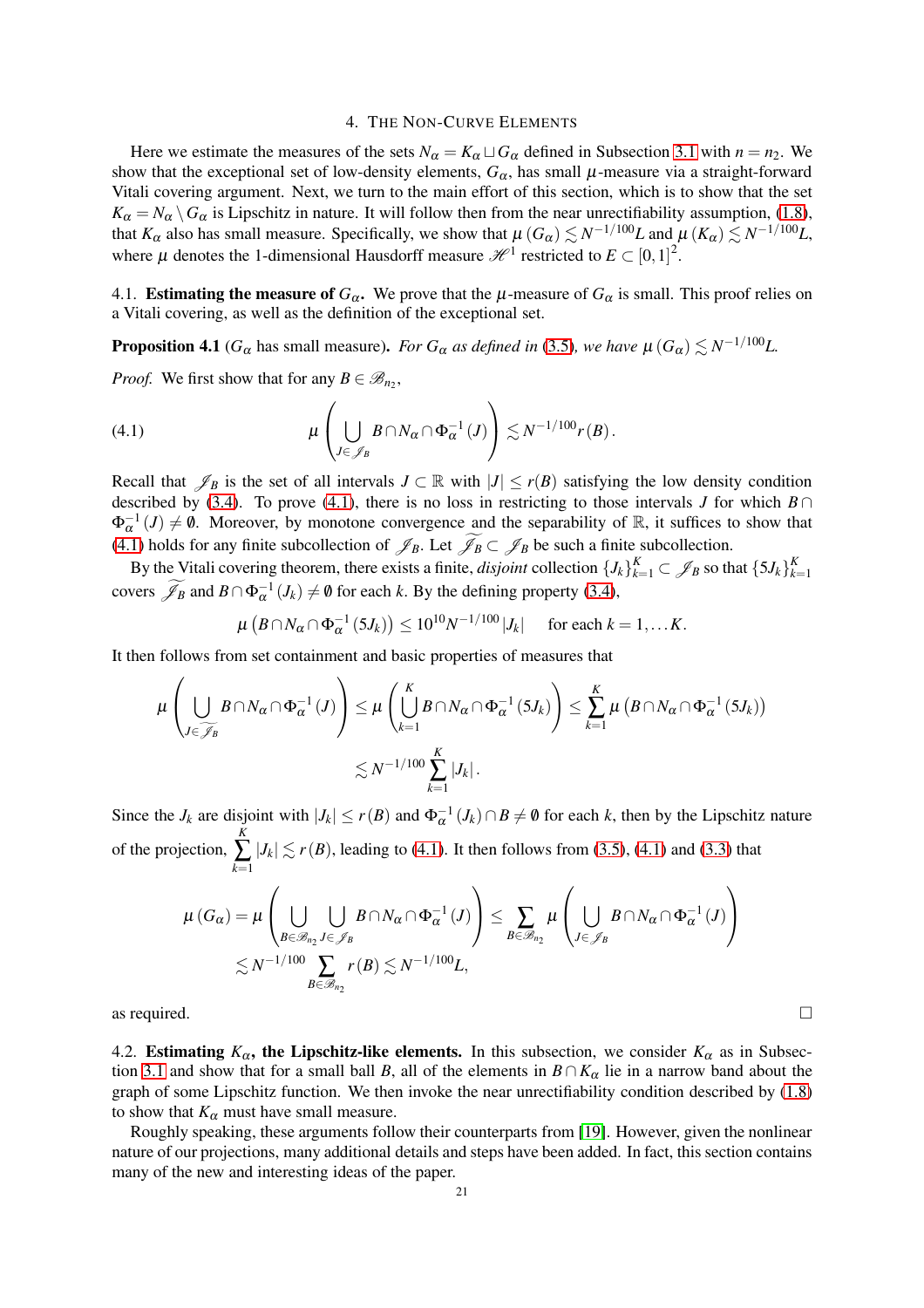## 4. The Non-Curve Elements

Here we estimate the measures of the sets $N_\alpha = K_\alpha \sqcup G_\alpha$ defined in Subsection 3.1 with $n = n_2$. We show that the exceptional set of low-density elements, $G_\alpha$, has small $\mu$-measure via a straight-forward Vitali covering argument. Next, we turn to the main effort of this section, which is to show that the set $K_\alpha = N_\alpha \setminus G_\alpha$ is Lipschitz in nature. It will follow then from the near unrectifiability assumption, (1.8), that $K_\alpha$ also has small measure. Specifically, we show that $\mu(G_\alpha) \lesssim N^{-1/100}L$ and $\mu(K_\alpha) \lesssim N^{-1/100}L$, where $\mu$ denotes the 1-dimensional Hausdorff measure $\mathscr{H}^1$ restricted to $E \subset [0,1]^2$.

### 4.1. Estimating the measure of $G_\alpha$.

We prove that the $\mu$-measure of $G_\alpha$ is small. This proof relies on a Vitali covering, as well as the definition of the exceptional set.

**Proposition 4.1** ($G_\alpha$ has small measure)**.** *For $G_\alpha$ as defined in (3.5), we have $\mu(G_\alpha) \lesssim N^{-1/100}L$.*

*Proof.* We first show that for any $B \in \mathscr{B}_{n_2}$,

$$\mu\left(\bigcup_{J \in \mathscr{J}_B} B \cap N_\alpha \cap \Phi_\alpha^{-1}(J)\right) \lesssim N^{-1/100} r(B). \tag{4.1}$$

Recall that $\mathscr{J}_B$ is the set of all intervals $J \subset \mathbb{R}$ with $|J| \le r(B)$ satisfying the low density condition described by (3.4). To prove (4.1), there is no loss in restricting to those intervals $J$ for which $B \cap \Phi_\alpha^{-1}(J) \neq \emptyset$. Moreover, by monotone convergence and the separability of $\mathbb{R}$, it suffices to show that (4.1) holds for any finite subcollection of $\mathscr{J}_B$. Let $\widetilde{\mathscr{J}_B} \subset \mathscr{J}_B$ be such a finite subcollection.

By the Vitali covering theorem, there exists a finite, *disjoint* collection $\{J_k\}_{k=1}^K \subset \mathscr{J}_B$ so that $\{5J_k\}_{k=1}^K$ covers $\widetilde{\mathscr{J}_B}$ and $B \cap \Phi_\alpha^{-1}(J_k) \neq \emptyset$ for each $k$. By the defining property (3.4),

$$\mu\left(B \cap N_\alpha \cap \Phi_\alpha^{-1}(5J_k)\right) \le 10^{10} N^{-1/100} |J_k| \quad \text{ for each } k = 1, \dots K.$$

It then follows from set containment and basic properties of measures that

$$\mu\left(\bigcup_{J \in \widetilde{\mathscr{J}_B}} B \cap N_\alpha \cap \Phi_\alpha^{-1}(J)\right) \le \mu\left(\bigcup_{k=1}^K B \cap N_\alpha \cap \Phi_\alpha^{-1}(5J_k)\right) \le \sum_{k=1}^K \mu\left(B \cap N_\alpha \cap \Phi_\alpha^{-1}(5J_k)\right)$$

$$\lesssim N^{-1/100} \sum_{k=1}^K |J_k|.$$

Since the $J_k$ are disjoint with $|J_k| \le r(B)$ and $\Phi_\alpha^{-1}(J_k) \cap B \neq \emptyset$ for each $k$, then by the Lipschitz nature of the projection, $\sum_{k=1}^K |J_k| \lesssim r(B)$, leading to (4.1). It then follows from (3.5), (4.1) and (3.3) that

$$\mu(G_\alpha) = \mu\left(\bigcup_{B \in \mathscr{B}_{n_2}} \bigcup_{J \in \mathscr{J}_B} B \cap N_\alpha \cap \Phi_\alpha^{-1}(J)\right) \le \sum_{B \in \mathscr{B}_{n_2}} \mu\left(\bigcup_{J \in \mathscr{J}_B} B \cap N_\alpha \cap \Phi_\alpha^{-1}(J)\right)$$

$$\lesssim N^{-1/100} \sum_{B \in \mathscr{B}_{n_2}} r(B) \lesssim N^{-1/100} L,$$

as required. $\square$

### 4.2. Estimating $K_\alpha$, the Lipschitz-like elements.

In this subsection, we consider $K_\alpha$ as in Subsection 3.1 and show that for a small ball $B$, all of the elements in $B \cap K_\alpha$ lie in a narrow band about the graph of some Lipschitz function. We then invoke the near unrectifiability condition described by (1.8) to show that $K_\alpha$ must have small measure.

Roughly speaking, these arguments follow their counterparts from [19]. However, given the nonlinear nature of our projections, many additional details and steps have been added. In fact, this section contains many of the new and interesting ideas of the paper.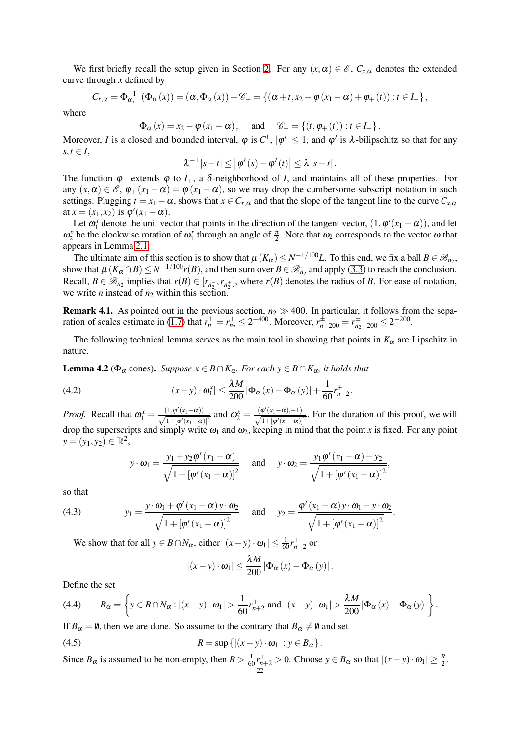We first briefly recall the setup given in Section 2. For any $(x,\alpha) \in \mathscr{E}$, $C_{x,\alpha}$ denotes the extended curve through $x$ defined by

$$C_{x,\alpha} = \Phi_{\alpha,+}^{-1}(\Phi_\alpha(x)) = (\alpha, \Phi_\alpha(x)) + \mathscr{C}_+ = \{(\alpha + t, x_2 - \varphi(x_1 - \alpha) + \varphi_+(t)) : t \in I_+\},$$

where

$$\Phi_\alpha(x) = x_2 - \varphi(x_1 - \alpha), \quad \text{and} \quad \mathscr{C}_+ = \{(t, \varphi_+(t)) : t \in I_+\}.$$

Moreover, $I$ is a closed and bounded interval, $\varphi$ is $C^1$, $|\varphi'| \le 1$, and $\varphi'$ is $\lambda$-bilipschitz so that for any $s,t \in I$,

$$\lambda^{-1}|s-t| \le |\varphi'(s) - \varphi'(t)| \le \lambda|s-t|.$$

The function $\varphi_+$ extends $\varphi$ to $I_+$, a $\delta$-neighborhood of $I$, and maintains all of these properties. For any $(x,\alpha) \in \mathscr{E}$, $\varphi_+(x_1 - \alpha) = \varphi(x_1 - \alpha)$, so we may drop the cumbersome subscript notation in such settings. Plugging $t = x_1 - \alpha$, shows that $x \in C_{x,\alpha}$ and that the slope of the tangent line to the curve $C_{x,\alpha}$ at $x = (x_1, x_2)$ is $\varphi'(x_1 - \alpha)$.

Let $\omega_1^x$ denote the unit vector that points in the direction of the tangent vector, $(1, \varphi'(x_1 - \alpha))$, and let $\omega_2^x$ be the clockwise rotation of $\omega_1^x$ through an angle of $\frac{\pi}{2}$. Note that $\omega_2$ corresponds to the vector $\omega$ that appears in Lemma 2.1.

The ultimate aim of this section is to show that $\mu(K_\alpha) \le N^{-1/100}L$. To this end, we fix a ball $B \in \mathscr{B}_{n_2}$, show that $\mu(K_\alpha \cap B) \le N^{-1/100}r(B)$, and then sum over $B \in \mathscr{B}_{n_2}$ and apply (3.3) to reach the conclusion. Recall, $B \in \mathscr{B}_{n_2}$ implies that $r(B) \in [r_{n_2}^-, r_{n_2}^+]$, where $r(B)$ denotes the radius of $B$. For ease of notation, we write $n$ instead of $n_2$ within this section.

**Remark 4.1.** As pointed out in the previous section, $n_2 \gg 400$. In particular, it follows from the separation of scales estimate in (1.7) that $r_n^\pm = r_{n_2}^\pm \le 2^{-400}$. Moreover, $r_{n-200}^\pm = r_{n_2-200}^\pm \le 2^{-200}$.

The following technical lemma serves as the main tool in showing that points in $K_\alpha$ are Lipschitz in nature.

**Lemma 4.2** ($\Phi_\alpha$ cones). *Suppose $x \in B \cap K_\alpha$. For each $y \in B \cap K_\alpha$, it holds that*

$$|(x-y)\cdot\omega_1^x| \le \frac{\lambda M}{200}|\Phi_\alpha(x) - \Phi_\alpha(y)| + \frac{1}{60}r_{n+2}^+. \tag{4.2}$$

*Proof.* Recall that $\omega_1^x = \frac{(1,\varphi'(x_1-\alpha))}{\sqrt{1+[\varphi'(x_1-\alpha)]^2}}$ and $\omega_2^x = \frac{(\varphi'(x_1-\alpha),-1)}{\sqrt{1+[\varphi'(x_1-\alpha)]^2}}$. For the duration of this proof, we will drop the superscripts and simply write $\omega_1$ and $\omega_2$, keeping in mind that the point $x$ is fixed. For any point $y = (y_1, y_2) \in \mathbb{R}^2$,

$$y \cdot \omega_1 = \frac{y_1 + y_2\varphi'(x_1 - \alpha)}{\sqrt{1+[\varphi'(x_1-\alpha)]^2}} \quad \text{and} \quad y \cdot \omega_2 = \frac{y_1\varphi'(x_1 - \alpha) - y_2}{\sqrt{1+[\varphi'(x_1-\alpha)]^2}},$$

so that

$$y_1 = \frac{y\cdot\omega_1 + \varphi'(x_1-\alpha)\, y\cdot\omega_2}{\sqrt{1+[\varphi'(x_1-\alpha)]^2}} \quad \text{and} \quad y_2 = \frac{\varphi'(x_1-\alpha)\, y\cdot\omega_1 - y\cdot\omega_2}{\sqrt{1+[\varphi'(x_1-\alpha)]^2}}. \tag{4.3}$$

We show that for all $y \in B \cap N_\alpha$, either $|(x-y)\cdot\omega_1| \le \frac{1}{60}r_{n+2}^+$ or

$$|(x-y)\cdot\omega_1| \le \frac{\lambda M}{200}|\Phi_\alpha(x) - \Phi_\alpha(y)|.$$

Define the set

$$B_\alpha = \left\{ y \in B \cap N_\alpha : |(x-y)\cdot\omega_1| > \frac{1}{60}r_{n+2}^+ \text{ and } |(x-y)\cdot\omega_1| > \frac{\lambda M}{200}|\Phi_\alpha(x) - \Phi_\alpha(y)| \right\}. \tag{4.4}$$

If $B_\alpha = \emptyset$, then we are done. So assume to the contrary that $B_\alpha \ne \emptyset$ and set

$$R = \sup\{|(x-y)\cdot\omega_1| : y \in B_\alpha\}. \tag{4.5}$$

Since $B_\alpha$ is assumed to be non-empty, then $R > \frac{1}{60}r_{n+2}^+ > 0$. Choose $y \in B_\alpha$ so that $|(x-y)\cdot\omega_1| \ge \frac{R}{2}$.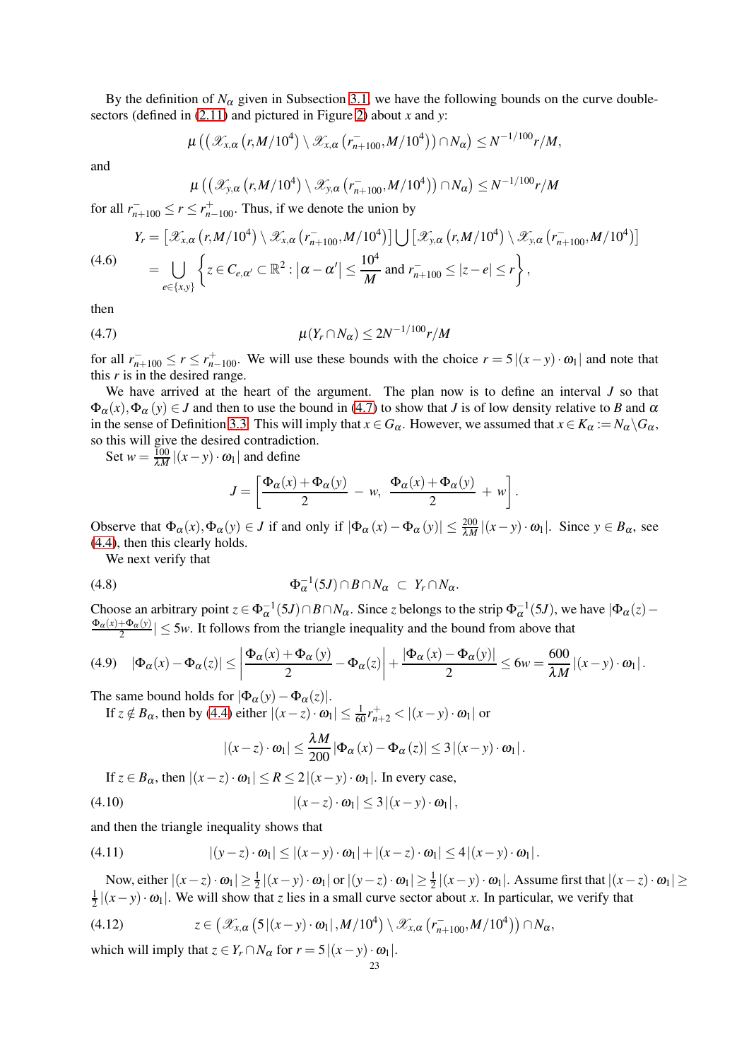By the definition of $N_\alpha$ given in Subsection 3.1, we have the following bounds on the curve double-sectors (defined in (2.11) and pictured in Figure 2) about $x$ and $y$:

$$\mu\left(\left(\mathscr{X}_{x,\alpha}\left(r, M/10^4\right) \setminus \mathscr{X}_{x,\alpha}\left(r^-_{n+100}, M/10^4\right)\right) \cap N_\alpha\right) \leq N^{-1/100} r/M,$$

and

$$\mu\left(\left(\mathscr{X}_{y,\alpha}\left(r, M/10^4\right) \setminus \mathscr{X}_{y,\alpha}\left(r^-_{n+100}, M/10^4\right)\right) \cap N_\alpha\right) \leq N^{-1/100} r/M$$

for all $r^-_{n+100} \leq r \leq r^+_{n-100}$. Thus, if we denote the union by

$$\begin{aligned}
Y_r &= \left[\mathscr{X}_{x,\alpha}\left(r, M/10^4\right) \setminus \mathscr{X}_{x,\alpha}\left(r^-_{n+100}, M/10^4\right)\right] \bigcup \left[\mathscr{X}_{y,\alpha}\left(r, M/10^4\right) \setminus \mathscr{X}_{y,\alpha}\left(r^-_{n+100}, M/10^4\right)\right] \\
&= \bigcup_{e \in \{x,y\}} \left\{ z \in C_{e,\alpha'} \subset \mathbb{R}^2 : \left|\alpha - \alpha'\right| \leq \frac{10^4}{M} \text{ and } r^-_{n+100} \leq |z - e| \leq r \right\},
\end{aligned} \tag{4.6}$$

then

$$\mu(Y_r \cap N_\alpha) \leq 2N^{-1/100} r/M \tag{4.7}$$

for all $r^-_{n+100} \leq r \leq r^+_{n-100}$. We will use these bounds with the choice $r = 5\left|(x-y)\cdot\omega_1\right|$ and note that this $r$ is in the desired range.

We have arrived at the heart of the argument. The plan now is to define an interval $J$ so that $\Phi_\alpha(x), \Phi_\alpha(y) \in J$ and then to use the bound in (4.7) to show that $J$ is of low density relative to $B$ and $\alpha$ in the sense of Definition 3.3. This will imply that $x \in G_\alpha$. However, we assumed that $x \in K_\alpha := N_\alpha \backslash G_\alpha$, so this will give the desired contradiction.

Set $w = \frac{100}{\lambda M}\left|(x-y)\cdot\omega_1\right|$ and define

$$J = \left[\frac{\Phi_\alpha(x) + \Phi_\alpha(y)}{2} - w, \; \frac{\Phi_\alpha(x) + \Phi_\alpha(y)}{2} + w\right].$$

Observe that $\Phi_\alpha(x), \Phi_\alpha(y) \in J$ if and only if $\left|\Phi_\alpha(x) - \Phi_\alpha(y)\right| \leq \frac{200}{\lambda M}\left|(x-y)\cdot\omega_1\right|$. Since $y \in B_\alpha$, see (4.4), then this clearly holds.

We next verify that

$$\Phi_\alpha^{-1}(5J) \cap B \cap N_\alpha \subset Y_r \cap N_\alpha. \tag{4.8}$$

Choose an arbitrary point $z \in \Phi_\alpha^{-1}(5J) \cap B \cap N_\alpha$. Since $z$ belongs to the strip $\Phi_\alpha^{-1}(5J)$, we have $|\Phi_\alpha(z) - \frac{\Phi_\alpha(x)+\Phi_\alpha(y)}{2}| \leq 5w$. It follows from the triangle inequality and the bound from above that

$$\left|\Phi_\alpha(x) - \Phi_\alpha(z)\right| \leq \left|\frac{\Phi_\alpha(x) + \Phi_\alpha(y)}{2} - \Phi_\alpha(z)\right| + \frac{\left|\Phi_\alpha(x) - \Phi_\alpha(y)\right|}{2} \leq 6w = \frac{600}{\lambda M}\left|(x-y)\cdot\omega_1\right|. \tag{4.9}$$

The same bound holds for $|\Phi_\alpha(y) - \Phi_\alpha(z)|$.

If $z \notin B_\alpha$, then by (4.4) either $\left|(x-z)\cdot\omega_1\right| \leq \frac{1}{60} r^+_{n+2} < \left|(x-y)\cdot\omega_1\right|$ or

$$\left|(x-z)\cdot\omega_1\right| \leq \frac{\lambda M}{200}\left|\Phi_\alpha(x) - \Phi_\alpha(z)\right| \leq 3\left|(x-y)\cdot\omega_1\right|.$$

If $z \in B_\alpha$, then $\left|(x-z)\cdot\omega_1\right| \leq R \leq 2\left|(x-y)\cdot\omega_1\right|$. In every case,

$$\left|(x-z)\cdot\omega_1\right| \leq 3\left|(x-y)\cdot\omega_1\right|, \tag{4.10}$$

and then the triangle inequality shows that

$$\left|(y-z)\cdot\omega_1\right| \leq \left|(x-y)\cdot\omega_1\right| + \left|(x-z)\cdot\omega_1\right| \leq 4\left|(x-y)\cdot\omega_1\right|. \tag{4.11}$$

Now, either $\left|(x-z)\cdot\omega_1\right| \geq \frac{1}{2}\left|(x-y)\cdot\omega_1\right|$ or $\left|(y-z)\cdot\omega_1\right| \geq \frac{1}{2}\left|(x-y)\cdot\omega_1\right|$. Assume first that $\left|(x-z)\cdot\omega_1\right| \geq \frac{1}{2}\left|(x-y)\cdot\omega_1\right|$. We will show that $z$ lies in a small curve sector about $x$. In particular, we verify that

$$z \in \left(\mathscr{X}_{x,\alpha}\left(5\left|(x-y)\cdot\omega_1\right|, M/10^4\right) \setminus \mathscr{X}_{x,\alpha}\left(r^-_{n+100}, M/10^4\right)\right) \cap N_\alpha, \tag{4.12}$$

which will imply that $z \in Y_r \cap N_\alpha$ for $r = 5\left|(x-y)\cdot\omega_1\right|$.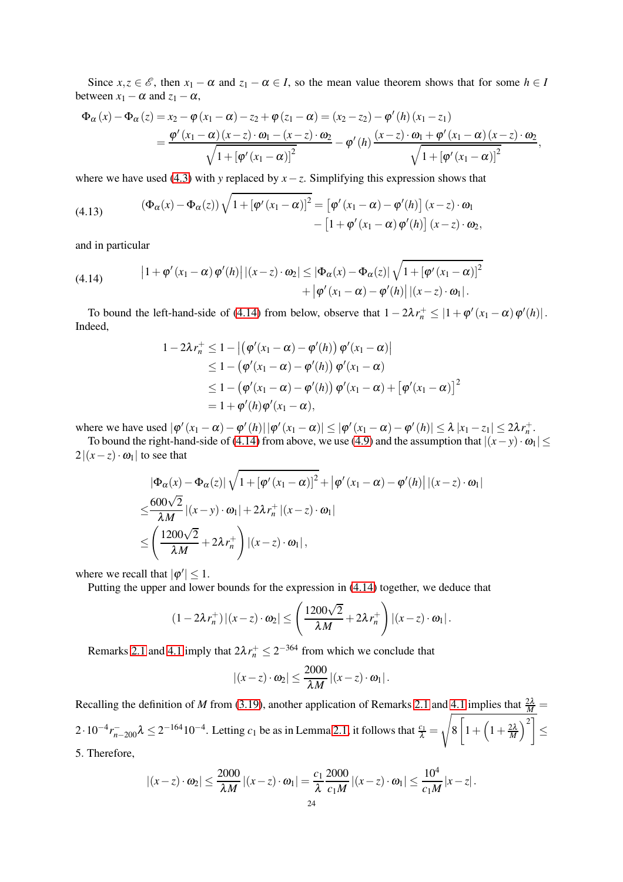Since $x, z \in \mathscr{E}$, then $x_1 - \alpha$ and $z_1 - \alpha \in I$, so the mean value theorem shows that for some $h \in I$ between $x_1 - \alpha$ and $z_1 - \alpha$,

$$
\begin{aligned}
\Phi_\alpha(x) - \Phi_\alpha(z) &= x_2 - \varphi(x_1 - \alpha) - z_2 + \varphi(z_1 - \alpha) = (x_2 - z_2) - \varphi'(h)(x_1 - z_1) \\
&= \frac{\varphi'(x_1 - \alpha)(x - z) \cdot \omega_1 - (x - z) \cdot \omega_2}{\sqrt{1 + [\varphi'(x_1 - \alpha)]^2}} - \varphi'(h) \frac{(x - z) \cdot \omega_1 + \varphi'(x_1 - \alpha)(x - z) \cdot \omega_2}{\sqrt{1 + [\varphi'(x_1 - \alpha)]^2}},
\end{aligned}
$$

where we have used (4.3) with $y$ replaced by $x - z$. Simplifying this expression shows that

$$
\begin{aligned}
(\Phi_\alpha(x) - \Phi_\alpha(z)) \sqrt{1 + [\varphi'(x_1 - \alpha)]^2} &= \left[\varphi'(x_1 - \alpha) - \varphi'(h)\right](x - z) \cdot \omega_1 \\
&\quad - \left[1 + \varphi'(x_1 - \alpha)\varphi'(h)\right](x - z) \cdot \omega_2,
\end{aligned} \tag{4.13}
$$

and in particular

$$
\begin{aligned}
\left|1 + \varphi'(x_1 - \alpha)\varphi'(h)\right| |(x - z) \cdot \omega_2| &\le |\Phi_\alpha(x) - \Phi_\alpha(z)| \sqrt{1 + [\varphi'(x_1 - \alpha)]^2} \\
&\quad + \left|\varphi'(x_1 - \alpha) - \varphi'(h)\right| |(x - z) \cdot \omega_1|.
\end{aligned} \tag{4.14}
$$

To bound the left-hand-side of (4.14) from below, observe that $1 - 2\lambda r_n^+ \le |1 + \varphi'(x_1 - \alpha)\varphi'(h)|$. Indeed,

$$
\begin{aligned}
1 - 2\lambda r_n^+ &\le 1 - \left|\left(\varphi'(x_1 - \alpha) - \varphi'(h)\right)\varphi'(x_1 - \alpha)\right| \\
&\le 1 - \left(\varphi'(x_1 - \alpha) - \varphi'(h)\right)\varphi'(x_1 - \alpha) \\
&\le 1 - \left(\varphi'(x_1 - \alpha) - \varphi'(h)\right)\varphi'(x_1 - \alpha) + \left[\varphi'(x_1 - \alpha)\right]^2 \\
&= 1 + \varphi'(h)\varphi'(x_1 - \alpha),
\end{aligned}
$$

where we have used $|\varphi'(x_1 - \alpha) - \varphi'(h)| |\varphi'(x_1 - \alpha)| \le |\varphi'(x_1 - \alpha) - \varphi'(h)| \le \lambda |x_1 - z_1| \le 2\lambda r_n^+$.

To bound the right-hand-side of (4.14) from above, we use (4.9) and the assumption that $|(x - y) \cdot \omega_1| \le 2|(x - z) \cdot \omega_1|$ to see that

$$
\begin{aligned}
&|\Phi_\alpha(x) - \Phi_\alpha(z)| \sqrt{1 + [\varphi'(x_1 - \alpha)]^2} + \left|\varphi'(x_1 - \alpha) - \varphi'(h)\right| |(x - z) \cdot \omega_1| \\
\le& \frac{600\sqrt{2}}{\lambda M} |(x - y) \cdot \omega_1| + 2\lambda r_n^+ |(x - z) \cdot \omega_1| \\
\le& \left(\frac{1200\sqrt{2}}{\lambda M} + 2\lambda r_n^+\right) |(x - z) \cdot \omega_1|,
\end{aligned}
$$

where we recall that $|\varphi'| \le 1$.

Putting the upper and lower bounds for the expression in (4.14) together, we deduce that

$$
(1 - 2\lambda r_n^+) |(x - z) \cdot \omega_2| \le \left(\frac{1200\sqrt{2}}{\lambda M} + 2\lambda r_n^+\right) |(x - z) \cdot \omega_1|.
$$

Remarks 2.1 and 4.1 imply that $2\lambda r_n^+ \le 2^{-364}$ from which we conclude that

$$
|(x - z) \cdot \omega_2| \le \frac{2000}{\lambda M} |(x - z) \cdot \omega_1|.
$$

Recalling the definition of $M$ from (3.19), another application of Remarks 2.1 and 4.1 implies that $\frac{2\lambda}{M} = 2 \cdot 10^{-4} r_{n-200}^- \lambda \le 2^{-164} 10^{-4}$. Letting $c_1$ be as in Lemma 2.1, it follows that $\frac{c_1}{\lambda} = \sqrt{8\left[1 + \left(1 + \frac{2\lambda}{M}\right)^2\right]} \le 5$. Therefore,

$$
|(x - z) \cdot \omega_2| \le \frac{2000}{\lambda M} |(x - z) \cdot \omega_1| = \frac{c_1}{\lambda} \frac{2000}{c_1 M} |(x - z) \cdot \omega_1| \le \frac{10^4}{c_1 M} |x - z|.
$$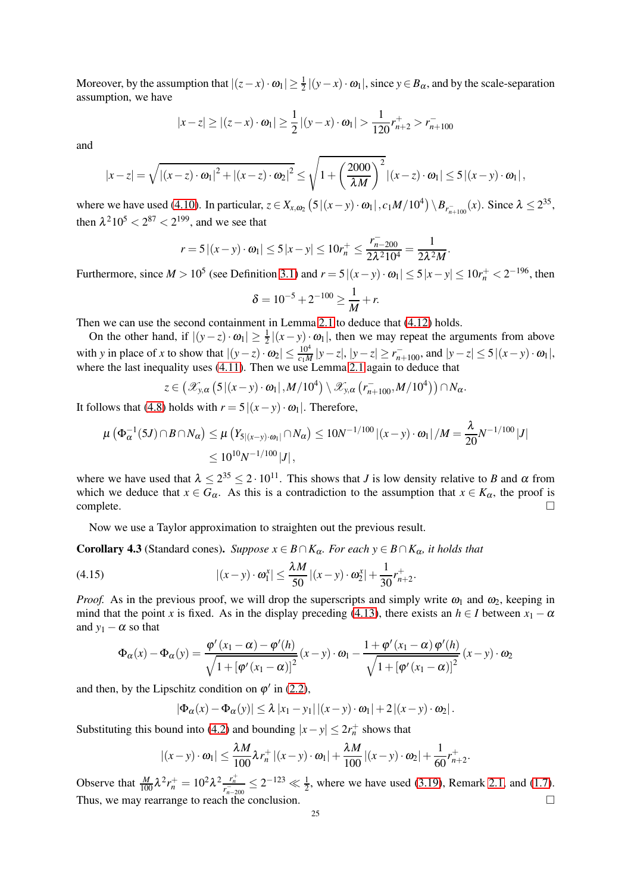Moreover, by the assumption that $|(z-x)\cdot\omega_1| \geq \frac{1}{2}|(y-x)\cdot\omega_1|$, since $y \in B_\alpha$, and by the scale-separation assumption, we have

$$|x-z| \geq |(z-x)\cdot\omega_1| \geq \frac{1}{2}|(y-x)\cdot\omega_1| > \frac{1}{120}r_{n+2}^+ > r_{n+100}^-$$

and

$$|x-z| = \sqrt{|(x-z)\cdot\omega_1|^2 + |(x-z)\cdot\omega_2|^2} \leq \sqrt{1+\left(\frac{2000}{\lambda M}\right)^2}\,|(x-z)\cdot\omega_1| \leq 5\,|(x-y)\cdot\omega_1|,$$

where we have used (4.10). In particular, $z \in X_{x,\omega_2}\left(5|(x-y)\cdot\omega_1|, c_1M/10^4\right) \setminus B_{r_{n+100}^-}(x)$. Since $\lambda \leq 2^{35}$, then $\lambda^2 10^5 < 2^{87} < 2^{199}$, and we see that

$$r = 5\,|(x-y)\cdot\omega_1| \leq 5\,|x-y| \leq 10r_n^+ \leq \frac{r_{n-200}^-}{2\lambda^2 10^4} = \frac{1}{2\lambda^2 M}.$$

Furthermore, since $M > 10^5$ (see Definition 3.1) and $r = 5\,|(x-y)\cdot\omega_1| \leq 5\,|x-y| \leq 10r_n^+ < 2^{-196}$, then

$$\delta = 10^{-5} + 2^{-100} \geq \frac{1}{M} + r.$$

Then we can use the second containment in Lemma 2.1 to deduce that (4.12) holds.

On the other hand, if $|(y-z)\cdot\omega_1| \geq \frac{1}{2}|(x-y)\cdot\omega_1|$, then we may repeat the arguments from above with $y$ in place of $x$ to show that $|(y-z)\cdot\omega_2| \leq \frac{10^4}{c_1M}|y-z|$, $|y-z| \geq r_{n+100}^-$, and $|y-z| \leq 5\,|(x-y)\cdot\omega_1|$, where the last inequality uses (4.11). Then we use Lemma 2.1 again to deduce that

$$z \in \left(\mathscr{X}_{y,\alpha}\left(5\,|(x-y)\cdot\omega_1|, M/10^4\right) \setminus \mathscr{X}_{y,\alpha}\left(r_{n+100}^-, M/10^4\right)\right) \cap N_\alpha.$$

It follows that (4.8) holds with $r = 5\,|(x-y)\cdot\omega_1|$. Therefore,

$$\mu\left(\Phi_\alpha^{-1}(5J) \cap B \cap N_\alpha\right) \leq \mu\left(Y_{5|(x-y)\cdot\omega_1|} \cap N_\alpha\right) \leq 10N^{-1/100}\,|(x-y)\cdot\omega_1|/M = \frac{\lambda}{20}N^{-1/100}\,|J|$$
$$\leq 10^{10}N^{-1/100}\,|J|,$$

where we have used that $\lambda \leq 2^{35} \leq 2\cdot 10^{11}$. This shows that $J$ is low density relative to $B$ and $\alpha$ from which we deduce that $x \in G_\alpha$. As this is a contradiction to the assumption that $x \in K_\alpha$, the proof is complete. $\square$

Now we use a Taylor approximation to straighten out the previous result.

**Corollary 4.3** (Standard cones). *Suppose $x \in B \cap K_\alpha$. For each $y \in B \cap K_\alpha$, it holds that*

$$|(x-y)\cdot\omega_1^x| \leq \frac{\lambda M}{50}\,|(x-y)\cdot\omega_2^x| + \frac{1}{30}r_{n+2}^+. \tag{4.15}$$

*Proof.* As in the previous proof, we will drop the superscripts and simply write $\omega_1$ and $\omega_2$, keeping in mind that the point $x$ is fixed. As in the display preceding (4.13), there exists an $h \in I$ between $x_1-\alpha$ and $y_1-\alpha$ so that

$$\Phi_\alpha(x) - \Phi_\alpha(y) = \frac{\varphi'(x_1-\alpha)-\varphi'(h)}{\sqrt{1+[\varphi'(x_1-\alpha)]^2}}\,(x-y)\cdot\omega_1 - \frac{1+\varphi'(x_1-\alpha)\,\varphi'(h)}{\sqrt{1+[\varphi'(x_1-\alpha)]^2}}\,(x-y)\cdot\omega_2$$

and then, by the Lipschitz condition on $\varphi'$ in (2.2),

$$|\Phi_\alpha(x)-\Phi_\alpha(y)| \leq \lambda\,|x_1-y_1|\,|(x-y)\cdot\omega_1| + 2\,|(x-y)\cdot\omega_2|.$$

Substituting this bound into (4.2) and bounding $|x-y| \leq 2r_n^+$ shows that

$$|(x-y)\cdot\omega_1| \leq \frac{\lambda M}{100}\lambda r_n^+\,|(x-y)\cdot\omega_1| + \frac{\lambda M}{100}\,|(x-y)\cdot\omega_2| + \frac{1}{60}r_{n+2}^+.$$

Observe that $\frac{M}{100}\lambda^2 r_n^+ = 10^2\lambda^2\frac{r_n^+}{r_{n-200}^-} \leq 2^{-123} \ll \frac{1}{2}$, where we have used (3.19), Remark 2.1, and (1.7). Thus, we may rearrange to reach the conclusion. $\square$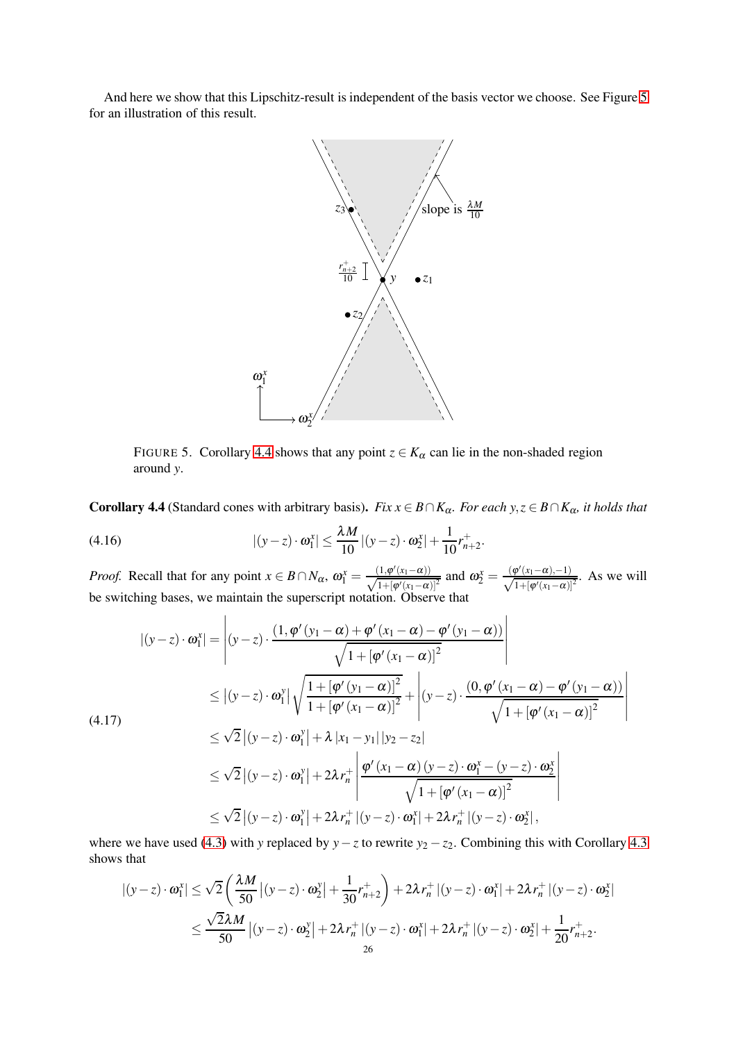And here we show that this Lipschitz-result is independent of the basis vector we choose. See Figure 5 for an illustration of this result.

FIGURE 5. Corollary 4.4 shows that any point $z \in K_\alpha$ can lie in the non-shaded region around $y$.

**Corollary 4.4** (Standard cones with arbitrary basis). *Fix $x \in B \cap K_\alpha$. For each $y, z \in B \cap K_\alpha$, it holds that*

$$|(y-z)\cdot\omega_1^x| \leq \frac{\lambda M}{10}|(y-z)\cdot\omega_2^x| + \frac{1}{10}r_{n+2}^+. \tag{4.16}$$

*Proof.* Recall that for any point $x \in B \cap N_\alpha$, $\omega_1^x = \frac{(1,\varphi'(x_1-\alpha))}{\sqrt{1+[\varphi'(x_1-\alpha)]^2}}$ and $\omega_2^x = \frac{(\varphi'(x_1-\alpha),-1)}{\sqrt{1+[\varphi'(x_1-\alpha)]^2}}$. As we will be switching bases, we maintain the superscript notation. Observe that

$$\begin{aligned}
|(y-z)\cdot\omega_1^x| &= \left|(y-z)\cdot\frac{(1,\varphi'(y_1-\alpha)+\varphi'(x_1-\alpha)-\varphi'(y_1-\alpha))}{\sqrt{1+[\varphi'(x_1-\alpha)]^2}}\right| \\
&\leq |(y-z)\cdot\omega_1^y|\sqrt{\frac{1+[\varphi'(y_1-\alpha)]^2}{1+[\varphi'(x_1-\alpha)]^2}} + \left|(y-z)\cdot\frac{(0,\varphi'(x_1-\alpha)-\varphi'(y_1-\alpha))}{\sqrt{1+[\varphi'(x_1-\alpha)]^2}}\right| \\
&\leq \sqrt{2}\,|(y-z)\cdot\omega_1^y| + \lambda\,|x_1-y_1|\,|y_2-z_2| \\
&\leq \sqrt{2}\,|(y-z)\cdot\omega_1^y| + 2\lambda r_n^+\left|\frac{\varphi'(x_1-\alpha)(y-z)\cdot\omega_1^x - (y-z)\cdot\omega_2^x}{\sqrt{1+[\varphi'(x_1-\alpha)]^2}}\right| \\
&\leq \sqrt{2}\,|(y-z)\cdot\omega_1^y| + 2\lambda r_n^+|(y-z)\cdot\omega_1^x| + 2\lambda r_n^+|(y-z)\cdot\omega_2^x|,
\end{aligned} \tag{4.17}$$

where we have used (4.3) with $y$ replaced by $y-z$ to rewrite $y_2-z_2$. Combining this with Corollary 4.3 shows that

$$\begin{aligned}
|(y-z)\cdot\omega_1^x| &\leq \sqrt{2}\left(\frac{\lambda M}{50}|(y-z)\cdot\omega_2^y| + \frac{1}{30}r_{n+2}^+\right) + 2\lambda r_n^+|(y-z)\cdot\omega_1^x| + 2\lambda r_n^+|(y-z)\cdot\omega_2^x| \\
&\leq \frac{\sqrt{2}\lambda M}{50}|(y-z)\cdot\omega_2^y| + 2\lambda r_n^+|(y-z)\cdot\omega_1^x| + 2\lambda r_n^+|(y-z)\cdot\omega_2^x| + \frac{1}{20}r_{n+2}^+.
\end{aligned}$$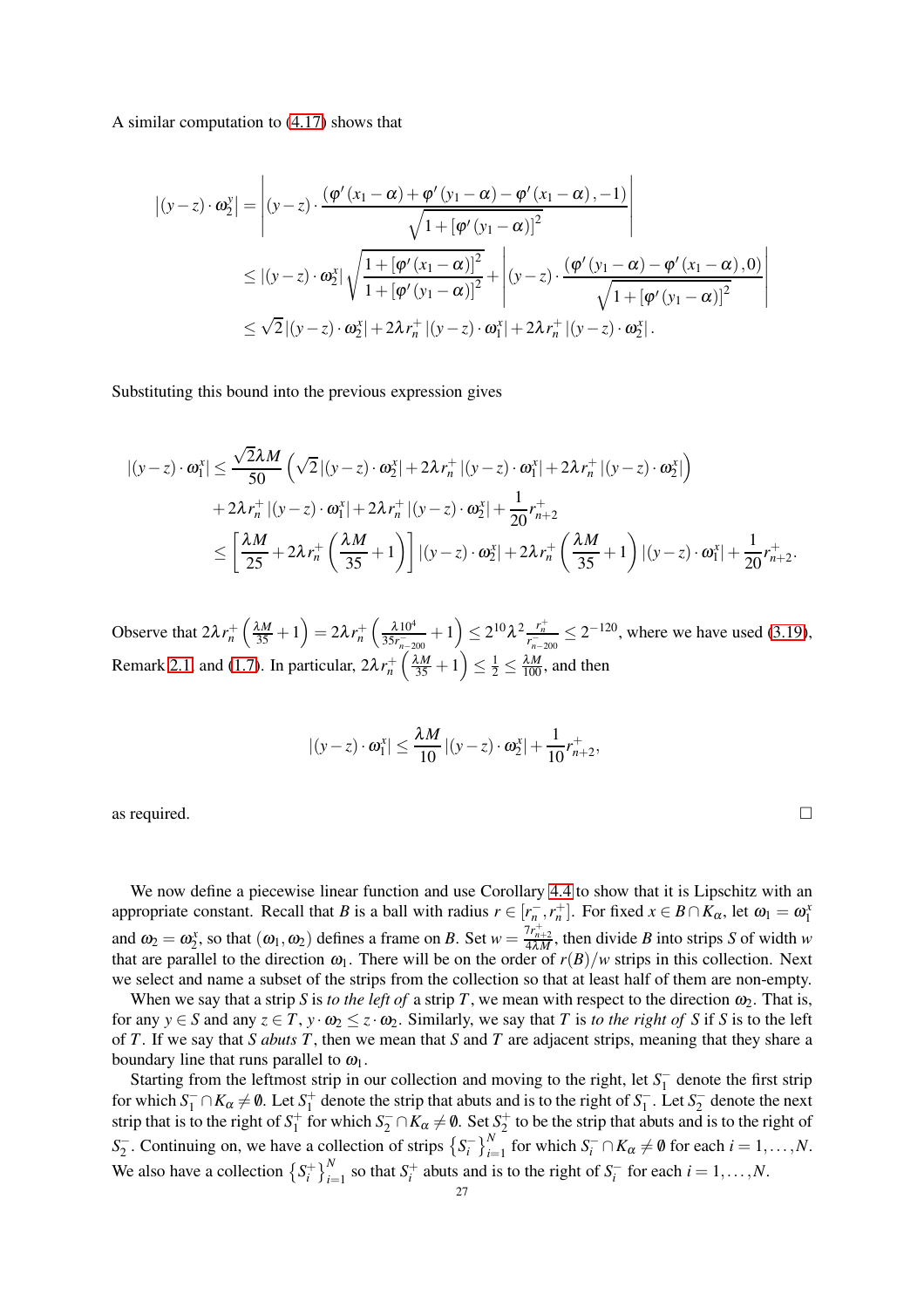A similar computation to (4.17) shows that

$$
\begin{aligned}
\left|(y-z)\cdot\omega_2^x\right| &= \left|(y-z)\cdot\frac{(\varphi'(x_1-\alpha)+\varphi'(y_1-\alpha)-\varphi'(x_1-\alpha),-1)}{\sqrt{1+[\varphi'(y_1-\alpha)]^2}}\right| \\
&\le |(y-z)\cdot\omega_2^x|\sqrt{\frac{1+[\varphi'(x_1-\alpha)]^2}{1+[\varphi'(y_1-\alpha)]^2}}+\left|(y-z)\cdot\frac{(\varphi'(y_1-\alpha)-\varphi'(x_1-\alpha),0)}{\sqrt{1+[\varphi'(y_1-\alpha)]^2}}\right| \\
&\le \sqrt{2}\,|(y-z)\cdot\omega_2^x|+2\lambda r_n^+|(y-z)\cdot\omega_1^x|+2\lambda r_n^+|(y-z)\cdot\omega_2^x|.
\end{aligned}
$$

Substituting this bound into the previous expression gives

$$
\begin{aligned}
|(y-z)\cdot\omega_1^x| &\le \frac{\sqrt{2}\lambda M}{50}\left(\sqrt{2}\,|(y-z)\cdot\omega_2^x|+2\lambda r_n^+|(y-z)\cdot\omega_1^x|+2\lambda r_n^+|(y-z)\cdot\omega_2^x|\right) \\
&\quad +2\lambda r_n^+|(y-z)\cdot\omega_1^x|+2\lambda r_n^+|(y-z)\cdot\omega_2^x|+\frac{1}{20}r_{n+2}^+ \\
&\le \left[\frac{\lambda M}{25}+2\lambda r_n^+\left(\frac{\lambda M}{35}+1\right)\right]|(y-z)\cdot\omega_2^x|+2\lambda r_n^+\left(\frac{\lambda M}{35}+1\right)|(y-z)\cdot\omega_1^x|+\frac{1}{20}r_{n+2}^+.
\end{aligned}
$$

Observe that $2\lambda r_n^+\left(\frac{\lambda M}{35}+1\right)=2\lambda r_n^+\left(\frac{\lambda 10^4}{35 r_{n-200}^-}+1\right)\le 2^{10}\lambda^2\frac{r_n^+}{r_{n-200}^-}\le 2^{-120}$, where we have used (3.19), Remark 2.1, and (1.7). In particular, $2\lambda r_n^+\left(\frac{\lambda M}{35}+1\right)\le\frac{1}{2}\le\frac{\lambda M}{100}$, and then

$$
|(y-z)\cdot\omega_1^x|\le\frac{\lambda M}{10}|(y-z)\cdot\omega_2^x|+\frac{1}{10}r_{n+2}^+,
$$

as required. $\square$

We now define a piecewise linear function and use Corollary 4.4 to show that it is Lipschitz with an appropriate constant. Recall that $B$ is a ball with radius $r\in[r_n^-,r_n^+]$. For fixed $x\in B\cap K_\alpha$, let $\omega_1=\omega_1^x$ and $\omega_2=\omega_2^x$, so that $(\omega_1,\omega_2)$ defines a frame on $B$. Set $w=\frac{7r_{n+2}^+}{4\lambda M}$, then divide $B$ into strips $S$ of width $w$ that are parallel to the direction $\omega_1$. There will be on the order of $r(B)/w$ strips in this collection. Next we select and name a subset of the strips from the collection so that at least half of them are non-empty.

When we say that a strip $S$ is *to the left of* a strip $T$, we mean with respect to the direction $\omega_2$. That is, for any $y\in S$ and any $z\in T$, $y\cdot\omega_2\le z\cdot\omega_2$. Similarly, we say that $T$ is *to the right of* $S$ if $S$ is to the left of $T$. If we say that $S$ *abuts* $T$, then we mean that $S$ and $T$ are adjacent strips, meaning that they share a boundary line that runs parallel to $\omega_1$.

Starting from the leftmost strip in our collection and moving to the right, let $S_1^-$ denote the first strip for which $S_1^-\cap K_\alpha\neq\emptyset$. Let $S_1^+$ denote the strip that abuts and is to the right of $S_1^-$. Let $S_2^-$ denote the next strip that is to the right of $S_1^+$ for which $S_2^-\cap K_\alpha\neq\emptyset$. Set $S_2^+$ to be the strip that abuts and is to the right of $S_2^-$. Continuing on, we have a collection of strips $\{S_i^-\}_{i=1}^N$ for which $S_i^-\cap K_\alpha\neq\emptyset$ for each $i=1,\ldots,N$. We also have a collection $\{S_i^+\}_{i=1}^N$ so that $S_i^+$ abuts and is to the right of $S_i^-$ for each $i=1,\ldots,N$.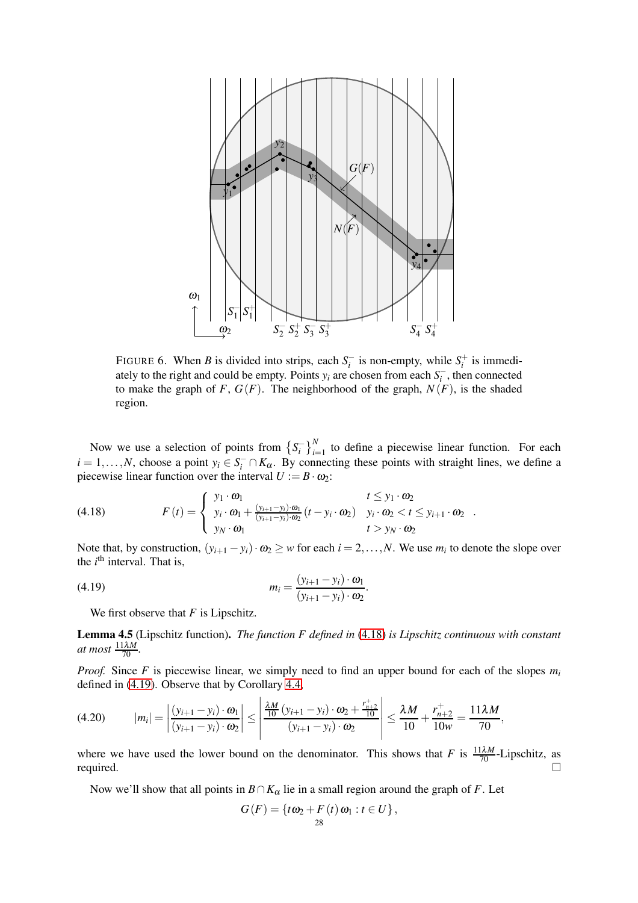FIGURE 6. When $B$ is divided into strips, each $S_i^-$ is non-empty, while $S_i^+$ is immediately to the right and could be empty. Points $y_i$ are chosen from each $S_i^-$, then connected to make the graph of $F$, $G(F)$. The neighborhood of the graph, $N(F)$, is the shaded region.

Now we use a selection of points from $\left\{S_i^-\right\}_{i=1}^N$ to define a piecewise linear function. For each $i = 1, \ldots, N$, choose a point $y_i \in S_i^- \cap K_\alpha$. By connecting these points with straight lines, we define a piecewise linear function over the interval $U := B \cdot \omega_2$:

$$
F(t) = \begin{cases} y_1 \cdot \omega_1 & t \le y_1 \cdot \omega_2 \\ y_i \cdot \omega_1 + \frac{(y_{i+1} - y_i) \cdot \omega_1}{(y_{i+1} - y_i) \cdot \omega_2}(t - y_i \cdot \omega_2) & y_i \cdot \omega_2 < t \le y_{i+1} \cdot \omega_2 \\ y_N \cdot \omega_1 & t > y_N \cdot \omega_2 \end{cases}. \tag{4.18}
$$

Note that, by construction, $(y_{i+1} - y_i) \cdot \omega_2 \ge w$ for each $i = 2, \ldots, N$. We use $m_i$ to denote the slope over the $i^{\text{th}}$ interval. That is,

$$
m_i = \frac{(y_{i+1} - y_i) \cdot \omega_1}{(y_{i+1} - y_i) \cdot \omega_2}. \tag{4.19}
$$

We first observe that $F$ is Lipschitz.

**Lemma 4.5** (Lipschitz function). *The function $F$ defined in (4.18) is Lipschitz continuous with constant at most $\frac{11\lambda M}{70}$.*

*Proof.* Since $F$ is piecewise linear, we simply need to find an upper bound for each of the slopes $m_i$ defined in (4.19). Observe that by Corollary 4.4,

$$
|m_i| = \left|\frac{(y_{i+1} - y_i) \cdot \omega_1}{(y_{i+1} - y_i) \cdot \omega_2}\right| \le \left|\frac{\frac{\lambda M}{10}(y_{i+1} - y_i) \cdot \omega_2 + \frac{r_{n+2}^+}{10}}{(y_{i+1} - y_i) \cdot \omega_2}\right| \le \frac{\lambda M}{10} + \frac{r_{n+2}^+}{10w} = \frac{11\lambda M}{70}, \tag{4.20}
$$

where we have used the lower bound on the denominator. This shows that $F$ is $\frac{11\lambda M}{70}$-Lipschitz, as required. $\square$

Now we'll show that all points in $B \cap K_\alpha$ lie in a small region around the graph of $F$. Let

$$
G(F) = \{t\omega_2 + F(t)\,\omega_1 : t \in U\},
$$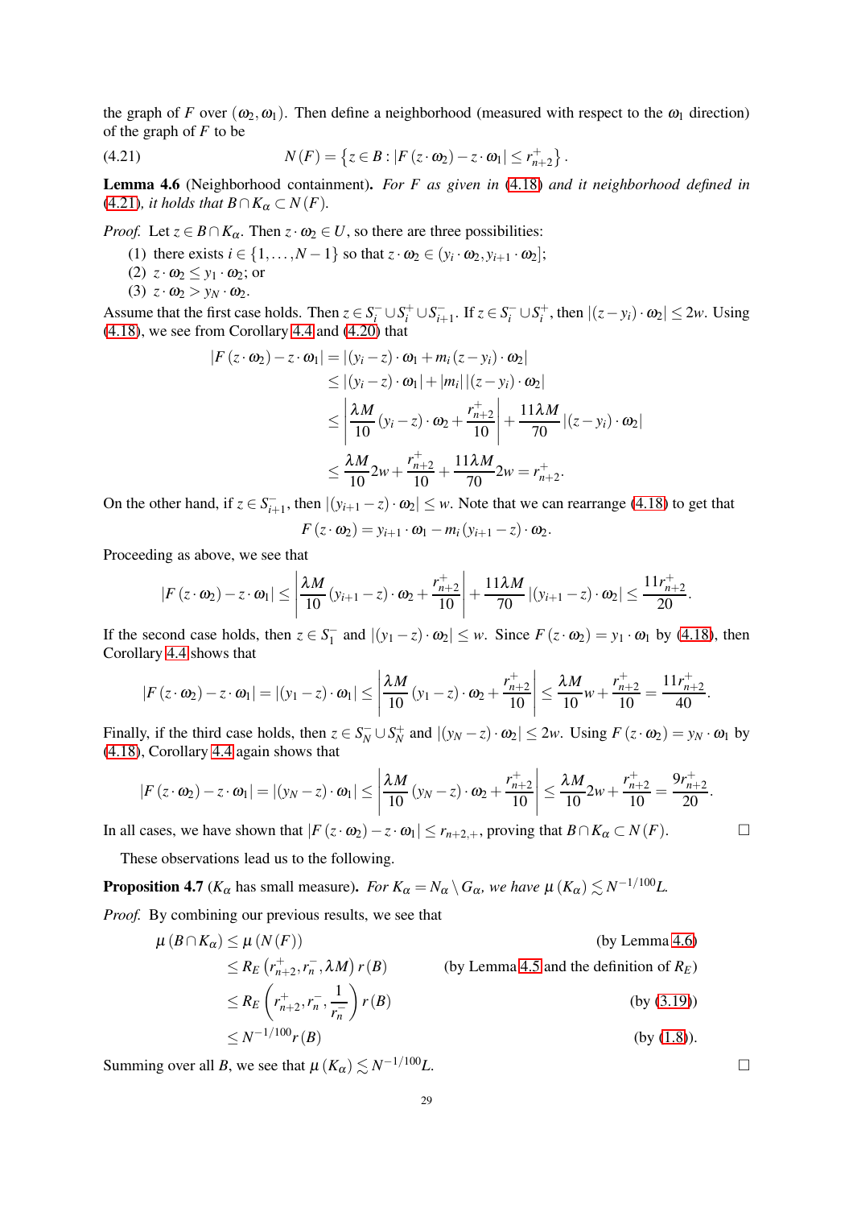the graph of $F$ over $(\omega_2, \omega_1)$. Then define a neighborhood (measured with respect to the $\omega_1$ direction) of the graph of $F$ to be

$$N(F) = \left\{ z \in B : \left| F(z \cdot \omega_2) - z \cdot \omega_1 \right| \le r^+_{n+2} \right\}. \tag{4.21}$$

**Lemma 4.6** (Neighborhood containment)**.** *For $F$ as given in (4.18) and it neighborhood defined in (4.21), it holds that $B \cap K_\alpha \subset N(F)$.*

*Proof.* Let $z \in B \cap K_\alpha$. Then $z \cdot \omega_2 \in U$, so there are three possibilities:

(1) there exists $i \in \{1, \ldots, N-1\}$ so that $z \cdot \omega_2 \in (y_i \cdot \omega_2, y_{i+1} \cdot \omega_2]$;
(2) $z \cdot \omega_2 \le y_1 \cdot \omega_2$; or
(3) $z \cdot \omega_2 > y_N \cdot \omega_2$.

Assume that the first case holds. Then $z \in S^-_i \cup S^+_i \cup S^-_{i+1}$. If $z \in S^-_i \cup S^+_i$, then $|(z - y_i) \cdot \omega_2| \le 2w$. Using (4.18), we see from Corollary 4.4 and (4.20) that

$$\begin{aligned}
\left| F(z \cdot \omega_2) - z \cdot \omega_1 \right| &= \left| (y_i - z) \cdot \omega_1 + m_i (z - y_i) \cdot \omega_2 \right| \\
&\le \left| (y_i - z) \cdot \omega_1 \right| + |m_i| \left| (z - y_i) \cdot \omega_2 \right| \\
&\le \left| \frac{\lambda M}{10} (y_i - z) \cdot \omega_2 + \frac{r^+_{n+2}}{10} \right| + \frac{11 \lambda M}{70} \left| (z - y_i) \cdot \omega_2 \right| \\
&\le \frac{\lambda M}{10} 2w + \frac{r^+_{n+2}}{10} + \frac{11 \lambda M}{70} 2w = r^+_{n+2}.
\end{aligned}$$

On the other hand, if $z \in S^-_{i+1}$, then $|(y_{i+1} - z) \cdot \omega_2| \le w$. Note that we can rearrange (4.18) to get that

$$F(z \cdot \omega_2) = y_{i+1} \cdot \omega_1 - m_i (y_{i+1} - z) \cdot \omega_2.$$

Proceeding as above, we see that

$$\left| F(z \cdot \omega_2) - z \cdot \omega_1 \right| \le \left| \frac{\lambda M}{10} (y_{i+1} - z) \cdot \omega_2 + \frac{r^+_{n+2}}{10} \right| + \frac{11 \lambda M}{70} \left| (y_{i+1} - z) \cdot \omega_2 \right| \le \frac{11 r^+_{n+2}}{20}.$$

If the second case holds, then $z \in S^-_1$ and $|(y_1 - z) \cdot \omega_2| \le w$. Since $F(z \cdot \omega_2) = y_1 \cdot \omega_1$ by (4.18), then Corollary 4.4 shows that

$$\left| F(z \cdot \omega_2) - z \cdot \omega_1 \right| = \left| (y_1 - z) \cdot \omega_1 \right| \le \left| \frac{\lambda M}{10} (y_1 - z) \cdot \omega_2 + \frac{r^+_{n+2}}{10} \right| \le \frac{\lambda M}{10} w + \frac{r^+_{n+2}}{10} = \frac{11 r^+_{n+2}}{40}.$$

Finally, if the third case holds, then $z \in S^-_N \cup S^+_N$ and $|(y_N - z) \cdot \omega_2| \le 2w$. Using $F(z \cdot \omega_2) = y_N \cdot \omega_1$ by (4.18), Corollary 4.4 again shows that

$$\left| F(z \cdot \omega_2) - z \cdot \omega_1 \right| = \left| (y_N - z) \cdot \omega_1 \right| \le \left| \frac{\lambda M}{10} (y_N - z) \cdot \omega_2 + \frac{r^+_{n+2}}{10} \right| \le \frac{\lambda M}{10} 2w + \frac{r^+_{n+2}}{10} = \frac{9 r^+_{n+2}}{20}.$$

In all cases, we have shown that $\left| F(z \cdot \omega_2) - z \cdot \omega_1 \right| \le r_{n+2,+}$, proving that $B \cap K_\alpha \subset N(F)$. $\square$

These observations lead us to the following.

**Proposition 4.7** ($K_\alpha$ has small measure)**.** *For $K_\alpha = N_\alpha \setminus G_\alpha$, we have $\mu(K_\alpha) \lesssim N^{-1/100} L$.*

*Proof.* By combining our previous results, we see that

$$\begin{aligned}
\mu(B \cap K_\alpha) &\le \mu(N(F)) && \text{(by Lemma 4.6)} \\
&\le R_E\left(r^+_{n+2}, r^-_n, \lambda M\right) r(B) && \text{(by Lemma 4.5 and the definition of } R_E\text{)} \\
&\le R_E\left(r^+_{n+2}, r^-_n, \frac{1}{r^-_n}\right) r(B) && \text{(by (3.19))} \\
&\le N^{-1/100} r(B) && \text{(by (1.8))}.
\end{aligned}$$

Summing over all $B$, we see that $\mu(K_\alpha) \lesssim N^{-1/100} L$. $\square$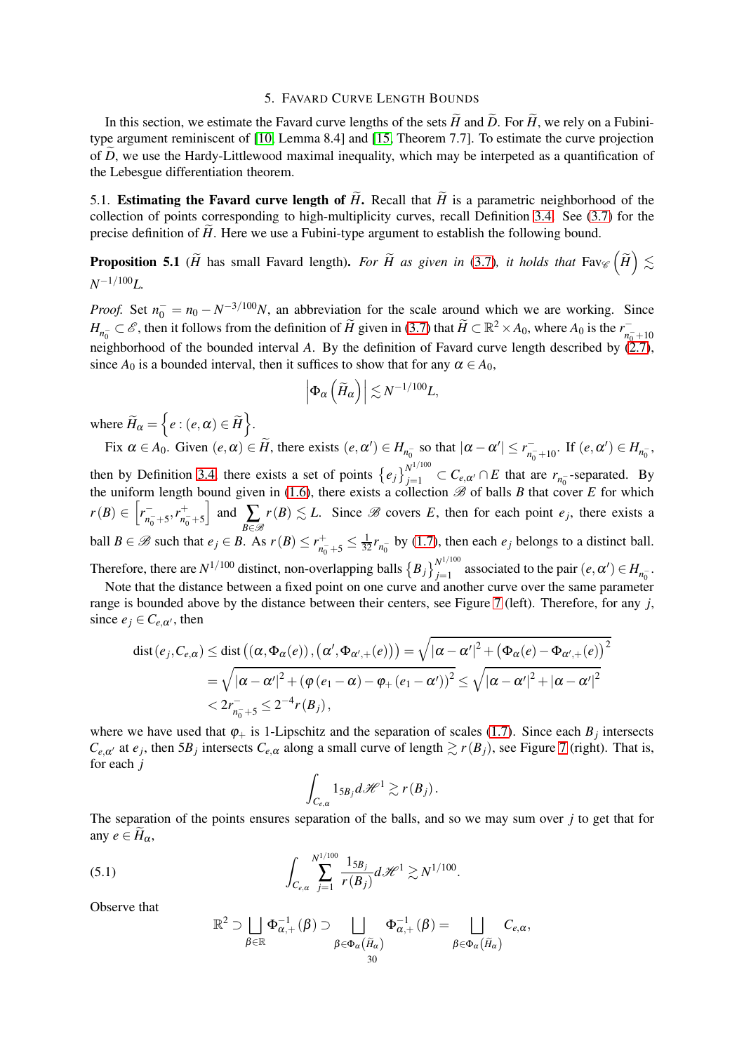## 5. Favard Curve Length Bounds

In this section, we estimate the Favard curve lengths of the sets $\widetilde{H}$ and $\widetilde{D}$. For $\widetilde{H}$, we rely on a Fubini-type argument reminiscent of [10, Lemma 8.4] and [15, Theorem 7.7]. To estimate the curve projection of $\widetilde{D}$, we use the Hardy-Littlewood maximal inequality, which may be interpeted as a quantification of the Lebesgue differentiation theorem.

### 5.1. Estimating the Favard curve length of $\widetilde{H}$.

Recall that $\widetilde{H}$ is a parametric neighborhood of the collection of points corresponding to high-multiplicity curves, recall Definition 3.4. See (3.7) for the precise definition of $\widetilde{H}$. Here we use a Fubini-type argument to establish the following bound.

**Proposition 5.1** ($\widetilde{H}$ has small Favard length). *For $\widetilde{H}$ as given in (3.7), it holds that* $\mathrm{Fav}_{\mathscr{C}}\left(\widetilde{H}\right) \lesssim N^{-1/100}L$.

*Proof.* Set $n_0^- = n_0 - N^{-3/100}N$, an abbreviation for the scale around which we are working. Since $H_{n_0^-} \subset \mathscr{E}$, then it follows from the definition of $\widetilde{H}$ given in (3.7) that $\widetilde{H} \subset \mathbb{R}^2 \times A_0$, where $A_0$ is the $r^-_{n_0^-+10}$ neighborhood of the bounded interval $A$. By the definition of Favard curve length described by (2.7), since $A_0$ is a bounded interval, then it suffices to show that for any $\alpha \in A_0$,

$$\left|\Phi_\alpha\left(\widetilde{H}_\alpha\right)\right| \lesssim N^{-1/100}L,$$

where $\widetilde{H}_\alpha = \left\{e : (e,\alpha) \in \widetilde{H}\right\}$.

Fix $\alpha \in A_0$. Given $(e,\alpha) \in \widetilde{H}$, there exists $(e,\alpha') \in H_{n_0^-}$ so that $|\alpha - \alpha'| \le r^-_{n_0^-+10}$. If $(e,\alpha') \in H_{n_0^-}$, then by Definition 3.4 there exists a set of points $\left\{e_j\right\}_{j=1}^{N^{1/100}} \subset C_{e,\alpha'} \cap E$ that are $r_{n_0^-}$-separated. By the uniform length bound given in (1.6), there exists a collection $\mathscr{B}$ of balls $B$ that cover $E$ for which $r(B) \in \left[r^-_{n_0^-+5}, r^+_{n_0^-+5}\right]$ and $\sum_{B\in\mathscr{B}} r(B) \lesssim L$. Since $\mathscr{B}$ covers $E$, then for each point $e_j$, there exists a ball $B \in \mathscr{B}$ such that $e_j \in B$. As $r(B) \le r^+_{n_0^-+5} \le \frac{1}{32} r_{n_0^-}$ by (1.7), then each $e_j$ belongs to a distinct ball. Therefore, there are $N^{1/100}$ distinct, non-overlapping balls $\left\{B_j\right\}_{j=1}^{N^{1/100}}$ associated to the pair $(e,\alpha') \in H_{n_0^-}$.

Note that the distance between a fixed point on one curve and another curve over the same parameter range is bounded above by the distance between their centers, see Figure 7 (left). Therefore, for any $j$, since $e_j \in C_{e,\alpha'}$, then

$$\begin{aligned}
\operatorname{dist}\left(e_j, C_{e,\alpha}\right) &\le \operatorname{dist}\left(\left(\alpha,\Phi_\alpha(e)\right),\left(\alpha',\Phi_{\alpha',+}(e)\right)\right) = \sqrt{|\alpha-\alpha'|^2 + \left(\Phi_\alpha(e) - \Phi_{\alpha',+}(e)\right)^2} \\
&= \sqrt{|\alpha-\alpha'|^2 + \left(\varphi\left(e_1-\alpha\right) - \varphi_+\left(e_1-\alpha'\right)\right)^2} \le \sqrt{|\alpha-\alpha'|^2 + |\alpha-\alpha'|^2} \\
&< 2r^-_{n_0^-+5} \le 2^{-4} r\left(B_j\right),
\end{aligned}$$

where we have used that $\varphi_+$ is 1-Lipschitz and the separation of scales (1.7). Since each $B_j$ intersects $C_{e,\alpha'}$ at $e_j$, then $5B_j$ intersects $C_{e,\alpha}$ along a small curve of length $\gtrsim r(B_j)$, see Figure 7 (right). That is, for each $j$

$$\int_{C_{e,\alpha}} 1_{5B_j}\, d\mathscr{H}^1 \gtrsim r\left(B_j\right).$$

The separation of the points ensures separation of the balls, and so we may sum over $j$ to get that for any $e \in \widetilde{H}_\alpha$,

$$\int_{C_{e,\alpha}} \sum_{j=1}^{N^{1/100}} \frac{1_{5B_j}}{r\left(B_j\right)}\, d\mathscr{H}^1 \gtrsim N^{1/100}. \tag{5.1}$$

Observe that

$$\mathbb{R}^2 \supset \bigsqcup_{\beta\in\mathbb{R}} \Phi^{-1}_{\alpha,+}(\beta) \supset \bigsqcup_{\beta\in\Phi_\alpha\left(\widetilde{H}_\alpha\right)} \Phi^{-1}_{\alpha,+}(\beta) = \bigsqcup_{\beta\in\Phi_\alpha\left(\widetilde{H}_\alpha\right)} C_{e,\alpha},$$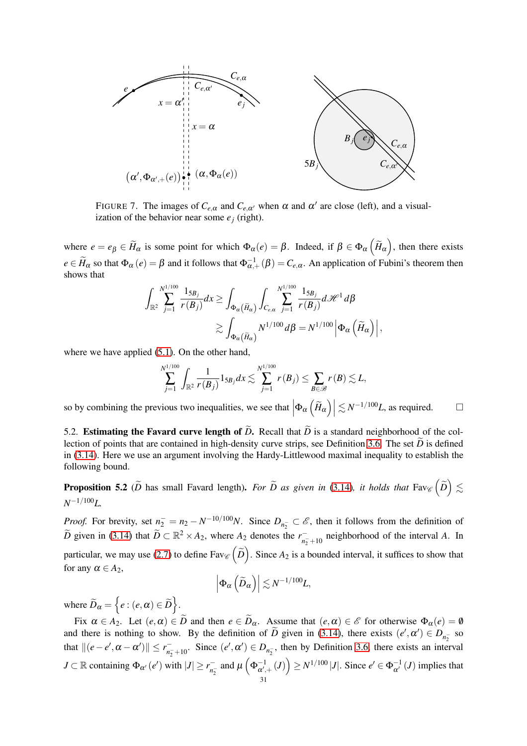FIGURE 7. The images of $C_{e,\alpha}$ and $C_{e,\alpha'}$ when $\alpha$ and $\alpha'$ are close (left), and a visualization of the behavior near some $e_j$ (right).

where $e = e_\beta \in \widetilde{H}_\alpha$ is some point for which $\Phi_\alpha(e) = \beta$. Indeed, if $\beta \in \Phi_\alpha\left(\widetilde{H}_\alpha\right)$, then there exists $e \in \widetilde{H}_\alpha$ so that $\Phi_\alpha(e) = \beta$ and it follows that $\Phi_{\alpha,+}^{-1}(\beta) = C_{e,\alpha}$. An application of Fubini's theorem then shows that

$$\int_{\mathbb{R}^2} \sum_{j=1}^{N^{1/100}} \frac{1_{5B_j}}{r(B_j)} dx \geq \int_{\Phi_\alpha\left(\widetilde{H}_\alpha\right)} \int_{C_{e,\alpha}} \sum_{j=1}^{N^{1/100}} \frac{1_{5B_j}}{r(B_j)} d\mathscr{H}^1 d\beta$$

$$\gtrsim \int_{\Phi_\alpha\left(\widetilde{H}_\alpha\right)} N^{1/100} d\beta = N^{1/100} \left|\Phi_\alpha\left(\widetilde{H}_\alpha\right)\right|,$$

where we have applied (5.1). On the other hand,

$$\sum_{j=1}^{N^{1/100}} \int_{\mathbb{R}^2} \frac{1}{r(B_j)} 1_{5B_j} dx \lesssim \sum_{j=1}^{N^{1/100}} r(B_j) \leq \sum_{B \in \mathscr{B}} r(B) \lesssim L,$$

so by combining the previous two inequalities, we see that $\left|\Phi_\alpha\left(\widetilde{H}_\alpha\right)\right| \lesssim N^{-1/100} L$, as required. □

5.2. **Estimating the Favard curve length of $\widetilde{D}$.** Recall that $\widetilde{D}$ is a standard neighborhood of the collection of points that are contained in high-density curve strips, see Definition 3.6. The set $\widetilde{D}$ is defined in (3.14). Here we use an argument involving the Hardy-Littlewood maximal inequality to establish the following bound.

**Proposition 5.2** ($\widetilde{D}$ has small Favard length). *For $\widetilde{D}$ as given in (3.14), it holds that $\mathrm{Fav}_{\mathscr{C}}\left(\widetilde{D}\right) \lesssim N^{-1/100} L$.*

*Proof.* For brevity, set $n_2^- = n_2 - N^{-10/100} N$. Since $D_{n_2^-} \subset \mathscr{E}$, then it follows from the definition of $\widetilde{D}$ given in (3.14) that $\widetilde{D} \subset \mathbb{R}^2 \times A_2$, where $A_2$ denotes the $r_{n_2^-+10}^-$ neighborhood of the interval $A$. In particular, we may use (2.7) to define $\mathrm{Fav}_{\mathscr{C}}\left(\widetilde{D}\right)$. Since $A_2$ is a bounded interval, it suffices to show that for any $\alpha \in A_2$,

$$\left|\Phi_\alpha\left(\widetilde{D}_\alpha\right)\right| \lesssim N^{-1/100} L,$$

where $\widetilde{D}_\alpha = \left\{e : (e,\alpha) \in \widetilde{D}\right\}$.

Fix $\alpha \in A_2$. Let $(e,\alpha) \in \widetilde{D}$ and then $e \in \widetilde{D}_\alpha$. Assume that $(e,\alpha) \in \mathscr{E}$ for otherwise $\Phi_\alpha(e) = \emptyset$ and there is nothing to show. By the definition of $\widetilde{D}$ given in (3.14), there exists $(e',\alpha') \in D_{n_2^-}$ so that $\|(e-e',\alpha-\alpha')\| \leq r_{n_2^-+10}^-$. Since $(e',\alpha') \in D_{n_2^-}$, then by Definition 3.6, there exists an interval $J \subset \mathbb{R}$ containing $\Phi_{\alpha'}(e')$ with $|J| \geq r_{n_2^-}^-$ and $\mu\left(\Phi_{\alpha',+}^{-1}(J)\right) \geq N^{1/100} |J|$. Since $e' \in \Phi_{\alpha'}^{-1}(J)$ implies that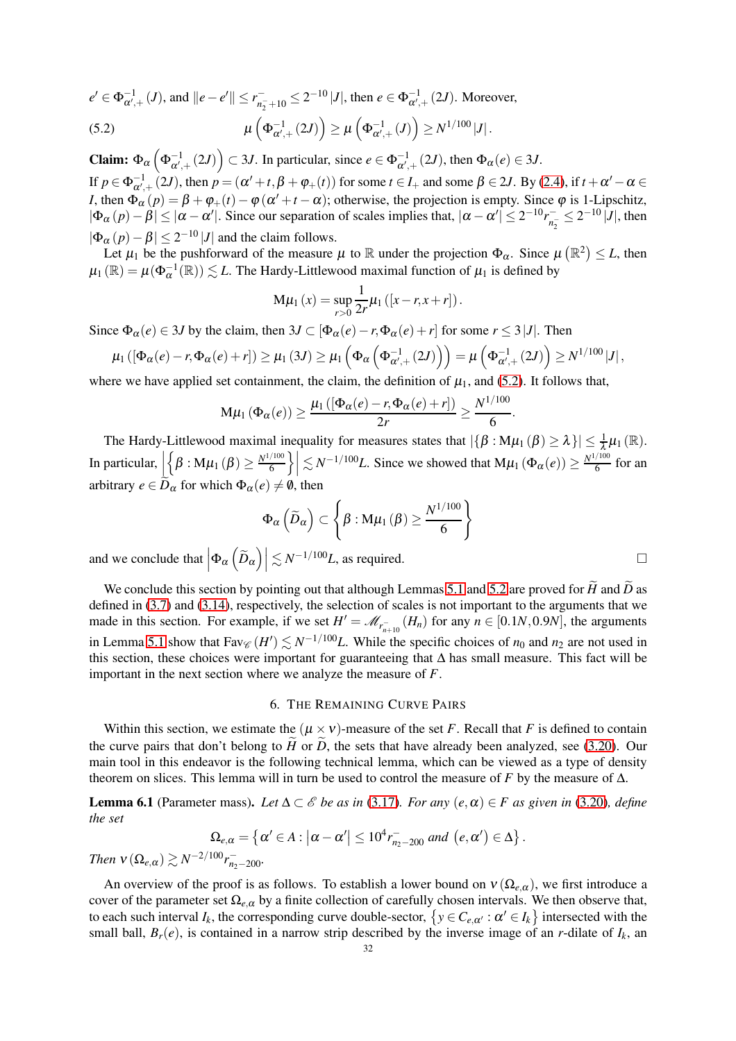$e' \in \Phi^{-1}_{\alpha',+}(J)$, and $\|e - e'\| \le r^-_{n_2^-+10} \le 2^{-10}|J|$, then $e \in \Phi^{-1}_{\alpha',+}(2J)$. Moreover,

$$\mu\left(\Phi^{-1}_{\alpha',+}(2J)\right) \ge \mu\left(\Phi^{-1}_{\alpha',+}(J)\right) \ge N^{1/100}|J|. \tag{5.2}$$

**Claim:** $\Phi_\alpha\left(\Phi^{-1}_{\alpha',+}(2J)\right) \subset 3J$. In particular, since $e \in \Phi^{-1}_{\alpha',+}(2J)$, then $\Phi_\alpha(e) \in 3J$.

If $p \in \Phi^{-1}_{\alpha',+}(2J)$, then $p = (\alpha' + t, \beta + \varphi_+(t))$ for some $t \in I_+$ and some $\beta \in 2J$. By (2.4), if $t + \alpha' - \alpha \in I$, then $\Phi_\alpha(p) = \beta + \varphi_+(t) - \varphi(\alpha' + t - \alpha)$; otherwise, the projection is empty. Since $\varphi$ is 1-Lipschitz, $|\Phi_\alpha(p) - \beta| \le |\alpha - \alpha'|$. Since our separation of scales implies that, $|\alpha - \alpha'| \le 2^{-10} r^-_{n_2^-} \le 2^{-10}|J|$, then $|\Phi_\alpha(p) - \beta| \le 2^{-10}|J|$ and the claim follows.

Let $\mu_1$ be the pushforward of the measure $\mu$ to $\mathbb{R}$ under the projection $\Phi_\alpha$. Since $\mu(\mathbb{R}^2) \le L$, then $\mu_1(\mathbb{R}) = \mu(\Phi_\alpha^{-1}(\mathbb{R})) \lesssim L$. The Hardy-Littlewood maximal function of $\mu_1$ is defined by

$$\mathrm{M}\mu_1(x) = \sup_{r>0} \frac{1}{2r}\mu_1([x - r, x + r]).$$

Since $\Phi_\alpha(e) \in 3J$ by the claim, then $3J \subset [\Phi_\alpha(e) - r, \Phi_\alpha(e) + r]$ for some $r \le 3|J|$. Then

$$\mu_1([\Phi_\alpha(e) - r, \Phi_\alpha(e) + r]) \ge \mu_1(3J) \ge \mu_1\left(\Phi_\alpha\left(\Phi^{-1}_{\alpha',+}(2J)\right)\right) = \mu\left(\Phi^{-1}_{\alpha',+}(2J)\right) \ge N^{1/100}|J|,$$

where we have applied set containment, the claim, the definition of $\mu_1$, and (5.2). It follows that,

$$\mathrm{M}\mu_1(\Phi_\alpha(e)) \ge \frac{\mu_1([\Phi_\alpha(e) - r, \Phi_\alpha(e) + r])}{2r} \ge \frac{N^{1/100}}{6}.$$

The Hardy-Littlewood maximal inequality for measures states that $|\{\beta : \mathrm{M}\mu_1(\beta) \ge \lambda\}| \le \frac{1}{\lambda}\mu_1(\mathbb{R})$. In particular, $\left|\left\{\beta : \mathrm{M}\mu_1(\beta) \ge \frac{N^{1/100}}{6}\right\}\right| \lesssim N^{-1/100}L$. Since we showed that $\mathrm{M}\mu_1(\Phi_\alpha(e)) \ge \frac{N^{1/100}}{6}$ for an arbitrary $e \in \widetilde{D}_\alpha$ for which $\Phi_\alpha(e) \ne \emptyset$, then

$$\Phi_\alpha\left(\widetilde{D}_\alpha\right) \subset \left\{\beta : \mathrm{M}\mu_1(\beta) \ge \frac{N^{1/100}}{6}\right\}$$

and we conclude that $\left|\Phi_\alpha\left(\widetilde{D}_\alpha\right)\right| \lesssim N^{-1/100}L$, as required. □

We conclude this section by pointing out that although Lemmas 5.1 and 5.2 are proved for $\widetilde{H}$ and $\widetilde{D}$ as defined in (3.7) and (3.14), respectively, the selection of scales is not important to the statements that we made in this section. For example, if we set $H' = \mathscr{M}_{r^-_{n+10}}(H_n)$ for any $n \in [0.1N, 0.9N]$, the arguments in Lemma 5.1 show that $\mathrm{Fav}_{\mathscr{C}}(H') \lesssim N^{-1/100}L$. While the specific choices of $n_0$ and $n_2$ are not used in this section, these choices were important for guaranteeing that $\Delta$ has small measure. This fact will be important in the next section where we analyze the measure of $F$.

## 6. The Remaining Curve Pairs

Within this section, we estimate the $(\mu \times \nu)$-measure of the set $F$. Recall that $F$ is defined to contain the curve pairs that don't belong to $\widetilde{H}$ or $\widetilde{D}$, the sets that have already been analyzed, see (3.20). Our main tool in this endeavor is the following technical lemma, which can be viewed as a type of density theorem on slices. This lemma will in turn be used to control the measure of $F$ by the measure of $\Delta$.

**Lemma 6.1** (Parameter mass)**.** *Let $\Delta \subset \mathscr{E}$ be as in (3.17). For any $(e, \alpha) \in F$ as given in (3.20), define the set*

$$\Omega_{e,\alpha} = \left\{\alpha' \in A : |\alpha - \alpha'| \le 10^4 r^-_{n_2-200} \text{ and } (e, \alpha') \in \Delta\right\}.$$

*Then $\nu(\Omega_{e,\alpha}) \gtrsim N^{-2/100} r^-_{n_2-200}$.*

An overview of the proof is as follows. To establish a lower bound on $\nu(\Omega_{e,\alpha})$, we first introduce a cover of the parameter set $\Omega_{e,\alpha}$ by a finite collection of carefully chosen intervals. We then observe that, to each such interval $I_k$, the corresponding curve double-sector, $\{y \in C_{e,\alpha'} : \alpha' \in I_k\}$ intersected with the small ball, $B_r(e)$, is contained in a narrow strip described by the inverse image of an $r$-dilate of $I_k$, an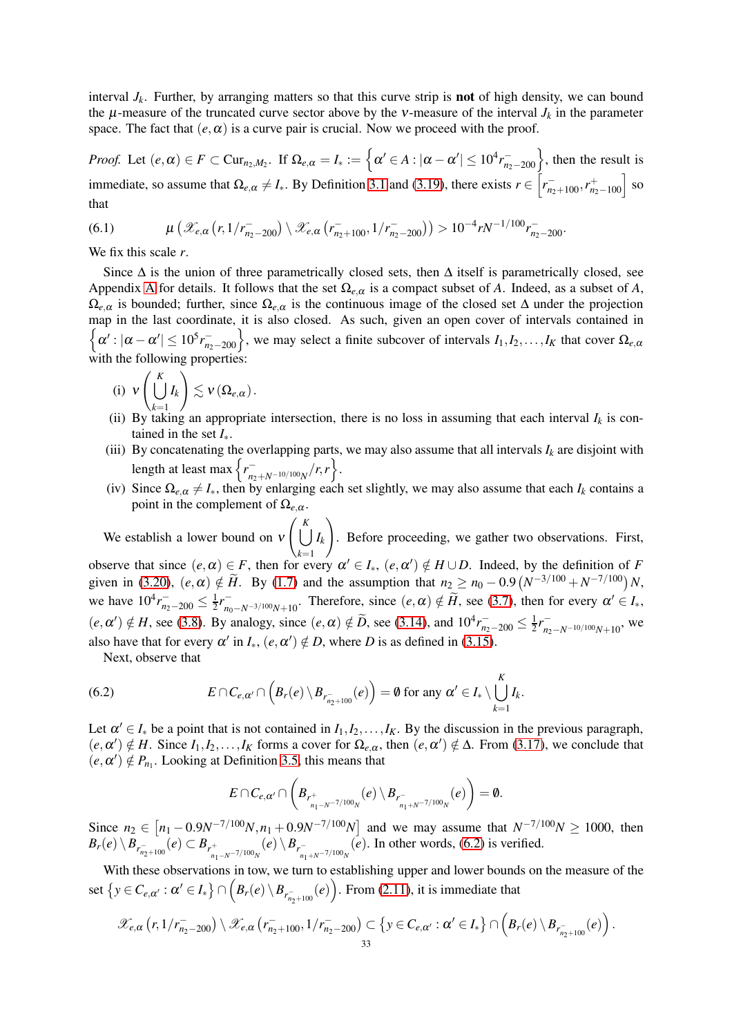interval $J_k$. Further, by arranging matters so that this curve strip is **not** of high density, we can bound the $\mu$-measure of the truncated curve sector above by the $\nu$-measure of the interval $J_k$ in the parameter space. The fact that $(e,\alpha)$ is a curve pair is crucial. Now we proceed with the proof.

*Proof.* Let $(e,\alpha) \in F \subset \mathrm{Cur}_{n_2,M_2}$. If $\Omega_{e,\alpha} = I_* := \left\{\alpha' \in A : |\alpha - \alpha'| \leq 10^4 r^-_{n_2-200}\right\}$, then the result is immediate, so assume that $\Omega_{e,\alpha} \neq I_*$. By Definition 3.1 and (3.19), there exists $r \in \left[r^-_{n_2+100}, r^+_{n_2-100}\right]$ so that

$$\mu\left(\mathscr{X}_{e,\alpha}\left(r, 1/r^-_{n_2-200}\right) \setminus \mathscr{X}_{e,\alpha}\left(r^-_{n_2+100}, 1/r^-_{n_2-200}\right)\right) > 10^{-4} r N^{-1/100} r^-_{n_2-200}. \tag{6.1}$$

We fix this scale $r$.

Since $\Delta$ is the union of three parametrically closed sets, then $\Delta$ itself is parametrically closed, see Appendix A for details. It follows that the set $\Omega_{e,\alpha}$ is a compact subset of $A$. Indeed, as a subset of $A$, $\Omega_{e,\alpha}$ is bounded; further, since $\Omega_{e,\alpha}$ is the continuous image of the closed set $\Delta$ under the projection map in the last coordinate, it is also closed. As such, given an open cover of intervals contained in $\left\{\alpha' : |\alpha - \alpha'| \leq 10^5 r^-_{n_2-200}\right\}$, we may select a finite subcover of intervals $I_1, I_2, \ldots, I_K$ that cover $\Omega_{e,\alpha}$ with the following properties:

(i) $\nu\left(\bigcup_{k=1}^{K} I_k\right) \lesssim \nu\left(\Omega_{e,\alpha}\right)$.

(ii) By taking an appropriate intersection, there is no loss in assuming that each interval $I_k$ is contained in the set $I_*$.

(iii) By concatenating the overlapping parts, we may also assume that all intervals $I_k$ are disjoint with length at least $\max\left\{r^-_{n_2+N^{-10/100}N}/r, r\right\}$.

(iv) Since $\Omega_{e,\alpha} \neq I_*$, then by enlarging each set slightly, we may also assume that each $I_k$ contains a point in the complement of $\Omega_{e,\alpha}$.

We establish a lower bound on $\nu\left(\bigcup_{k=1}^{K} I_k\right)$. Before proceeding, we gather two observations. First, observe that since $(e,\alpha) \in F$, then for every $\alpha' \in I_*$, $(e,\alpha') \notin H \cup D$. Indeed, by the definition of $F$ given in (3.20), $(e,\alpha) \notin \widetilde{H}$. By (1.7) and the assumption that $n_2 \geq n_0 - 0.9\left(N^{-3/100} + N^{-7/100}\right)N$, we have $10^4 r^-_{n_2-200} \leq \frac{1}{2} r^-_{n_0-N^{-3/100}N+10}$. Therefore, since $(e,\alpha) \notin \widetilde{H}$, see (3.7), then for every $\alpha' \in I_*$, $(e,\alpha') \notin H$, see (3.8). By analogy, since $(e,\alpha) \notin \widetilde{D}$, see (3.14), and $10^4 r^-_{n_2-200} \leq \frac{1}{2} r^-_{n_2-N^{-10/100}N+10}$, we also have that for every $\alpha'$ in $I_*$, $(e,\alpha') \notin D$, where $D$ is as defined in (3.15).

Next, observe that

$$E \cap C_{e,\alpha'} \cap \left(B_r(e) \setminus B_{r^-_{n_2+100}}(e)\right) = \emptyset \text{ for any } \alpha' \in I_* \setminus \bigcup_{k=1}^{K} I_k. \tag{6.2}$$

Let $\alpha' \in I_*$ be a point that is not contained in $I_1, I_2, \ldots, I_K$. By the discussion in the previous paragraph, $(e,\alpha') \notin H$. Since $I_1, I_2, \ldots, I_K$ forms a cover for $\Omega_{e,\alpha}$, then $(e,\alpha') \notin \Delta$. From (3.17), we conclude that $(e,\alpha') \notin P_{n_1}$. Looking at Definition 3.5, this means that

$$E \cap C_{e,\alpha'} \cap \left(B_{r^+_{n_1-N^{-7/100}N}}(e) \setminus B_{r^-_{n_1+N^{-7/100}N}}(e)\right) = \emptyset.$$

Since $n_2 \in \left[n_1 - 0.9N^{-7/100}N, n_1 + 0.9N^{-7/100}N\right]$ and we may assume that $N^{-7/100}N \geq 1000$, then $B_r(e) \setminus B_{r^-_{n_2+100}}(e) \subset B_{r^+_{n_1-N^{-7/100}N}}(e) \setminus B_{r^-_{n_1+N^{-7/100}N}}(e)$. In other words, (6.2) is verified.

With these observations in tow, we turn to establishing upper and lower bounds on the measure of the set $\left\{y \in C_{e,\alpha'} : \alpha' \in I_*\right\} \cap \left(B_r(e) \setminus B_{r^-_{n_2+100}}(e)\right)$. From (2.11), it is immediate that

$$\mathscr{X}_{e,\alpha}\left(r, 1/r^-_{n_2-200}\right) \setminus \mathscr{X}_{e,\alpha}\left(r^-_{n_2+100}, 1/r^-_{n_2-200}\right) \subset \left\{y \in C_{e,\alpha'} : \alpha' \in I_*\right\} \cap \left(B_r(e) \setminus B_{r^-_{n_2+100}}(e)\right).$$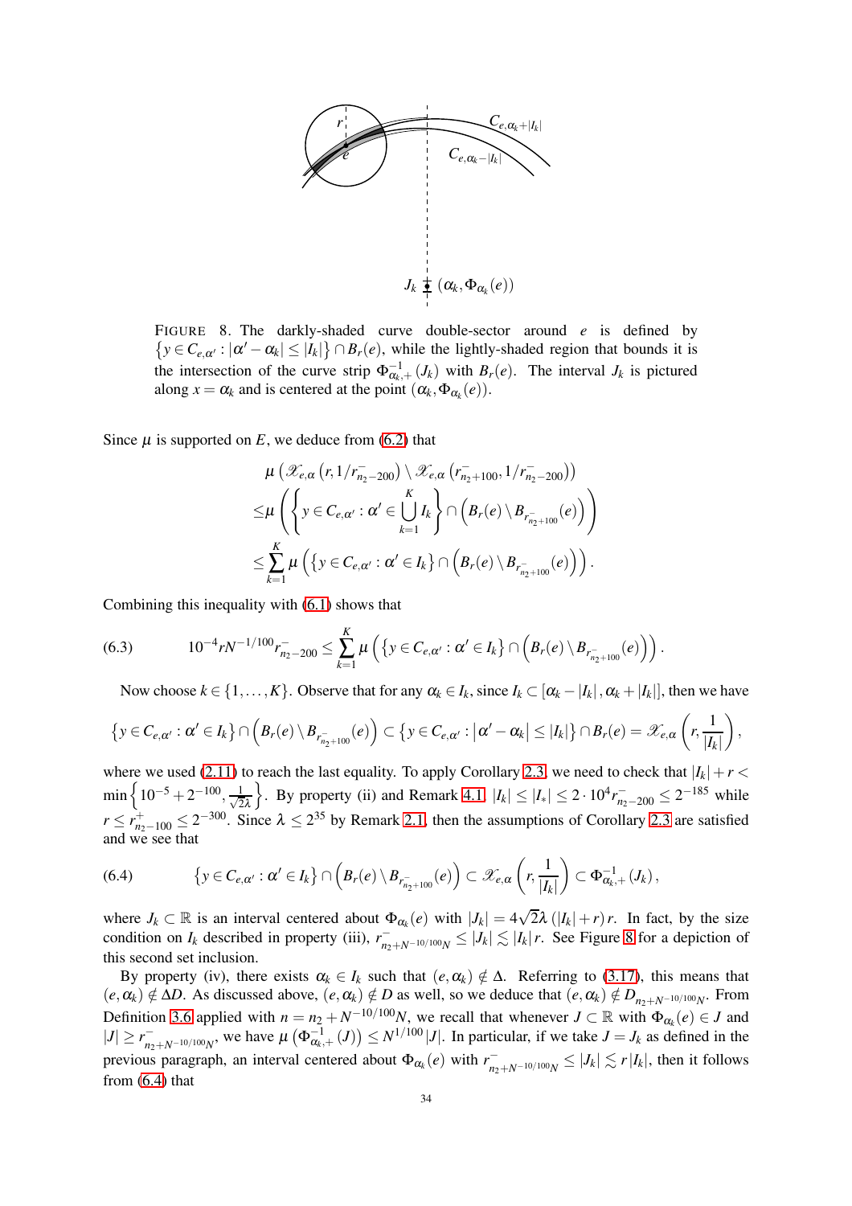FIGURE 8. The darkly-shaded curve double-sector around $e$ is defined by $\{y \in C_{e,\alpha'} : |\alpha' - \alpha_k| \leq |I_k|\} \cap B_r(e)$, while the lightly-shaded region that bounds it is the intersection of the curve strip $\Phi^{-1}_{\alpha_k,+}(J_k)$ with $B_r(e)$. The interval $J_k$ is pictured along $x = \alpha_k$ and is centered at the point $(\alpha_k, \Phi_{\alpha_k}(e))$.

Since $\mu$ is supported on $E$, we deduce from (6.2) that

$$
\begin{aligned}
&\mu\left(\mathscr{X}_{e,\alpha}\left(r, 1/r^-_{n_2-200}\right) \setminus \mathscr{X}_{e,\alpha}\left(r^-_{n_2+100}, 1/r^-_{n_2-200}\right)\right) \\
\leq &\mu\left(\left\{y \in C_{e,\alpha'} : \alpha' \in \bigcup_{k=1}^{K} I_k\right\} \cap \left(B_r(e) \setminus B_{r^-_{n_2+100}}(e)\right)\right) \\
\leq &\sum_{k=1}^{K} \mu\left(\left\{y \in C_{e,\alpha'} : \alpha' \in I_k\right\} \cap \left(B_r(e) \setminus B_{r^-_{n_2+100}}(e)\right)\right).
\end{aligned}
$$

Combining this inequality with (6.1) shows that

$$
10^{-4} r N^{-1/100} r^-_{n_2-200} \leq \sum_{k=1}^{K} \mu\left(\left\{y \in C_{e,\alpha'} : \alpha' \in I_k\right\} \cap \left(B_r(e) \setminus B_{r^-_{n_2+100}}(e)\right)\right). \tag{6.3}
$$

Now choose $k \in \{1, \ldots, K\}$. Observe that for any $\alpha_k \in I_k$, since $I_k \subset [\alpha_k - |I_k|, \alpha_k + |I_k|]$, then we have

$$
\left\{y \in C_{e,\alpha'} : \alpha' \in I_k\right\} \cap \left(B_r(e) \setminus B_{r^-_{n_2+100}}(e)\right) \subset \left\{y \in C_{e,\alpha'} : \left|\alpha' - \alpha_k\right| \leq |I_k|\right\} \cap B_r(e) = \mathscr{X}_{e,\alpha}\left(r, \frac{1}{|I_k|}\right),
$$

where we used (2.11) to reach the last equality. To apply Corollary 2.3, we need to check that $|I_k| + r < \min\left\{10^{-5} + 2^{-100}, \frac{1}{\sqrt{2}\lambda}\right\}$. By property (ii) and Remark 4.1, $|I_k| \leq |I_*| \leq 2 \cdot 10^4 r^-_{n_2-200} \leq 2^{-185}$ while $r \leq r^+_{n_2-100} \leq 2^{-300}$. Since $\lambda \leq 2^{35}$ by Remark 2.1, then the assumptions of Corollary 2.3 are satisfied and we see that

$$
\left\{y \in C_{e,\alpha'} : \alpha' \in I_k\right\} \cap \left(B_r(e) \setminus B_{r^-_{n_2+100}}(e)\right) \subset \mathscr{X}_{e,\alpha}\left(r, \frac{1}{|I_k|}\right) \subset \Phi^{-1}_{\alpha_k,+}(J_k), \tag{6.4}
$$

where $J_k \subset \mathbb{R}$ is an interval centered about $\Phi_{\alpha_k}(e)$ with $|J_k| = 4\sqrt{2}\lambda\left(|I_k| + r\right) r$. In fact, by the size condition on $I_k$ described in property (iii), $r^-_{n_2+N^{-10/100}N} \leq |J_k| \lesssim |I_k| r$. See Figure 8 for a depiction of this second set inclusion.

By property (iv), there exists $\alpha_k \in I_k$ such that $(e, \alpha_k) \notin \Delta$. Referring to (3.17), this means that $(e, \alpha_k) \notin \Delta D$. As discussed above, $(e, \alpha_k) \notin D$ as well, so we deduce that $(e, \alpha_k) \notin D_{n_2+N^{-10/100}N}$. From Definition 3.6 applied with $n = n_2 + N^{-10/100}N$, we recall that whenever $J \subset \mathbb{R}$ with $\Phi_{\alpha_k}(e) \in J$ and $|J| \geq r^-_{n_2+N^{-10/100}N}$, we have $\mu\left(\Phi^{-1}_{\alpha_k,+}(J)\right) \leq N^{1/100}|J|$. In particular, if we take $J = J_k$ as defined in the previous paragraph, an interval centered about $\Phi_{\alpha_k}(e)$ with $r^-_{n_2+N^{-10/100}N} \leq |J_k| \lesssim r|I_k|$, then it follows from (6.4) that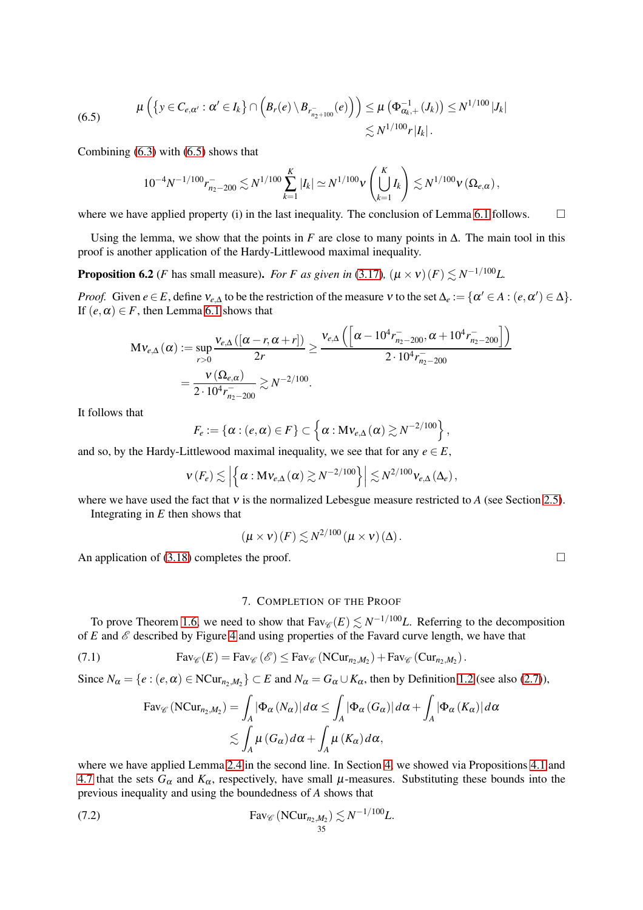$$\mu\left(\left\{y \in C_{e,\alpha'} : \alpha' \in I_k\right\} \cap \left(B_r(e) \setminus B_{r^-_{n_2+100}}(e)\right)\right) \leq \mu\left(\Phi^{-1}_{\alpha_k,+}(J_k)\right) \leq N^{1/100}|J_k| \lesssim N^{1/100} r |I_k|. \tag{6.5}$$

Combining (6.3) with (6.5) shows that

$$10^{-4} N^{-1/100} r^-_{n_2-200} \lesssim N^{1/100} \sum_{k=1}^{K} |I_k| \simeq N^{1/100} \nu\left(\bigcup_{k=1}^{K} I_k\right) \lesssim N^{1/100} \nu\left(\Omega_{e,\alpha}\right),$$

where we have applied property (i) in the last inequality. The conclusion of Lemma 6.1 follows. □

Using the lemma, we show that the points in $F$ are close to many points in $\Delta$. The main tool in this proof is another application of the Hardy-Littlewood maximal inequality.

**Proposition 6.2** ($F$ has small measure)**.** *For $F$ as given in (3.17), $(\mu \times \nu)(F) \lesssim N^{-1/100} L$.*

*Proof.* Given $e \in E$, define $\nu_{e,\Delta}$ to be the restriction of the measure $\nu$ to the set $\Delta_e := \{\alpha' \in A : (e, \alpha') \in \Delta\}$. If $(e, \alpha) \in F$, then Lemma 6.1 shows that

$$\mathrm{M}\nu_{e,\Delta}(\alpha) := \sup_{r>0} \frac{\nu_{e,\Delta}([\alpha - r, \alpha + r])}{2r} \geq \frac{\nu_{e,\Delta}\left(\left[\alpha - 10^4 r^-_{n_2-200}, \alpha + 10^4 r^-_{n_2-200}\right]\right)}{2 \cdot 10^4 r^-_{n_2-200}}$$
$$= \frac{\nu\left(\Omega_{e,\alpha}\right)}{2 \cdot 10^4 r^-_{n_2-200}} \gtrsim N^{-2/100}.$$

It follows that

$$F_e := \{\alpha : (e, \alpha) \in F\} \subset \left\{\alpha : \mathrm{M}\nu_{e,\Delta}(\alpha) \gtrsim N^{-2/100}\right\},$$

and so, by the Hardy-Littlewood maximal inequality, we see that for any $e \in E$,

$$\nu(F_e) \lesssim \left|\left\{\alpha : \mathrm{M}\nu_{e,\Delta}(\alpha) \gtrsim N^{-2/100}\right\}\right| \lesssim N^{2/100} \nu_{e,\Delta}(\Delta_e),$$

where we have used the fact that $\nu$ is the normalized Lebesgue measure restricted to $A$ (see Section 2.5).

Integrating in $E$ then shows that

$$(\mu \times \nu)(F) \lesssim N^{2/100} (\mu \times \nu)(\Delta).$$

An application of (3.18) completes the proof. □

## 7. Completion of the Proof

To prove Theorem 1.6, we need to show that $\mathrm{Fav}_{\mathscr{C}}(E) \lesssim N^{-1/100} L$. Referring to the decomposition of $E$ and $\mathscr{E}$ described by Figure 4 and using properties of the Favard curve length, we have that

$$\mathrm{Fav}_{\mathscr{C}}(E) = \mathrm{Fav}_{\mathscr{C}}(\mathscr{E}) \leq \mathrm{Fav}_{\mathscr{C}}(\mathrm{NCur}_{n_2,M_2}) + \mathrm{Fav}_{\mathscr{C}}(\mathrm{Cur}_{n_2,M_2}). \tag{7.1}$$

Since $N_\alpha = \{e : (e, \alpha) \in \mathrm{NCur}_{n_2,M_2}\} \subset E$ and $N_\alpha = G_\alpha \cup K_\alpha$, then by Definition 1.2 (see also (2.7)),

$$\mathrm{Fav}_{\mathscr{C}}(\mathrm{NCur}_{n_2,M_2}) = \int_A |\Phi_\alpha(N_\alpha)| \, d\alpha \leq \int_A |\Phi_\alpha(G_\alpha)| \, d\alpha + \int_A |\Phi_\alpha(K_\alpha)| \, d\alpha$$
$$\lesssim \int_A \mu(G_\alpha) \, d\alpha + \int_A \mu(K_\alpha) \, d\alpha,$$

where we have applied Lemma 2.4 in the second line. In Section 4, we showed via Propositions 4.1 and 4.7 that the sets $G_\alpha$ and $K_\alpha$, respectively, have small $\mu$-measures. Substituting these bounds into the previous inequality and using the boundedness of $A$ shows that

$$\mathrm{Fav}_{\mathscr{C}}(\mathrm{NCur}_{n_2,M_2}) \lesssim N^{-1/100} L. \tag{7.2}$$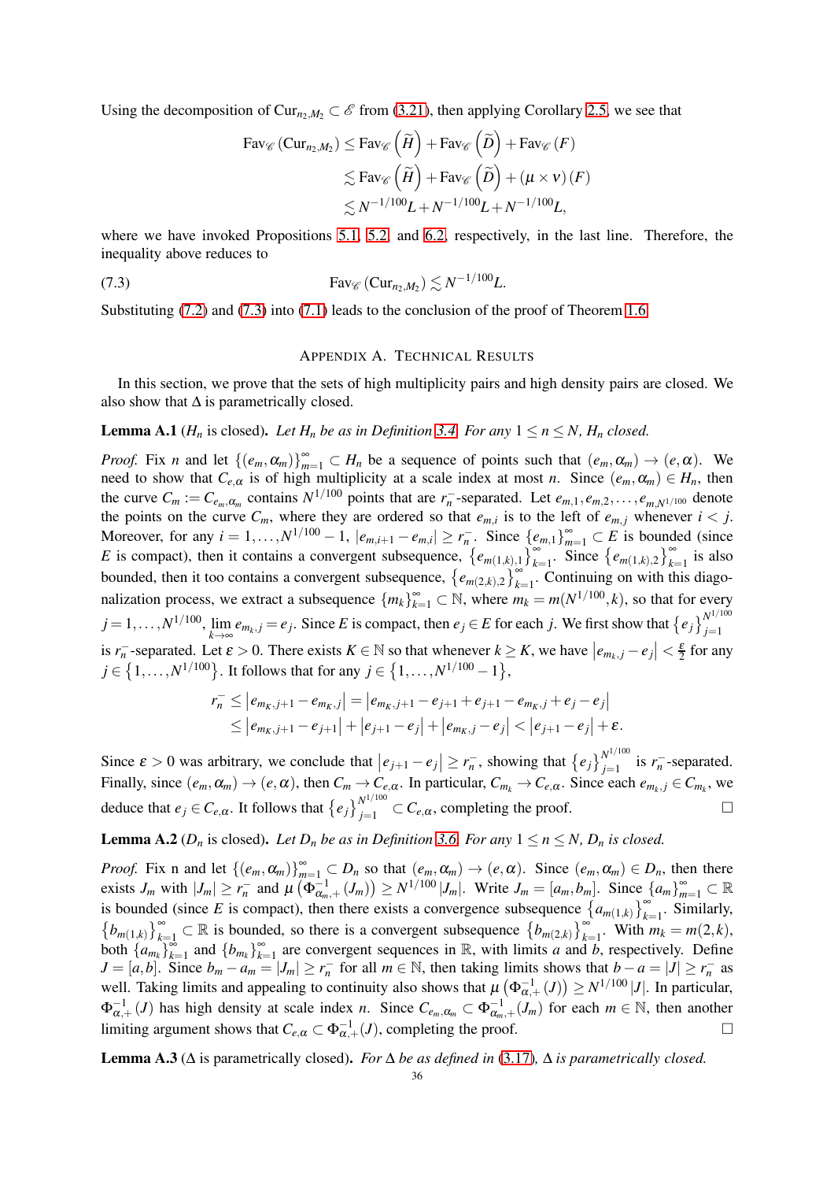Using the decomposition of $\text{Cur}_{n_2,M_2} \subset \mathscr{E}$ from (3.21), then applying Corollary 2.5, we see that

$$\begin{aligned}
\text{Fav}_{\mathscr{C}}\left(\text{Cur}_{n_2,M_2}\right) &\leq \text{Fav}_{\mathscr{C}}\left(\widetilde{H}\right) + \text{Fav}_{\mathscr{C}}\left(\widetilde{D}\right) + \text{Fav}_{\mathscr{C}}\left(F\right) \\
&\lesssim \text{Fav}_{\mathscr{C}}\left(\widetilde{H}\right) + \text{Fav}_{\mathscr{C}}\left(\widetilde{D}\right) + \left(\mu \times \nu\right)\left(F\right) \\
&\lesssim N^{-1/100}L + N^{-1/100}L + N^{-1/100}L,
\end{aligned}$$

where we have invoked Propositions 5.1, 5.2, and 6.2, respectively, in the last line. Therefore, the inequality above reduces to

$$\text{Fav}_{\mathscr{C}}\left(\text{Cur}_{n_2,M_2}\right) \lesssim N^{-1/100}L. \tag{7.3}$$

Substituting (7.2) and (7.3) into (7.1) leads to the conclusion of the proof of Theorem 1.6.

## Appendix A. Technical Results

In this section, we prove that the sets of high multiplicity pairs and high density pairs are closed. We also show that $\Delta$ is parametrically closed.

**Lemma A.1** ($H_n$ is closed)**.** *Let $H_n$ be as in Definition 3.4. For any $1 \leq n \leq N$, $H_n$ closed.*

*Proof.* Fix $n$ and let $\{(e_m, \alpha_m)\}_{m=1}^{\infty} \subset H_n$ be a sequence of points such that $(e_m, \alpha_m) \to (e, \alpha)$. We need to show that $C_{e,\alpha}$ is of high multiplicity at a scale index at most $n$. Since $(e_m, \alpha_m) \in H_n$, then the curve $C_m := C_{e_m,\alpha_m}$ contains $N^{1/100}$ points that are $r_n^-$-separated. Let $e_{m,1}, e_{m,2}, \ldots, e_{m,N^{1/100}}$ denote the points on the curve $C_m$, where they are ordered so that $e_{m,i}$ is to the left of $e_{m,j}$ whenever $i < j$. Moreover, for any $i = 1, \ldots, N^{1/100} - 1$, $|e_{m,i+1} - e_{m,i}| \geq r_n^-$. Since $\{e_{m,1}\}_{m=1}^{\infty} \subset E$ is bounded (since $E$ is compact), then it contains a convergent subsequence, $\left\{e_{m(1,k),1}\right\}_{k=1}^{\infty}$. Since $\left\{e_{m(1,k),2}\right\}_{k=1}^{\infty}$ is also bounded, then it too contains a convergent subsequence, $\left\{e_{m(2,k),2}\right\}_{k=1}^{\infty}$. Continuing on with this diagonalization process, we extract a subsequence $\{m_k\}_{k=1}^{\infty} \subset \mathbb{N}$, where $m_k = m(N^{1/100}, k)$, so that for every $j = 1, \ldots, N^{1/100}$, $\lim_{k\to\infty} e_{m_k,j} = e_j$. Since $E$ is compact, then $e_j \in E$ for each $j$. We first show that $\left\{e_j\right\}_{j=1}^{N^{1/100}}$ is $r_n^-$-separated. Let $\varepsilon > 0$. There exists $K \in \mathbb{N}$ so that whenever $k \geq K$, we have $\left|e_{m_k,j} - e_j\right| < \frac{\varepsilon}{2}$ for any $j \in \left\{1, \ldots, N^{1/100}\right\}$. It follows that for any $j \in \left\{1, \ldots, N^{1/100} - 1\right\}$,

$$\begin{aligned}
r_n^- &\leq \left|e_{m_K,j+1} - e_{m_K,j}\right| = \left|e_{m_K,j+1} - e_{j+1} + e_{j+1} - e_{m_K,j} + e_j - e_j\right| \\
&\leq \left|e_{m_K,j+1} - e_{j+1}\right| + \left|e_{j+1} - e_j\right| + \left|e_{m_K,j} - e_j\right| < \left|e_{j+1} - e_j\right| + \varepsilon.
\end{aligned}$$

Since $\varepsilon > 0$ was arbitrary, we conclude that $\left|e_{j+1} - e_j\right| \geq r_n^-$, showing that $\left\{e_j\right\}_{j=1}^{N^{1/100}}$ is $r_n^-$-separated. Finally, since $(e_m, \alpha_m) \to (e, \alpha)$, then $C_m \to C_{e,\alpha}$. In particular, $C_{m_k} \to C_{e,\alpha}$. Since each $e_{m_k,j} \in C_{m_k}$, we deduce that $e_j \in C_{e,\alpha}$. It follows that $\left\{e_j\right\}_{j=1}^{N^{1/100}} \subset C_{e,\alpha}$, completing the proof. $\square$

**Lemma A.2** ($D_n$ is closed)**.** *Let $D_n$ be as in Definition 3.6. For any $1 \leq n \leq N$, $D_n$ is closed.*

*Proof.* Fix n and let $\{(e_m, \alpha_m)\}_{m=1}^{\infty} \subset D_n$ so that $(e_m, \alpha_m) \to (e, \alpha)$. Since $(e_m, \alpha_m) \in D_n$, then there exists $J_m$ with $|J_m| \geq r_n^-$ and $\mu\left(\Phi_{\alpha_m,+}^{-1}(J_m)\right) \geq N^{1/100}|J_m|$. Write $J_m = [a_m, b_m]$. Since $\{a_m\}_{m=1}^{\infty} \subset \mathbb{R}$ is bounded (since $E$ is compact), then there exists a convergence subsequence $\left\{a_{m(1,k)}\right\}_{k=1}^{\infty}$. Similarly, $\left\{b_{m(1,k)}\right\}_{k=1}^{\infty} \subset \mathbb{R}$ is bounded, so there is a convergent subsequence $\left\{b_{m(2,k)}\right\}_{k=1}^{\infty}$. With $m_k = m(2,k)$, both $\{a_{m_k}\}_{k=1}^{\infty}$ and $\{b_{m_k}\}_{k=1}^{\infty}$ are convergent sequences in $\mathbb{R}$, with limits $a$ and $b$, respectively. Define $J = [a,b]$. Since $b_m - a_m = |J_m| \geq r_n^-$ for all $m \in \mathbb{N}$, then taking limits shows that $b - a = |J| \geq r_n^-$ as well. Taking limits and appealing to continuity also shows that $\mu\left(\Phi_{\alpha,+}^{-1}(J)\right) \geq N^{1/100}|J|$. In particular, $\Phi_{\alpha,+}^{-1}(J)$ has high density at scale index $n$. Since $C_{e_m,\alpha_m} \subset \Phi_{\alpha_m,+}^{-1}(J_m)$ for each $m \in \mathbb{N}$, then another limiting argument shows that $C_{e,\alpha} \subset \Phi_{\alpha,+}^{-1}(J)$, completing the proof. $\square$

**Lemma A.3** ($\Delta$ is parametrically closed)**.** *For $\Delta$ be as defined in (3.17), $\Delta$ is parametrically closed.*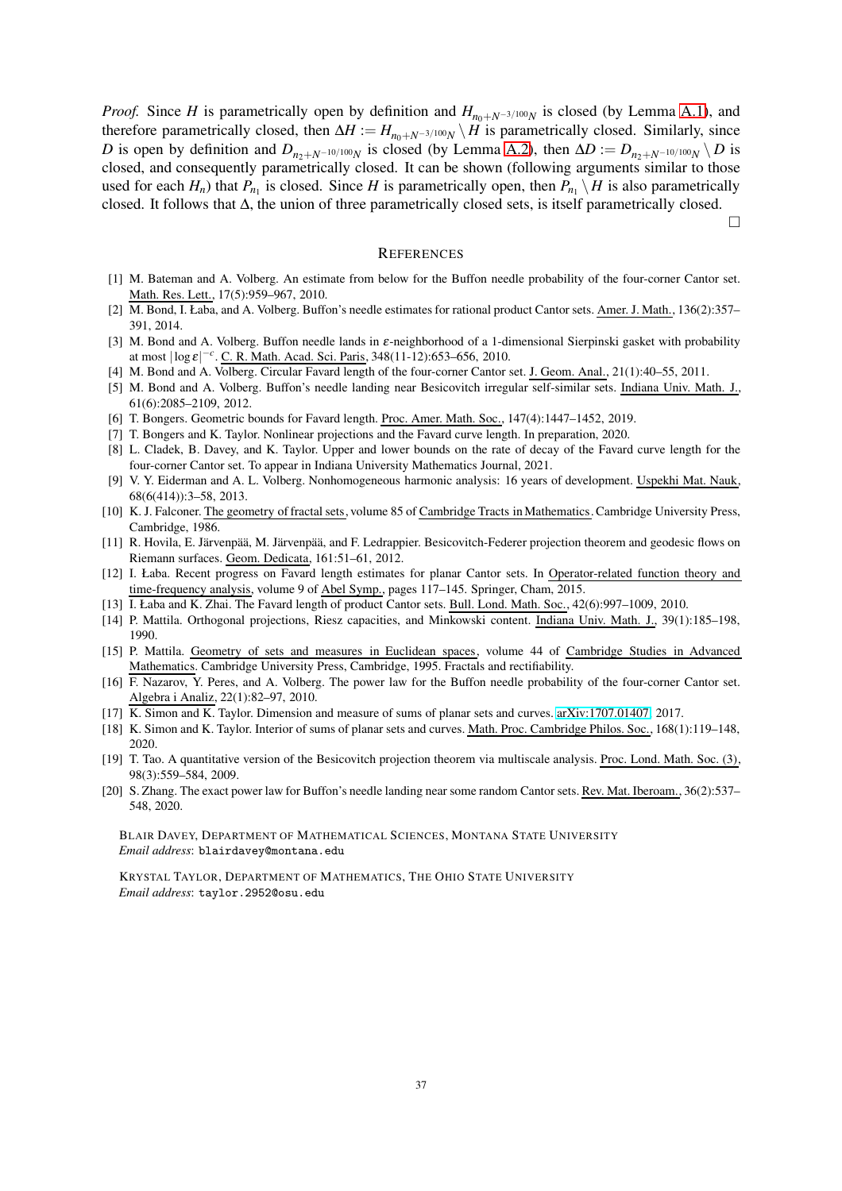*Proof.* Since $H$ is parametrically open by definition and $H_{n_0+N^{-3/100}N}$ is closed (by Lemma A.1), and therefore parametrically closed, then $\Delta H := H_{n_0+N^{-3/100}N} \setminus H$ is parametrically closed. Similarly, since $D$ is open by definition and $D_{n_2+N^{-10/100}N}$ is closed (by Lemma A.2), then $\Delta D := D_{n_2+N^{-10/100}N} \setminus D$ is closed, and consequently parametrically closed. It can be shown (following arguments similar to those used for each $H_n$) that $P_{n_1}$ is closed. Since $H$ is parametrically open, then $P_{n_1} \setminus H$ is also parametrically closed. It follows that $\Delta$, the union of three parametrically closed sets, is itself parametrically closed. □

## REFERENCES

[1] M. Bateman and A. Volberg. An estimate from below for the Buffon needle probability of the four-corner Cantor set. Math. Res. Lett., 17(5):959–967, 2010.

[2] M. Bond, I. Łaba, and A. Volberg. Buffon's needle estimates for rational product Cantor sets. Amer. J. Math., 136(2):357–391, 2014.

[3] M. Bond and A. Volberg. Buffon needle lands in $\varepsilon$-neighborhood of a 1-dimensional Sierpinski gasket with probability at most $|\log \varepsilon|^{-c}$. C. R. Math. Acad. Sci. Paris, 348(11-12):653–656, 2010.

[4] M. Bond and A. Volberg. Circular Favard length of the four-corner Cantor set. J. Geom. Anal., 21(1):40–55, 2011.

[5] M. Bond and A. Volberg. Buffon's needle landing near Besicovitch irregular self-similar sets. Indiana Univ. Math. J., 61(6):2085–2109, 2012.

[6] T. Bongers. Geometric bounds for Favard length. Proc. Amer. Math. Soc., 147(4):1447–1452, 2019.

[7] T. Bongers and K. Taylor. Nonlinear projections and the Favard curve length. In preparation, 2020.

[8] L. Cladek, B. Davey, and K. Taylor. Upper and lower bounds on the rate of decay of the Favard curve length for the four-corner Cantor set. To appear in Indiana University Mathematics Journal, 2021.

[9] V. Y. Eiderman and A. L. Volberg. Nonhomogeneous harmonic analysis: 16 years of development. Uspekhi Mat. Nauk, 68(6(414)):3–58, 2013.

[10] K. J. Falconer. The geometry of fractal sets, volume 85 of Cambridge Tracts in Mathematics. Cambridge University Press, Cambridge, 1986.

[11] R. Hovila, E. Järvenpää, M. Järvenpää, and F. Ledrappier. Besicovitch-Federer projection theorem and geodesic flows on Riemann surfaces. Geom. Dedicata, 161:51–61, 2012.

[12] I. Łaba. Recent progress on Favard length estimates for planar Cantor sets. In Operator-related function theory and time-frequency analysis, volume 9 of Abel Symp., pages 117–145. Springer, Cham, 2015.

[13] I. Łaba and K. Zhai. The Favard length of product Cantor sets. Bull. Lond. Math. Soc., 42(6):997–1009, 2010.

[14] P. Mattila. Orthogonal projections, Riesz capacities, and Minkowski content. Indiana Univ. Math. J., 39(1):185–198, 1990.

[15] P. Mattila. Geometry of sets and measures in Euclidean spaces, volume 44 of Cambridge Studies in Advanced Mathematics. Cambridge University Press, Cambridge, 1995. Fractals and rectifiability.

[16] F. Nazarov, Y. Peres, and A. Volberg. The power law for the Buffon needle probability of the four-corner Cantor set. Algebra i Analiz, 22(1):82–97, 2010.

[17] K. Simon and K. Taylor. Dimension and measure of sums of planar sets and curves. arXiv:1707.01407, 2017.

[18] K. Simon and K. Taylor. Interior of sums of planar sets and curves. Math. Proc. Cambridge Philos. Soc., 168(1):119–148, 2020.

[19] T. Tao. A quantitative version of the Besicovitch projection theorem via multiscale analysis. Proc. Lond. Math. Soc. (3), 98(3):559–584, 2009.

[20] S. Zhang. The exact power law for Buffon's needle landing near some random Cantor sets. Rev. Mat. Iberoam., 36(2):537–548, 2020.

BLAIR DAVEY, DEPARTMENT OF MATHEMATICAL SCIENCES, MONTANA STATE UNIVERSITY
*Email address*: blairdavey@montana.edu

KRYSTAL TAYLOR, DEPARTMENT OF MATHEMATICS, THE OHIO STATE UNIVERSITY
*Email address*: taylor.2952@osu.edu